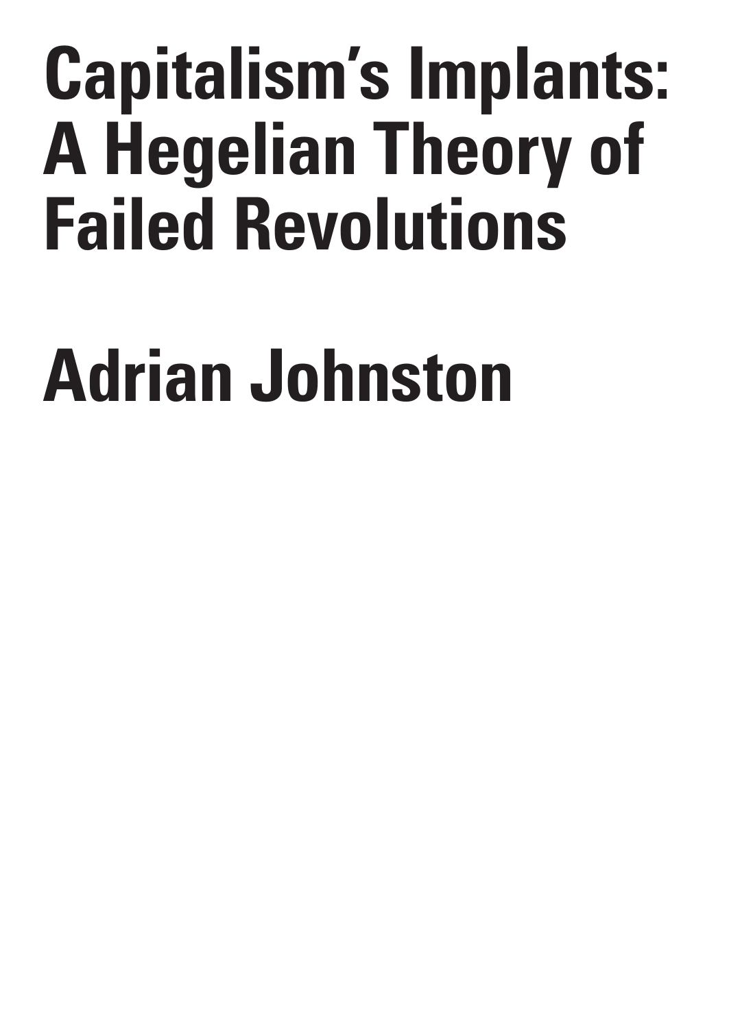# Capitalism's Implants: A Hegelian Theory of Failed Revolutions

## Adrian Johnston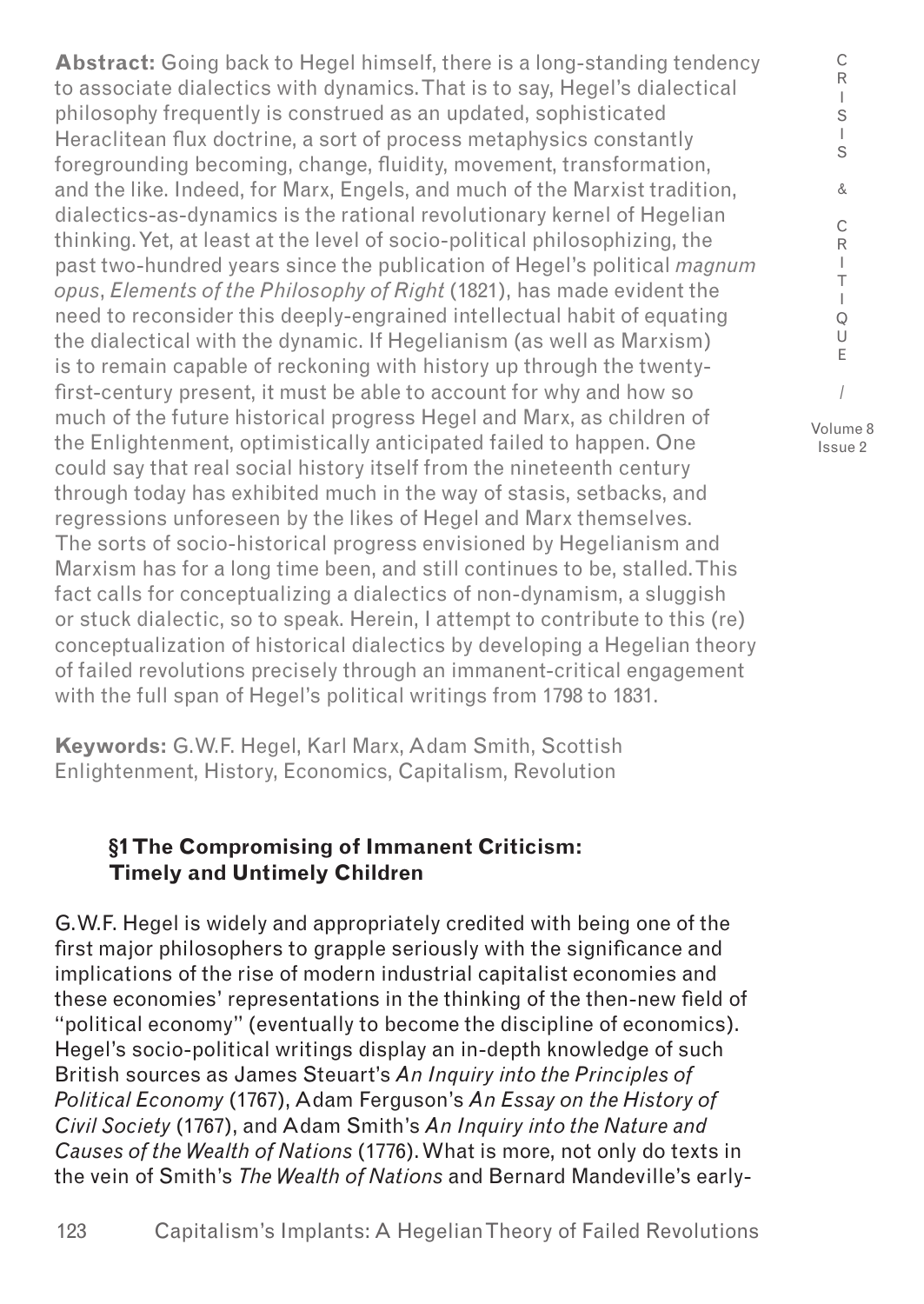**Abstract:** Going back to Hegel himself, there is a long-standing tendency to associate dialectics with dynamics. That is to say, Hegel's dialectical philosophy frequently is construed as an updated, sophisticated Heraclitean flux doctrine, a sort of process metaphysics constantly foregrounding becoming, change, fluidity, movement, transformation, and the like. Indeed, for Marx, Engels, and much of the Marxist tradition, dialectics-as-dynamics is the rational revolutionary kernel of Hegelian thinking. Yet, at least at the level of socio-political philosophizing, the past two-hundred years since the publication of Hegel's political *magnum opus*, *Elements of the Philosophy of Right* (1821), has made evident the need to reconsider this deeply-engrained intellectual habit of equating the dialectical with the dynamic. If Hegelianism (as well as Marxism) is to remain capable of reckoning with history up through the twenty-first-century present, it must be able to account for why and how so much of the future historical progress Hegel and Marx, as children of the Enlightenment, optimistically anticipated failed to happen. One could say that real social history itself from the nineteenth century through today has exhibited much in the way of stasis, setbacks, and regressions unforeseen by the likes of Hegel and Marx themselves. The sorts of socio-historical progress envisioned by Hegelianism and Marxism has for a long time been, and still continues to be, stalled. This fact calls for conceptualizing a dialectics of non-dynamism, a sluggish or stuck dialectic, so to speak. Herein, I attempt to contribute to this (re) conceptualization of historical dialectics by developing a Hegelian theory of failed revolutions precisely through an immanent-critical engagement with the full span of Hegel's political writings from 1798 to 1831.

**Keywords:** G.W.F. Hegel, Karl Marx, Adam Smith, Scottish Enlightenment, History, Economics, Capitalism, Revolution

## §1 The Compromising of Immanent Criticism: Timely and Untimely Children

G.W.F. Hegel is widely and appropriately credited with being one of the first major philosophers to grapple seriously with the significance and implications of the rise of modern industrial capitalist economies and these economies' representations in the thinking of the then-new field of "political economy" (eventually to become the discipline of economics). Hegel's socio-political writings display an in-depth knowledge of such British sources as James Steuart's *An Inquiry into the Principles of Political Economy* (1767), Adam Ferguson's *An Essay on the History of Civil Society* (1767), and Adam Smith's *An Inquiry into the Nature and Causes of the Wealth of Nations* (1776). What is more, not only do texts in the vein of Smith's *The Wealth of Nations* and Bernard Mandeville's early-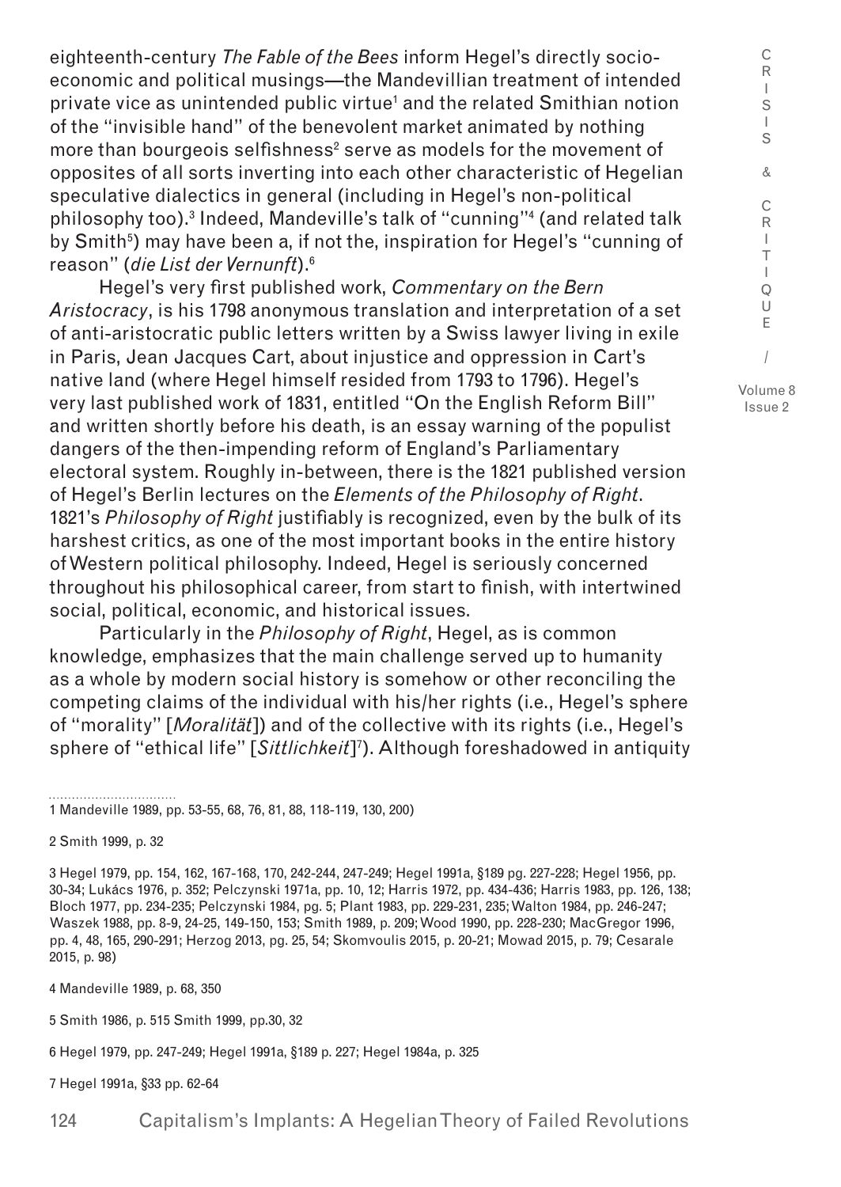eighteenth-century *The Fable of the Bees* inform Hegel's directly socio-economic and political musings—the Mandevillian treatment of intended private vice as unintended public virtue[1] and the related Smithian notion of the "invisible hand" of the benevolent market animated by nothing more than bourgeois selfishness[2] serve as models for the movement of opposites of all sorts inverting into each other characteristic of Hegelian speculative dialectics in general (including in Hegel's non-political philosophy too).[3] Indeed, Mandeville's talk of "cunning"[4] (and related talk by Smith[5]) may have been a, if not the, inspiration for Hegel's "cunning of reason" (*die List der Vernunft*).[6]

Hegel's very first published work, *Commentary on the Bern Aristocracy*, is his 1798 anonymous translation and interpretation of a set of anti-aristocratic public letters written by a Swiss lawyer living in exile in Paris, Jean Jacques Cart, about injustice and oppression in Cart's native land (where Hegel himself resided from 1793 to 1796). Hegel's very last published work of 1831, entitled "On the English Reform Bill" and written shortly before his death, is an essay warning of the populist dangers of the then-impending reform of England's Parliamentary electoral system. Roughly in-between, there is the 1821 published version of Hegel's Berlin lectures on the *Elements of the Philosophy of Right*. 1821's *Philosophy of Right* justifiably is recognized, even by the bulk of its harshest critics, as one of the most important books in the entire history of Western political philosophy. Indeed, Hegel is seriously concerned throughout his philosophical career, from start to finish, with intertwined social, political, economic, and historical issues.

Particularly in the *Philosophy of Right*, Hegel, as is common knowledge, emphasizes that the main challenge served up to humanity as a whole by modern social history is somehow or other reconciling the competing claims of the individual with his/her rights (i.e., Hegel's sphere of "morality" [*Moralität*]) and of the collective with its rights (i.e., Hegel's sphere of "ethical life" [*Sittlichkeit*][7]). Although foreshadowed in antiquity

---

1 Mandeville 1989, pp. 53-55, 68, 76, 81, 88, 118-119, 130, 200)

2 Smith 1999, p. 32

3 Hegel 1979, pp. 154, 162, 167-168, 170, 242-244, 247-249; Hegel 1991a, §189 pg. 227-228; Hegel 1956, pp. 30-34; Lukács 1976, p. 352; Pelczynski 1971a, pp. 10, 12; Harris 1972, pp. 434-436; Harris 1983, pp. 126, 138; Bloch 1977, pp. 234-235; Pelczynski 1984, pg. 5; Plant 1983, pp. 229-231, 235; Walton 1984, pp. 246-247; Waszek 1988, pp. 8-9, 24-25, 149-150, 153; Smith 1989, p. 209; Wood 1990, pp. 228-230; MacGregor 1996, pp. 4, 48, 165, 290-291; Herzog 2013, pg. 25, 54; Skomvoulis 2015, p. 20-21; Mowad 2015, p. 79; Cesarale 2015, p. 98)

4 Mandeville 1989, p. 68, 350

5 Smith 1986, p. 515 Smith 1999, pp.30, 32

6 Hegel 1979, pp. 247-249; Hegel 1991a, §189 p. 227; Hegel 1984a, p. 325

7 Hegel 1991a, §33 pp. 62-64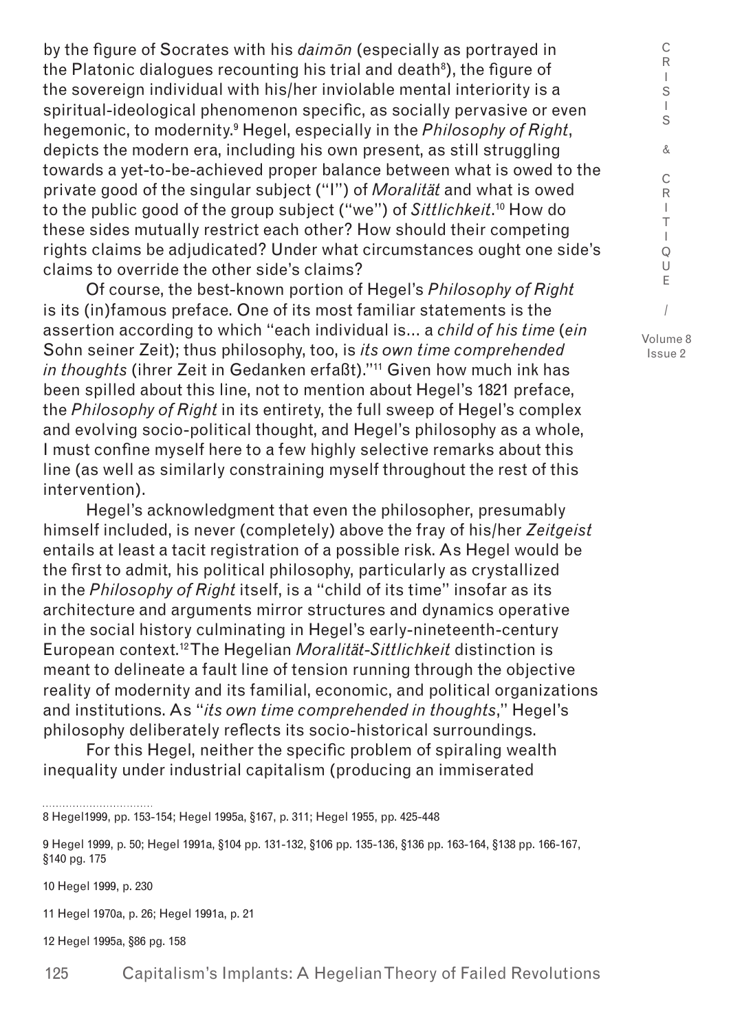by the figure of Socrates with his *daimōn* (especially as portrayed in the Platonic dialogues recounting his trial and death[8]), the figure of the sovereign individual with his/her inviolable mental interiority is a spiritual-ideological phenomenon specific, as socially pervasive or even hegemonic, to modernity.[9] Hegel, especially in the *Philosophy of Right*, depicts the modern era, including his own present, as still struggling towards a yet-to-be-achieved proper balance between what is owed to the private good of the singular subject ("I") of *Moralität* and what is owed to the public good of the group subject ("we") of *Sittlichkeit*.[10] How do these sides mutually restrict each other? How should their competing rights claims be adjudicated? Under what circumstances ought one side's claims to override the other side's claims?

Of course, the best-known portion of Hegel's *Philosophy of Right* is its (in)famous preface. One of its most familiar statements is the assertion according to which "each individual is… a *child of his time* (*ein* Sohn seiner Zeit); thus philosophy, too, is *its own time comprehended in thoughts* (ihrer Zeit in Gedanken erfaßt)."[11] Given how much ink has been spilled about this line, not to mention about Hegel's 1821 preface, the *Philosophy of Right* in its entirety, the full sweep of Hegel's complex and evolving socio-political thought, and Hegel's philosophy as a whole, I must confine myself here to a few highly selective remarks about this line (as well as similarly constraining myself throughout the rest of this intervention).

Hegel's acknowledgment that even the philosopher, presumably himself included, is never (completely) above the fray of his/her *Zeitgeist* entails at least a tacit registration of a possible risk. As Hegel would be the first to admit, his political philosophy, particularly as crystallized in the *Philosophy of Right* itself, is a "child of its time" insofar as its architecture and arguments mirror structures and dynamics operative in the social history culminating in Hegel's early-nineteenth-century European context.[12] The Hegelian *Moralität-Sittlichkeit* distinction is meant to delineate a fault line of tension running through the objective reality of modernity and its familial, economic, and political organizations and institutions. As "*its own time comprehended in thoughts*," Hegel's philosophy deliberately reflects its socio-historical surroundings.

For this Hegel, neither the specific problem of spiraling wealth inequality under industrial capitalism (producing an immiserated

8 Hegel1999, pp. 153-154; Hegel 1995a, §167, p. 311; Hegel 1955, pp. 425-448

9 Hegel 1999, p. 50; Hegel 1991a, §104 pp. 131-132, §106 pp. 135-136, §136 pp. 163-164, §138 pp. 166-167, §140 pg. 175

10 Hegel 1999, p. 230

11 Hegel 1970a, p. 26; Hegel 1991a, p. 21

12 Hegel 1995a, §86 pg. 158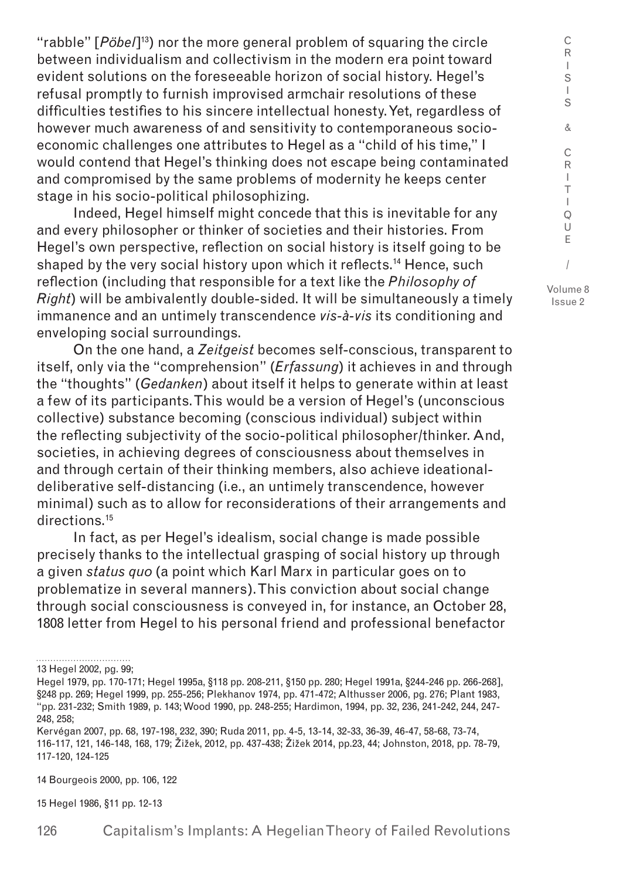"rabble" [*Pöbel*][13]) nor the more general problem of squaring the circle between individualism and collectivism in the modern era point toward evident solutions on the foreseeable horizon of social history. Hegel's refusal promptly to furnish improvised armchair resolutions of these difficulties testifies to his sincere intellectual honesty. Yet, regardless of however much awareness of and sensitivity to contemporaneous socio-economic challenges one attributes to Hegel as a "child of his time," I would contend that Hegel's thinking does not escape being contaminated and compromised by the same problems of modernity he keeps center stage in his socio-political philosophizing.

Indeed, Hegel himself might concede that this is inevitable for any and every philosopher or thinker of societies and their histories. From Hegel's own perspective, reflection on social history is itself going to be shaped by the very social history upon which it reflects.[14] Hence, such reflection (including that responsible for a text like the *Philosophy of Right*) will be ambivalently double-sided. It will be simultaneously a timely immanence and an untimely transcendence *vis-à-vis* its conditioning and enveloping social surroundings.

On the one hand, a *Zeitgeist* becomes self-conscious, transparent to itself, only via the "comprehension" (*Erfassung*) it achieves in and through the "thoughts" (*Gedanken*) about itself it helps to generate within at least a few of its participants. This would be a version of Hegel's (unconscious collective) substance becoming (conscious individual) subject within the reflecting subjectivity of the socio-political philosopher/thinker. And, societies, in achieving degrees of consciousness about themselves in and through certain of their thinking members, also achieve ideational-deliberative self-distancing (i.e., an untimely transcendence, however minimal) such as to allow for reconsiderations of their arrangements and directions.[15]

In fact, as per Hegel's idealism, social change is made possible precisely thanks to the intellectual grasping of social history up through a given *status quo* (a point which Karl Marx in particular goes on to problematize in several manners). This conviction about social change through social consciousness is conveyed in, for instance, an October 28, 1808 letter from Hegel to his personal friend and professional benefactor

---

13 Hegel 2002, pg. 99;
Hegel 1979, pp. 170-171; Hegel 1995a, §118 pp. 208-211, §150 pp. 280; Hegel 1991a, §244-246 pp. 266-268], §248 pp. 269; Hegel 1999, pp. 255-256; Plekhanov 1974, pp. 471-472; Althusser 2006, pg. 276; Plant 1983, "pp. 231-232; Smith 1989, p. 143; Wood 1990, pp. 248-255; Hardimon, 1994, pp. 32, 236, 241-242, 244, 247-248, 258;
Kervégan 2007, pp. 68, 197-198, 232, 390; Ruda 2011, pp. 4-5, 13-14, 32-33, 36-39, 46-47, 58-68, 73-74, 116-117, 121, 146-148, 168, 179; Žižek, 2012, pp. 437-438; Žižek 2014, pp.23, 44; Johnston, 2018, pp. 78-79, 117-120, 124-125

14 Bourgeois 2000, pp. 106, 122

15 Hegel 1986, §11 pp. 12-13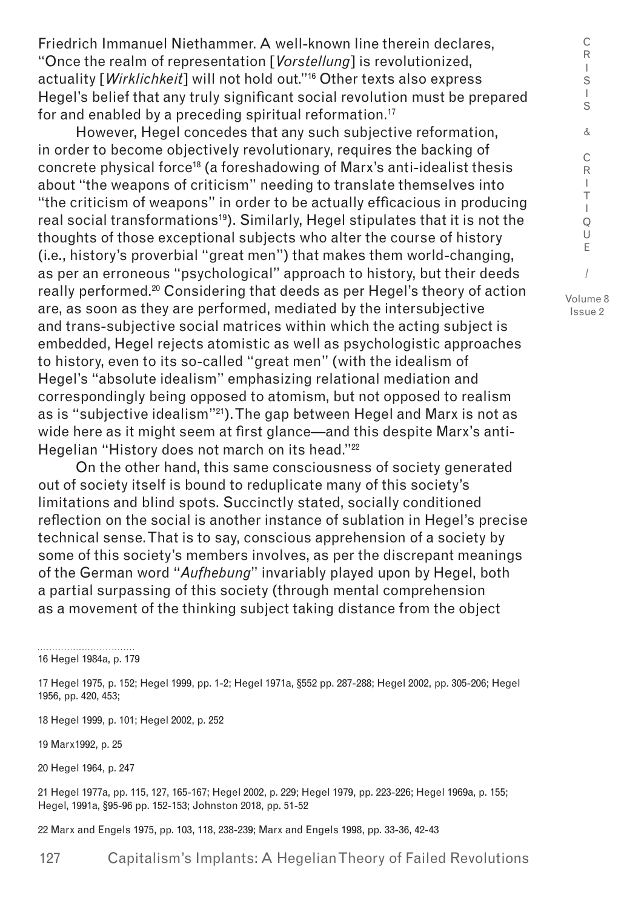Friedrich Immanuel Niethammer. A well-known line therein declares, "Once the realm of representation [*Vorstellung*] is revolutionized, actuality [*Wirklichkeit*] will not hold out."[16] Other texts also express Hegel's belief that any truly significant social revolution must be prepared for and enabled by a preceding spiritual reformation.[17]

However, Hegel concedes that any such subjective reformation, in order to become objectively revolutionary, requires the backing of concrete physical force[18] (a foreshadowing of Marx's anti-idealist thesis about "the weapons of criticism" needing to translate themselves into "the criticism of weapons" in order to be actually efficacious in producing real social transformations[19]). Similarly, Hegel stipulates that it is not the thoughts of those exceptional subjects who alter the course of history (i.e., history's proverbial "great men") that makes them world-changing, as per an erroneous "psychological" approach to history, but their deeds really performed.[20] Considering that deeds as per Hegel's theory of action are, as soon as they are performed, mediated by the intersubjective and trans-subjective social matrices within which the acting subject is embedded, Hegel rejects atomistic as well as psychologistic approaches to history, even to its so-called "great men" (with the idealism of Hegel's "absolute idealism" emphasizing relational mediation and correspondingly being opposed to atomism, but not opposed to realism as is "subjective idealism"[21]). The gap between Hegel and Marx is not as wide here as it might seem at first glance—and this despite Marx's anti-Hegelian "History does not march on its head."[22]

On the other hand, this same consciousness of society generated out of society itself is bound to reduplicate many of this society's limitations and blind spots. Succinctly stated, socially conditioned reflection on the social is another instance of sublation in Hegel's precise technical sense. That is to say, conscious apprehension of a society by some of this society's members involves, as per the discrepant meanings of the German word "*Aufhebung*" invariably played upon by Hegel, both a partial surpassing of this society (through mental comprehension as a movement of the thinking subject taking distance from the object

---

16 Hegel 1984a, p. 179

17 Hegel 1975, p. 152; Hegel 1999, pp. 1-2; Hegel 1971a, §552 pp. 287-288; Hegel 2002, pp. 305-206; Hegel 1956, pp. 420, 453;

18 Hegel 1999, p. 101; Hegel 2002, p. 252

19 Marx1992, p. 25

20 Hegel 1964, p. 247

21 Hegel 1977a, pp. 115, 127, 165-167; Hegel 2002, p. 229; Hegel 1979, pp. 223-226; Hegel 1969a, p. 155; Hegel, 1991a, §95-96 pp. 152-153; Johnston 2018, pp. 51-52

22 Marx and Engels 1975, pp. 103, 118, 238-239; Marx and Engels 1998, pp. 33-36, 42-43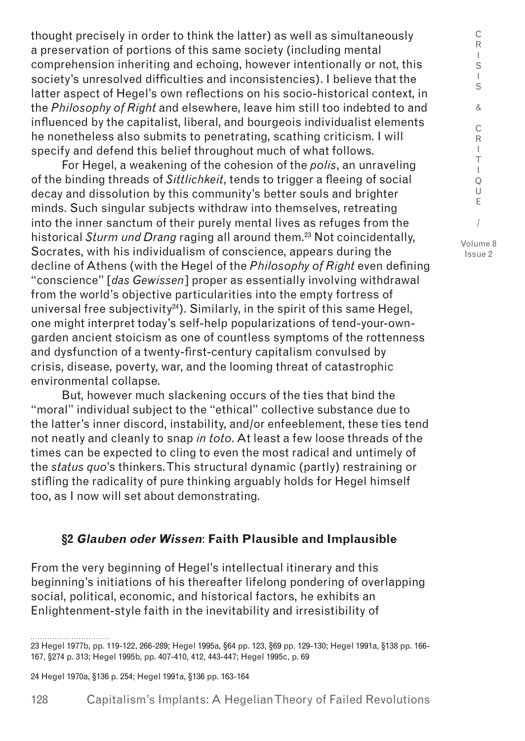thought precisely in order to think the latter) as well as simultaneously a preservation of portions of this same society (including mental comprehension inheriting and echoing, however intentionally or not, this society's unresolved difficulties and inconsistencies). I believe that the latter aspect of Hegel's own reflections on his socio-historical context, in the *Philosophy of Right* and elsewhere, leave him still too indebted to and influenced by the capitalist, liberal, and bourgeois individualist elements he nonetheless also submits to penetrating, scathing criticism. I will specify and defend this belief throughout much of what follows.

For Hegel, a weakening of the cohesion of the *polis*, an unraveling of the binding threads of *Sittlichkeit*, tends to trigger a fleeing of social decay and dissolution by this community's better souls and brighter minds. Such singular subjects withdraw into themselves, retreating into the inner sanctum of their purely mental lives as refuges from the historical *Sturm und Drang* raging all around them.[23] Not coincidentally, Socrates, with his individualism of conscience, appears during the decline of Athens (with the Hegel of the *Philosophy of Right* even defining "conscience" [*das Gewissen*] proper as essentially involving withdrawal from the world's objective particularities into the empty fortress of universal free subjectivity[24]). Similarly, in the spirit of this same Hegel, one might interpret today's self-help popularizations of tend-your-own-garden ancient stoicism as one of countless symptoms of the rottenness and dysfunction of a twenty-first-century capitalism convulsed by crisis, disease, poverty, war, and the looming threat of catastrophic environmental collapse.

But, however much slackening occurs of the ties that bind the "moral" individual subject to the "ethical" collective substance due to the latter's inner discord, instability, and/or enfeeblement, these ties tend not neatly and cleanly to snap *in toto*. At least a few loose threads of the times can be expected to cling to even the most radical and untimely of the *status quo*'s thinkers. This structural dynamic (partly) restraining or stifling the radicality of pure thinking arguably holds for Hegel himself too, as I now will set about demonstrating.

## §2 *Glauben oder Wissen*: Faith Plausible and Implausible

From the very beginning of Hegel's intellectual itinerary and this beginning's initiations of his thereafter lifelong pondering of overlapping social, political, economic, and historical factors, he exhibits an Enlightenment-style faith in the inevitability and irresistibility of

---

23 Hegel 1977b, pp. 119-122, 266-289; Hegel 1995a, §64 pp. 123, §69 pp. 129-130; Hegel 1991a, §138 pp. 166-167, §274 p. 313; Hegel 1995b, pp. 407-410, 412, 443-447; Hegel 1995c, p. 69

24 Hegel 1970a, §136 p. 254; Hegel 1991a, §136 pp. 163-164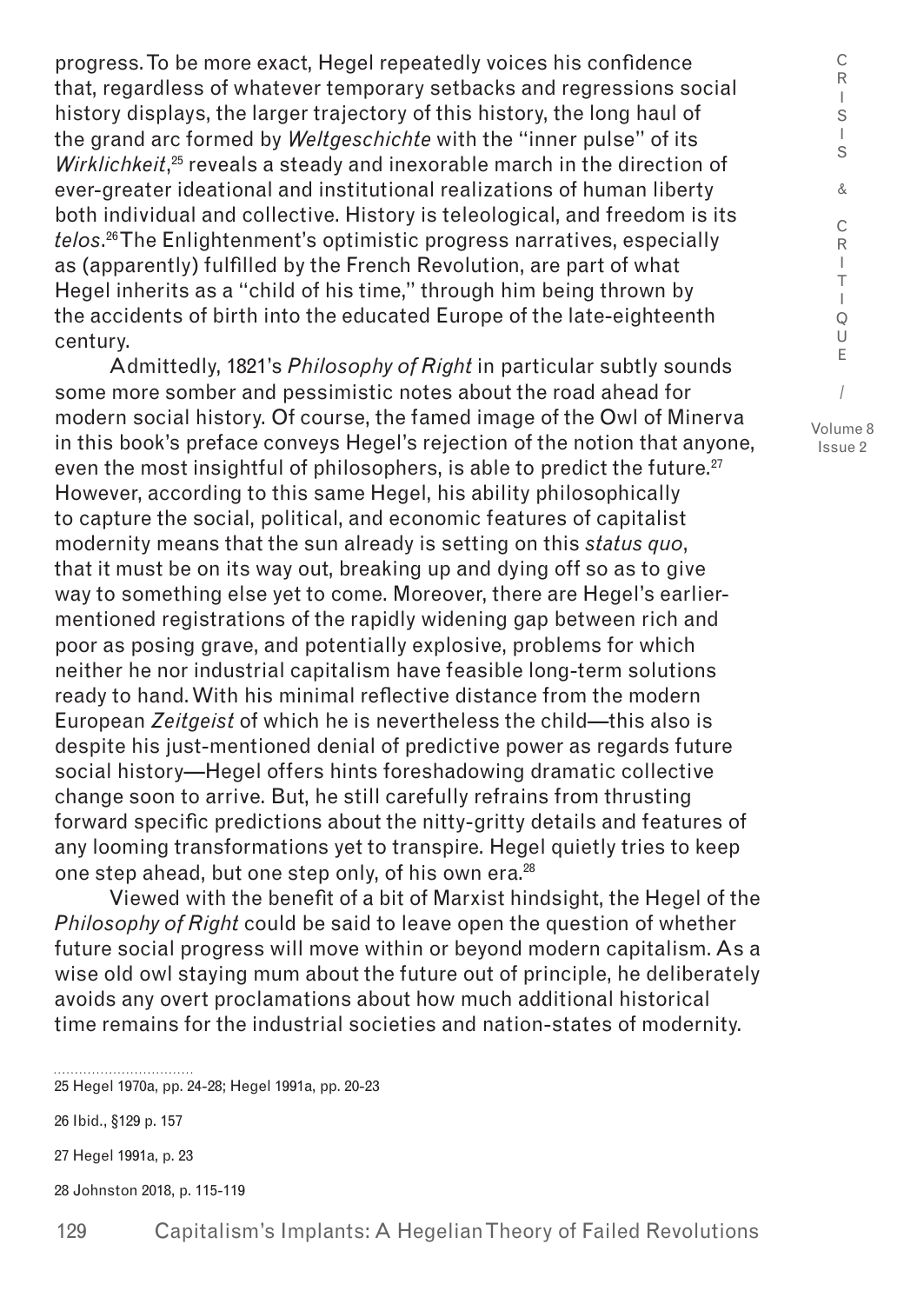progress. To be more exact, Hegel repeatedly voices his confidence that, regardless of whatever temporary setbacks and regressions social history displays, the larger trajectory of this history, the long haul of the grand arc formed by *Weltgeschichte* with the "inner pulse" of its *Wirklichkeit*,[25] reveals a steady and inexorable march in the direction of ever-greater ideational and institutional realizations of human liberty both individual and collective. History is teleological, and freedom is its *telos*.[26] The Enlightenment's optimistic progress narratives, especially as (apparently) fulfilled by the French Revolution, are part of what Hegel inherits as a "child of his time," through him being thrown by the accidents of birth into the educated Europe of the late-eighteenth century.

Admittedly, 1821's *Philosophy of Right* in particular subtly sounds some more somber and pessimistic notes about the road ahead for modern social history. Of course, the famed image of the Owl of Minerva in this book's preface conveys Hegel's rejection of the notion that anyone, even the most insightful of philosophers, is able to predict the future.[27] However, according to this same Hegel, his ability philosophically to capture the social, political, and economic features of capitalist modernity means that the sun already is setting on this *status quo*, that it must be on its way out, breaking up and dying off so as to give way to something else yet to come. Moreover, there are Hegel's earlier-mentioned registrations of the rapidly widening gap between rich and poor as posing grave, and potentially explosive, problems for which neither he nor industrial capitalism have feasible long-term solutions ready to hand. With his minimal reflective distance from the modern European *Zeitgeist* of which he is nevertheless the child—this also is despite his just-mentioned denial of predictive power as regards future social history—Hegel offers hints foreshadowing dramatic collective change soon to arrive. But, he still carefully refrains from thrusting forward specific predictions about the nitty-gritty details and features of any looming transformations yet to transpire. Hegel quietly tries to keep one step ahead, but one step only, of his own era.[28]

Viewed with the benefit of a bit of Marxist hindsight, the Hegel of the *Philosophy of Right* could be said to leave open the question of whether future social progress will move within or beyond modern capitalism. As a wise old owl staying mum about the future out of principle, he deliberately avoids any overt proclamations about how much additional historical time remains for the industrial societies and nation-states of modernity.

---

25 Hegel 1970a, pp. 24-28; Hegel 1991a, pp. 20-23

26 Ibid., §129 p. 157

27 Hegel 1991a, p. 23

28 Johnston 2018, p. 115-119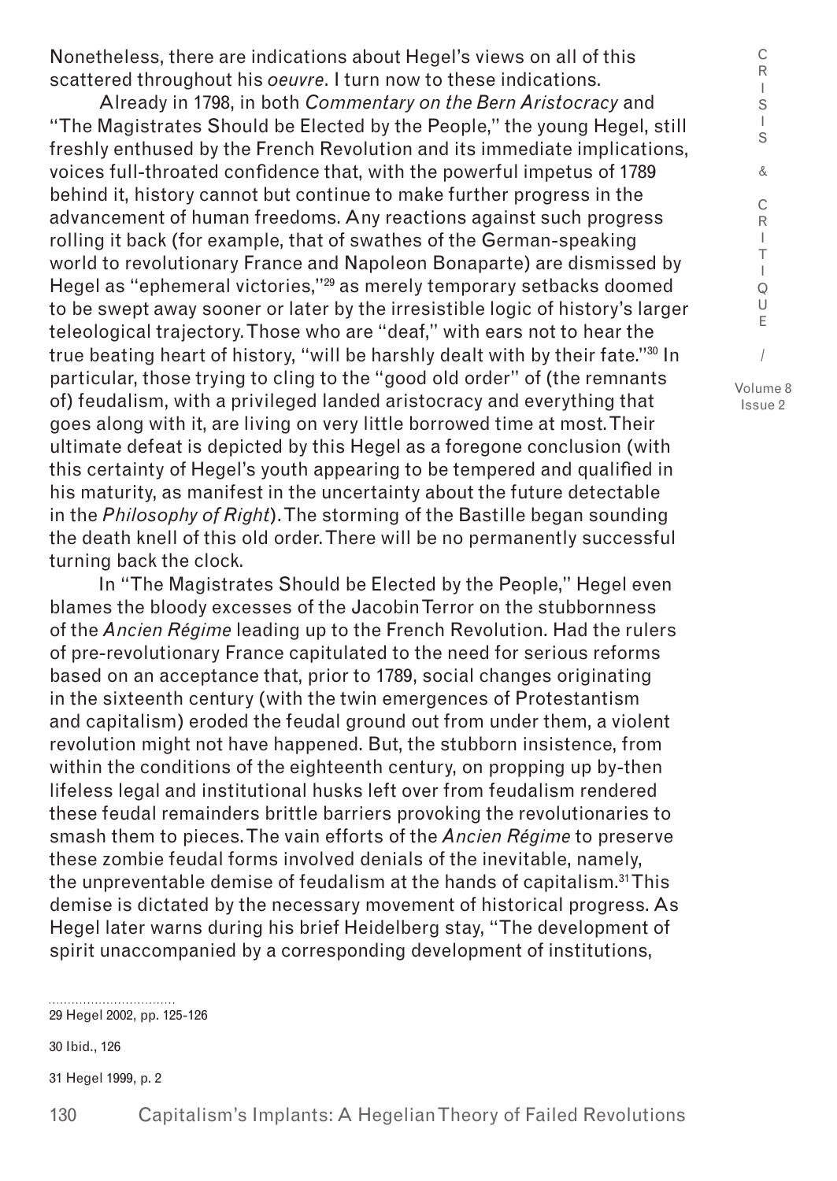Nonetheless, there are indications about Hegel's views on all of this scattered throughout his *oeuvre*. I turn now to these indications.

Already in 1798, in both *Commentary on the Bern Aristocracy* and "The Magistrates Should be Elected by the People," the young Hegel, still freshly enthused by the French Revolution and its immediate implications, voices full-throated confidence that, with the powerful impetus of 1789 behind it, history cannot but continue to make further progress in the advancement of human freedoms. Any reactions against such progress rolling it back (for example, that of swathes of the German-speaking world to revolutionary France and Napoleon Bonaparte) are dismissed by Hegel as "ephemeral victories,"[29] as merely temporary setbacks doomed to be swept away sooner or later by the irresistible logic of history's larger teleological trajectory. Those who are "deaf," with ears not to hear the true beating heart of history, "will be harshly dealt with by their fate."[30] In particular, those trying to cling to the "good old order" of (the remnants of) feudalism, with a privileged landed aristocracy and everything that goes along with it, are living on very little borrowed time at most. Their ultimate defeat is depicted by this Hegel as a foregone conclusion (with this certainty of Hegel's youth appearing to be tempered and qualified in his maturity, as manifest in the uncertainty about the future detectable in the *Philosophy of Right*). The storming of the Bastille began sounding the death knell of this old order. There will be no permanently successful turning back the clock.

In "The Magistrates Should be Elected by the People," Hegel even blames the bloody excesses of the Jacobin Terror on the stubbornness of the *Ancien Régime* leading up to the French Revolution. Had the rulers of pre-revolutionary France capitulated to the need for serious reforms based on an acceptance that, prior to 1789, social changes originating in the sixteenth century (with the twin emergences of Protestantism and capitalism) eroded the feudal ground out from under them, a violent revolution might not have happened. But, the stubborn insistence, from within the conditions of the eighteenth century, on propping up by-then lifeless legal and institutional husks left over from feudalism rendered these feudal remainders brittle barriers provoking the revolutionaries to smash them to pieces. The vain efforts of the *Ancien Régime* to preserve these zombie feudal forms involved denials of the inevitable, namely, the unpreventable demise of feudalism at the hands of capitalism.[31] This demise is dictated by the necessary movement of historical progress. As Hegel later warns during his brief Heidelberg stay, "The development of spirit unaccompanied by a corresponding development of institutions,

29 Hegel 2002, pp. 125-126

30 Ibid., 126

31 Hegel 1999, p. 2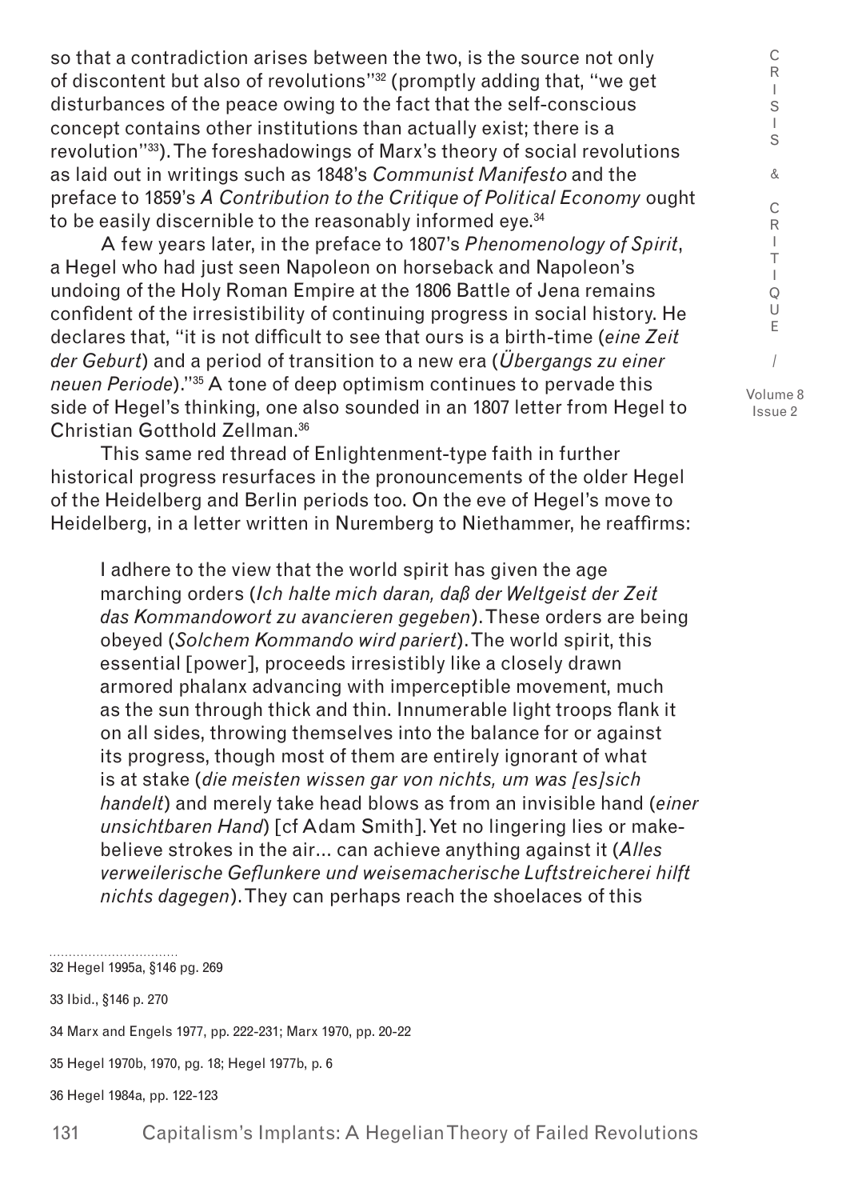so that a contradiction arises between the two, is the source not only of discontent but also of revolutions"[32] (promptly adding that, "we get disturbances of the peace owing to the fact that the self-conscious concept contains other institutions than actually exist; there is a revolution"[33]). The foreshadowings of Marx's theory of social revolutions as laid out in writings such as 1848's *Communist Manifesto* and the preface to 1859's *A Contribution to the Critique of Political Economy* ought to be easily discernible to the reasonably informed eye.[34]

A few years later, in the preface to 1807's *Phenomenology of Spirit*, a Hegel who had just seen Napoleon on horseback and Napoleon's undoing of the Holy Roman Empire at the 1806 Battle of Jena remains confident of the irresistibility of continuing progress in social history. He declares that, "it is not difficult to see that ours is a birth-time (*eine Zeit der Geburt*) and a period of transition to a new era (*Übergangs zu einer neuen Periode*)."[35] A tone of deep optimism continues to pervade this side of Hegel's thinking, one also sounded in an 1807 letter from Hegel to Christian Gotthold Zellman.[36]

This same red thread of Enlightenment-type faith in further historical progress resurfaces in the pronouncements of the older Hegel of the Heidelberg and Berlin periods too. On the eve of Hegel's move to Heidelberg, in a letter written in Nuremberg to Niethammer, he reaffirms:

> I adhere to the view that the world spirit has given the age marching orders (*Ich halte mich daran, daß der Weltgeist der Zeit das Kommandowort zu avancieren gegeben*). These orders are being obeyed (*Solchem Kommando wird pariert*). The world spirit, this essential [power], proceeds irresistibly like a closely drawn armored phalanx advancing with imperceptible movement, much as the sun through thick and thin. Innumerable light troops flank it on all sides, throwing themselves into the balance for or against its progress, though most of them are entirely ignorant of what is at stake (*die meisten wissen gar von nichts, um was [es]sich handelt*) and merely take head blows as from an invisible hand (*einer unsichtbaren Hand*) [cf Adam Smith]. Yet no lingering lies or make-believe strokes in the air... can achieve anything against it (*Alles verweilerische Geflunkere und weisemacherische Luftstreicherei hilft nichts dagegen*). They can perhaps reach the shoelaces of this

---

32 Hegel 1995a, §146 pg. 269

33 Ibid., §146 p. 270

34 Marx and Engels 1977, pp. 222-231; Marx 1970, pp. 20-22

35 Hegel 1970b, 1970, pg. 18; Hegel 1977b, p. 6

36 Hegel 1984a, pp. 122-123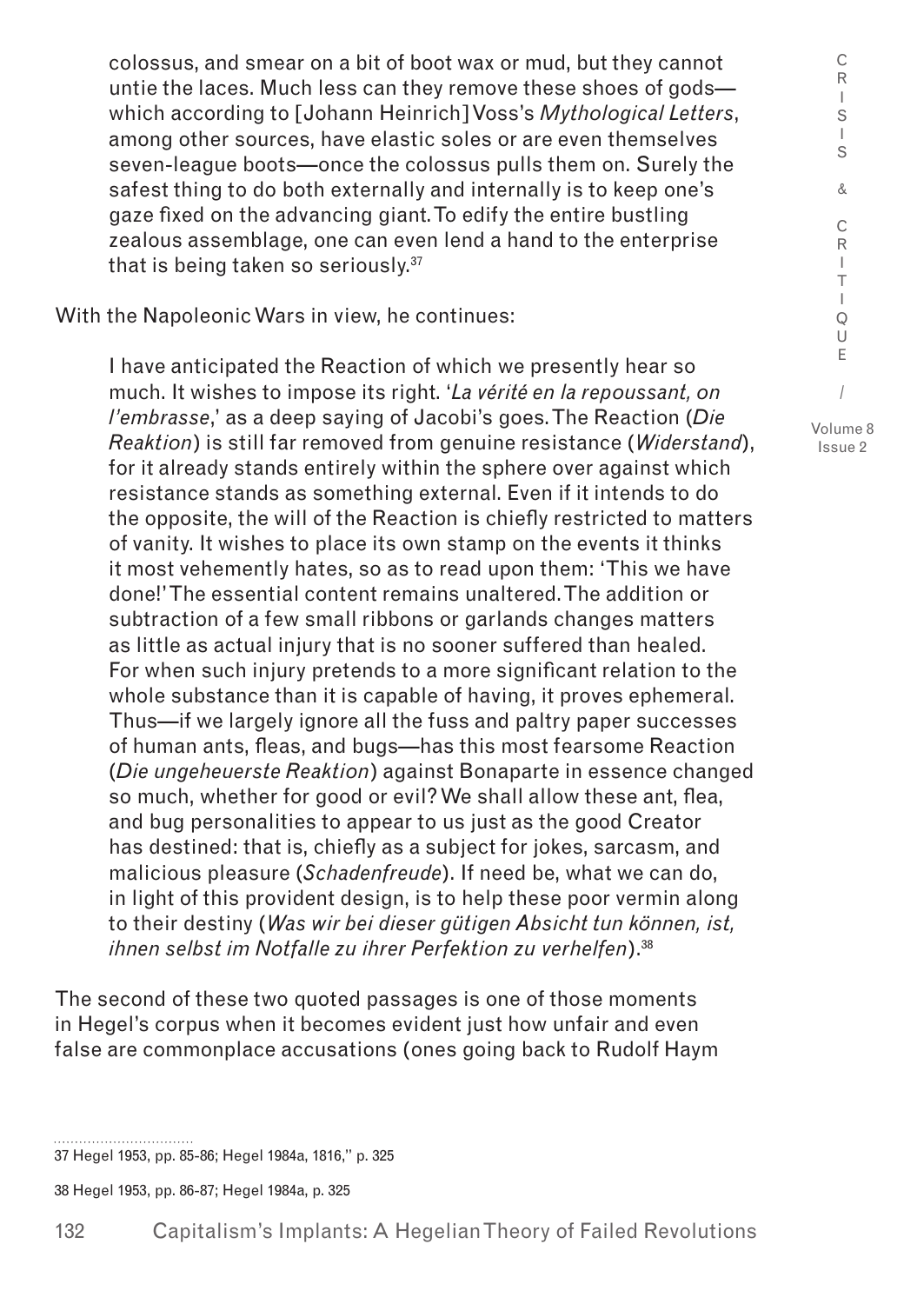> colossus, and smear on a bit of boot wax or mud, but they cannot untie the laces. Much less can they remove these shoes of gods—which according to [Johann Heinrich] Voss's *Mythological Letters*, among other sources, have elastic soles or are even themselves seven-league boots—once the colossus pulls them on. Surely the safest thing to do both externally and internally is to keep one's gaze fixed on the advancing giant. To edify the entire bustling zealous assemblage, one can even lend a hand to the enterprise that is being taken so seriously.[37]

With the Napoleonic Wars in view, he continues:

> I have anticipated the Reaction of which we presently hear so much. It wishes to impose its right. '*La vérité en la repoussant, on l'embrasse*,' as a deep saying of Jacobi's goes. The Reaction (*Die Reaktion*) is still far removed from genuine resistance (*Widerstand*), for it already stands entirely within the sphere over against which resistance stands as something external. Even if it intends to do the opposite, the will of the Reaction is chiefly restricted to matters of vanity. It wishes to place its own stamp on the events it thinks it most vehemently hates, so as to read upon them: 'This we have done!' The essential content remains unaltered. The addition or subtraction of a few small ribbons or garlands changes matters as little as actual injury that is no sooner suffered than healed. For when such injury pretends to a more significant relation to the whole substance than it is capable of having, it proves ephemeral. Thus—if we largely ignore all the fuss and paltry paper successes of human ants, fleas, and bugs—has this most fearsome Reaction (*Die ungeheuerste Reaktion*) against Bonaparte in essence changed so much, whether for good or evil? We shall allow these ant, flea, and bug personalities to appear to us just as the good Creator has destined: that is, chiefly as a subject for jokes, sarcasm, and malicious pleasure (*Schadenfreude*). If need be, what we can do, in light of this provident design, is to help these poor vermin along to their destiny (*Was wir bei dieser gütigen Absicht tun können, ist, ihnen selbst im Notfalle zu ihrer Perfektion zu verhelfen*).[38]

The second of these two quoted passages is one of those moments in Hegel's corpus when it becomes evident just how unfair and even false are commonplace accusations (ones going back to Rudolf Haym

---

37 Hegel 1953, pp. 85-86; Hegel 1984a, 1816," p. 325

38 Hegel 1953, pp. 86-87; Hegel 1984a, p. 325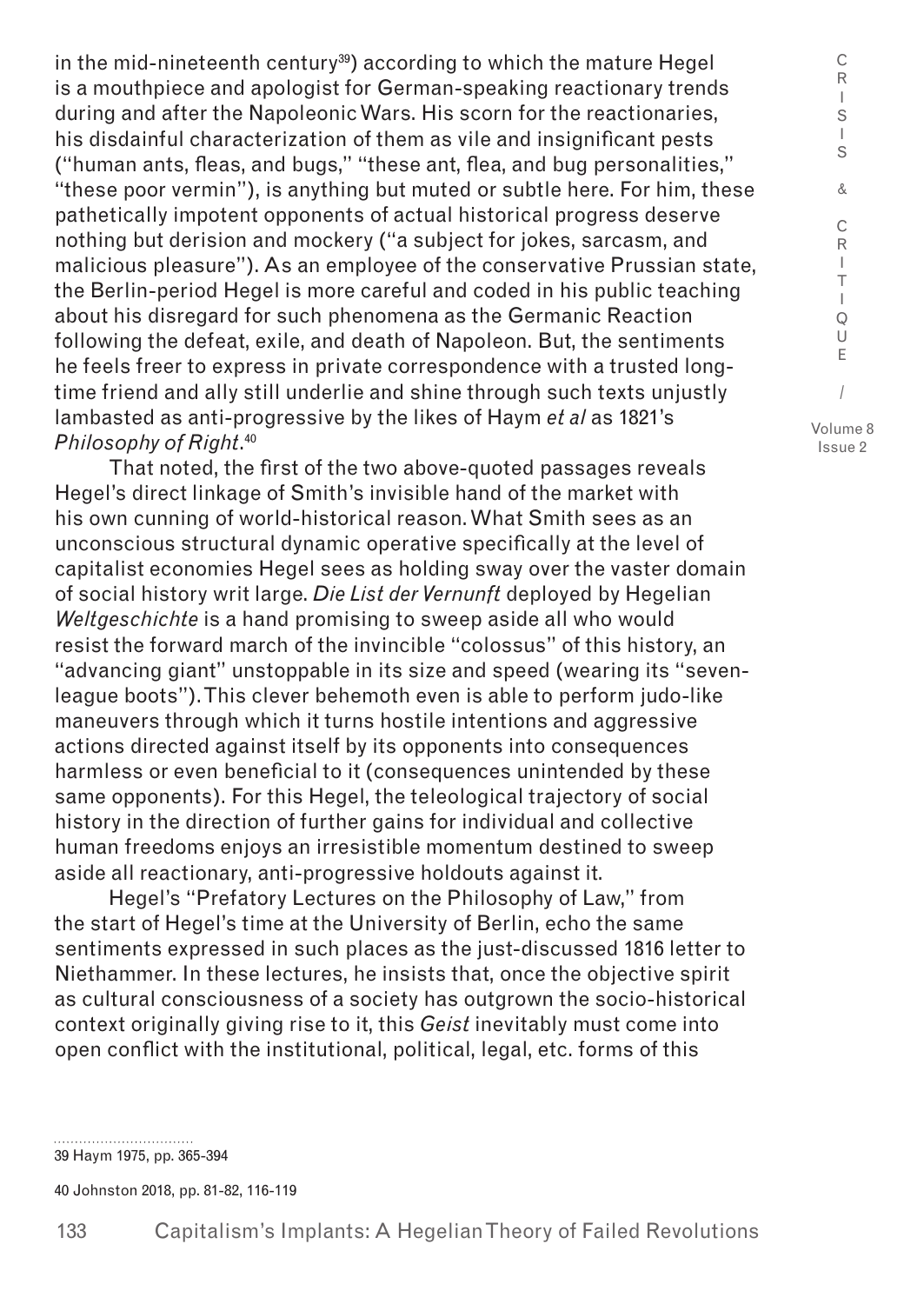in the mid-nineteenth century[39]) according to which the mature Hegel is a mouthpiece and apologist for German-speaking reactionary trends during and after the Napoleonic Wars. His scorn for the reactionaries, his disdainful characterization of them as vile and insignificant pests ("human ants, fleas, and bugs," "these ant, flea, and bug personalities," "these poor vermin"), is anything but muted or subtle here. For him, these pathetically impotent opponents of actual historical progress deserve nothing but derision and mockery ("a subject for jokes, sarcasm, and malicious pleasure"). As an employee of the conservative Prussian state, the Berlin-period Hegel is more careful and coded in his public teaching about his disregard for such phenomena as the Germanic Reaction following the defeat, exile, and death of Napoleon. But, the sentiments he feels freer to express in private correspondence with a trusted long-time friend and ally still underlie and shine through such texts unjustly lambasted as anti-progressive by the likes of Haym *et al* as 1821's *Philosophy of Right*.[40]

That noted, the first of the two above-quoted passages reveals Hegel's direct linkage of Smith's invisible hand of the market with his own cunning of world-historical reason. What Smith sees as an unconscious structural dynamic operative specifically at the level of capitalist economies Hegel sees as holding sway over the vaster domain of social history writ large. *Die List der Vernunft* deployed by Hegelian *Weltgeschichte* is a hand promising to sweep aside all who would resist the forward march of the invincible "colossus" of this history, an "advancing giant" unstoppable in its size and speed (wearing its "seven-league boots"). This clever behemoth even is able to perform judo-like maneuvers through which it turns hostile intentions and aggressive actions directed against itself by its opponents into consequences harmless or even beneficial to it (consequences unintended by these same opponents). For this Hegel, the teleological trajectory of social history in the direction of further gains for individual and collective human freedoms enjoys an irresistible momentum destined to sweep aside all reactionary, anti-progressive holdouts against it.

Hegel's "Prefatory Lectures on the Philosophy of Law," from the start of Hegel's time at the University of Berlin, echo the same sentiments expressed in such places as the just-discussed 1816 letter to Niethammer. In these lectures, he insists that, once the objective spirit as cultural consciousness of a society has outgrown the socio-historical context originally giving rise to it, this *Geist* inevitably must come into open conflict with the institutional, political, legal, etc. forms of this

39 Haym 1975, pp. 365-394

40 Johnston 2018, pp. 81-82, 116-119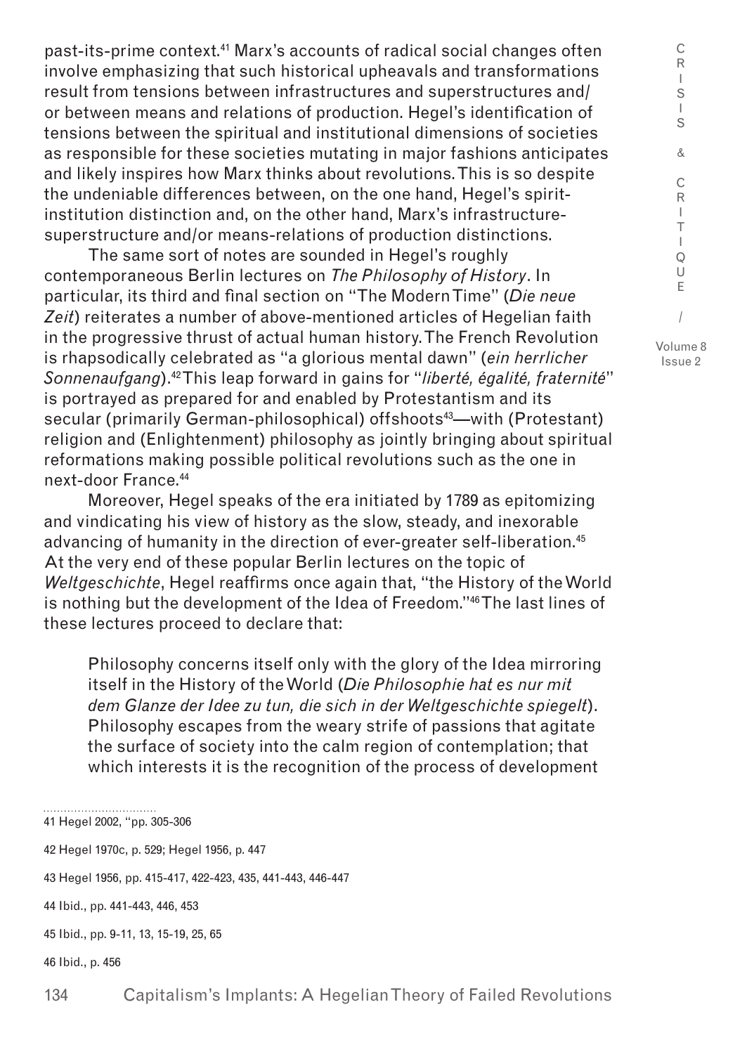past-its-prime context.[41] Marx's accounts of radical social changes often involve emphasizing that such historical upheavals and transformations result from tensions between infrastructures and superstructures and/or between means and relations of production. Hegel's identification of tensions between the spiritual and institutional dimensions of societies as responsible for these societies mutating in major fashions anticipates and likely inspires how Marx thinks about revolutions. This is so despite the undeniable differences between, on the one hand, Hegel's spirit-institution distinction and, on the other hand, Marx's infrastructure-superstructure and/or means-relations of production distinctions.

The same sort of notes are sounded in Hegel's roughly contemporaneous Berlin lectures on *The Philosophy of History*. In particular, its third and final section on "The Modern Time" (*Die neue Zeit*) reiterates a number of above-mentioned articles of Hegelian faith in the progressive thrust of actual human history. The French Revolution is rhapsodically celebrated as "a glorious mental dawn" (*ein herrlicher Sonnenaufgang*).[42] This leap forward in gains for "*liberté, égalité, fraternité*" is portrayed as prepared for and enabled by Protestantism and its secular (primarily German-philosophical) offshoots[43]—with (Protestant) religion and (Enlightenment) philosophy as jointly bringing about spiritual reformations making possible political revolutions such as the one in next-door France.[44]

Moreover, Hegel speaks of the era initiated by 1789 as epitomizing and vindicating his view of history as the slow, steady, and inexorable advancing of humanity in the direction of ever-greater self-liberation.[45] At the very end of these popular Berlin lectures on the topic of *Weltgeschichte*, Hegel reaffirms once again that, "the History of the World is nothing but the development of the Idea of Freedom."[46] The last lines of these lectures proceed to declare that:

> Philosophy concerns itself only with the glory of the Idea mirroring itself in the History of the World (*Die Philosophie hat es nur mit dem Glanze der Idee zu tun, die sich in der Weltgeschichte spiegelt*). Philosophy escapes from the weary strife of passions that agitate the surface of society into the calm region of contemplation; that which interests it is the recognition of the process of development

41 Hegel 2002, "pp. 305-306

42 Hegel 1970c, p. 529; Hegel 1956, p. 447

43 Hegel 1956, pp. 415-417, 422-423, 435, 441-443, 446-447

44 Ibid., pp. 441-443, 446, 453

45 Ibid., pp. 9-11, 13, 15-19, 25, 65

46 Ibid., p. 456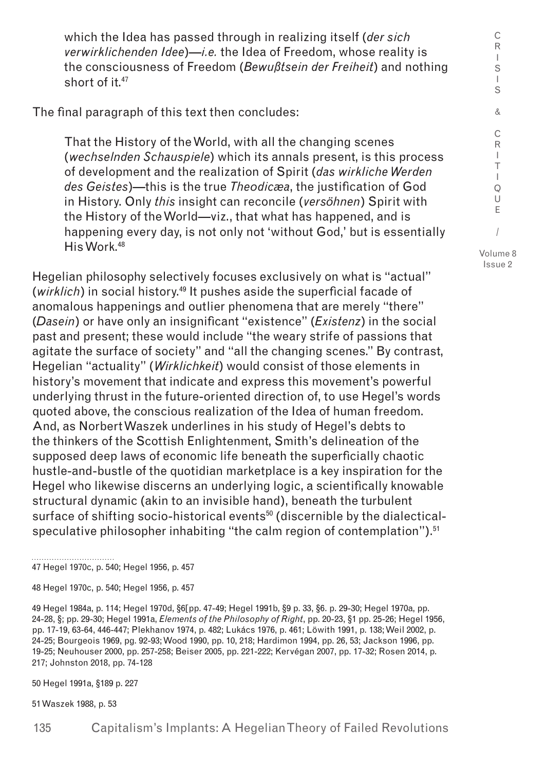> which the Idea has passed through in realizing itself (*der sich verwirklichenden Idee*)—*i.e.* the Idea of Freedom, whose reality is the consciousness of Freedom (*Bewußtsein der Freiheit*) and nothing short of it.[47]

The final paragraph of this text then concludes:

> That the History of the World, with all the changing scenes (*wechselnden Schauspiele*) which its annals present, is this process of development and the realization of Spirit (*das wirkliche Werden des Geistes*)—this is the true *Theodicæa*, the justification of God in History. Only *this* insight can reconcile (*versöhnen*) Spirit with the History of the World—viz., that what has happened, and is happening every day, is not only not 'without God,' but is essentially His Work.[48]

Hegelian philosophy selectively focuses exclusively on what is "actual" (*wirklich*) in social history.[49] It pushes aside the superficial facade of anomalous happenings and outlier phenomena that are merely "there" (*Dasein*) or have only an insignificant "existence" (*Existenz*) in the social past and present; these would include "the weary strife of passions that agitate the surface of society" and "all the changing scenes." By contrast, Hegelian "actuality" (*Wirklichkeit*) would consist of those elements in history's movement that indicate and express this movement's powerful underlying thrust in the future-oriented direction of, to use Hegel's words quoted above, the conscious realization of the Idea of human freedom. And, as Norbert Waszek underlines in his study of Hegel's debts to the thinkers of the Scottish Enlightenment, Smith's delineation of the supposed deep laws of economic life beneath the superficially chaotic hustle-and-bustle of the quotidian marketplace is a key inspiration for the Hegel who likewise discerns an underlying logic, a scientifically knowable structural dynamic (akin to an invisible hand), beneath the turbulent surface of shifting socio-historical events[50] (discernible by the dialectical-speculative philosopher inhabiting "the calm region of contemplation").[51]

---

47 Hegel 1970c, p. 540; Hegel 1956, p. 457

48 Hegel 1970c, p. 540; Hegel 1956, p. 457

49 Hegel 1984a, p. 114; Hegel 1970d, §6[pp. 47-49; Hegel 1991b, §9 p. 33, §6. p. 29-30; Hegel 1970a, pp. 24-28, §; pp. 29-30; Hegel 1991a, *Elements of the Philosophy of Right*, pp. 20-23, §1 pp. 25-26; Hegel 1956, pp. 17-19, 63-64, 446-447; Plekhanov 1974, p. 482; Lukács 1976, p. 461; Löwith 1991, p. 138; Weil 2002, p. 24-25; Bourgeois 1969, pg. 92-93; Wood 1990, pp. 10, 218; Hardimon 1994, pp. 26, 53; Jackson 1996, pp. 19-25; Neuhouser 2000, pp. 257-258; Beiser 2005, pp. 221-222; Kervégan 2007, pp. 17-32; Rosen 2014, p. 217; Johnston 2018, pp. 74-128

50 Hegel 1991a, §189 p. 227

51 Waszek 1988, p. 53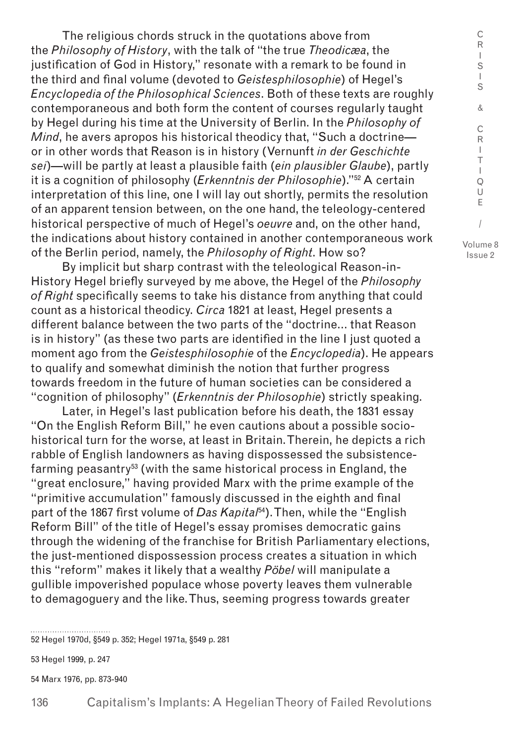The religious chords struck in the quotations above from the *Philosophy of History*, with the talk of "the true *Theodicæa*, the justification of God in History," resonate with a remark to be found in the third and final volume (devoted to *Geistesphilosophie*) of Hegel's *Encyclopedia of the Philosophical Sciences*. Both of these texts are roughly contemporaneous and both form the content of courses regularly taught by Hegel during his time at the University of Berlin. In the *Philosophy of Mind*, he avers apropos his historical theodicy that, "Such a doctrine—or in other words that Reason is in history (Vernunft *in der Geschichte sei*)—will be partly at least a plausible faith (*ein plausibler Glaube*), partly it is a cognition of philosophy (*Erkenntnis der Philosophie*)."[52] A certain interpretation of this line, one I will lay out shortly, permits the resolution of an apparent tension between, on the one hand, the teleology-centered historical perspective of much of Hegel's *oeuvre* and, on the other hand, the indications about history contained in another contemporaneous work of the Berlin period, namely, the *Philosophy of Right*. How so?

By implicit but sharp contrast with the teleological Reason-in-History Hegel briefly surveyed by me above, the Hegel of the *Philosophy of Right* specifically seems to take his distance from anything that could count as a historical theodicy. *Circa* 1821 at least, Hegel presents a different balance between the two parts of the "doctrine… that Reason is in history" (as these two parts are identified in the line I just quoted a moment ago from the *Geistesphilosophie* of the *Encyclopedia*). He appears to qualify and somewhat diminish the notion that further progress towards freedom in the future of human societies can be considered a "cognition of philosophy" (*Erkenntnis der Philosophie*) strictly speaking.

Later, in Hegel's last publication before his death, the 1831 essay "On the English Reform Bill," he even cautions about a possible socio-historical turn for the worse, at least in Britain. Therein, he depicts a rich rabble of English landowners as having dispossessed the subsistence-farming peasantry[53] (with the same historical process in England, the "great enclosure," having provided Marx with the prime example of the "primitive accumulation" famously discussed in the eighth and final part of the 1867 first volume of *Das Kapital*[54]). Then, while the "English Reform Bill" of the title of Hegel's essay promises democratic gains through the widening of the franchise for British Parliamentary elections, the just-mentioned dispossession process creates a situation in which this "reform" makes it likely that a wealthy *Pöbel* will manipulate a gullible impoverished populace whose poverty leaves them vulnerable to demagoguery and the like. Thus, seeming progress towards greater

---

52 Hegel 1970d, §549 p. 352; Hegel 1971a, §549 p. 281

53 Hegel 1999, p. 247

54 Marx 1976, pp. 873-940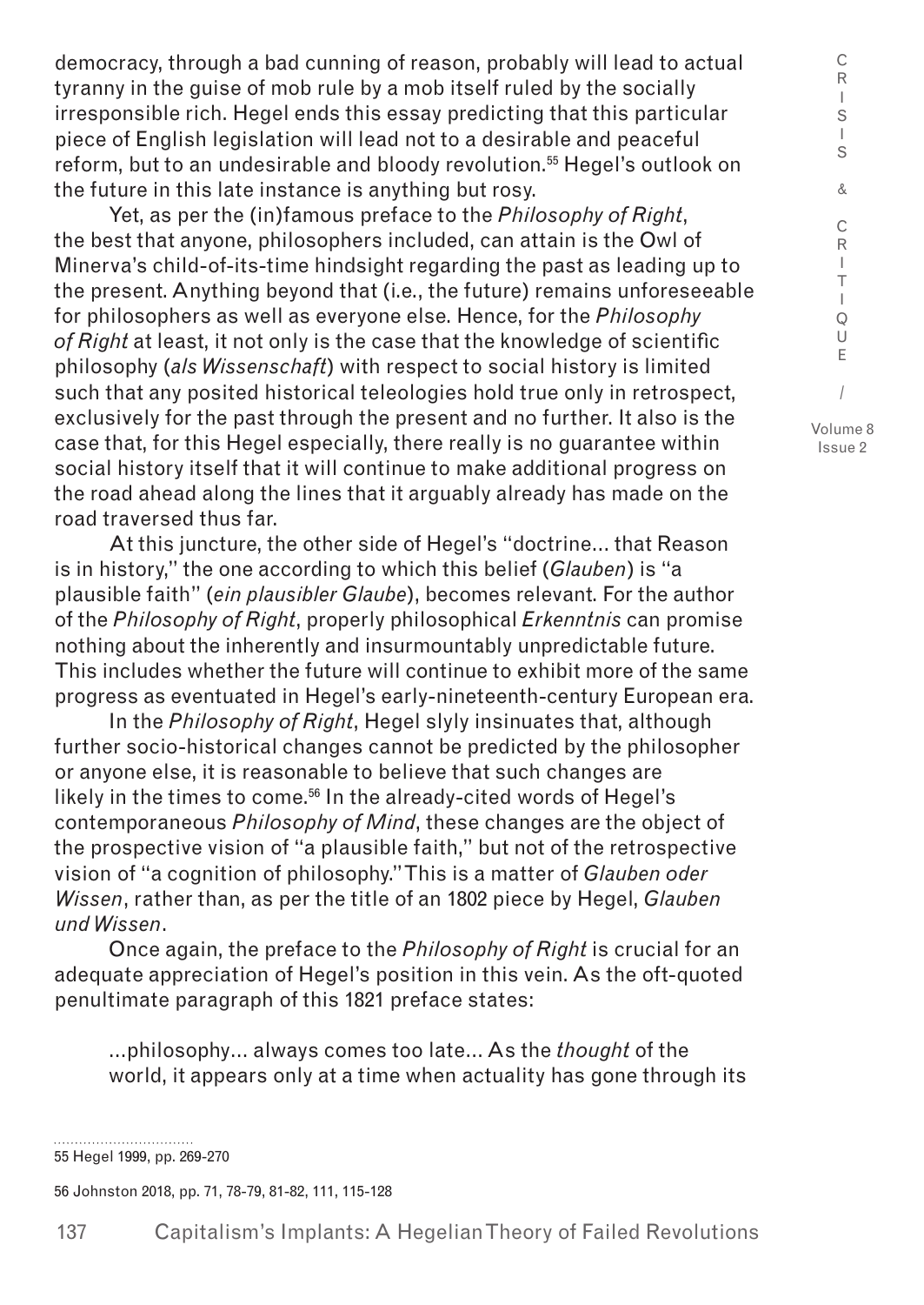democracy, through a bad cunning of reason, probably will lead to actual tyranny in the guise of mob rule by a mob itself ruled by the socially irresponsible rich. Hegel ends this essay predicting that this particular piece of English legislation will lead not to a desirable and peaceful reform, but to an undesirable and bloody revolution.[55] Hegel's outlook on the future in this late instance is anything but rosy.

Yet, as per the (in)famous preface to the *Philosophy of Right*, the best that anyone, philosophers included, can attain is the Owl of Minerva's child-of-its-time hindsight regarding the past as leading up to the present. Anything beyond that (i.e., the future) remains unforeseeable for philosophers as well as everyone else. Hence, for the *Philosophy of Right* at least, it not only is the case that the knowledge of scientific philosophy (*als Wissenschaft*) with respect to social history is limited such that any posited historical teleologies hold true only in retrospect, exclusively for the past through the present and no further. It also is the case that, for this Hegel especially, there really is no guarantee within social history itself that it will continue to make additional progress on the road ahead along the lines that it arguably already has made on the road traversed thus far.

At this juncture, the other side of Hegel's "doctrine... that Reason is in history," the one according to which this belief (*Glauben*) is "a plausible faith" (*ein plausibler Glaube*), becomes relevant. For the author of the *Philosophy of Right*, properly philosophical *Erkenntnis* can promise nothing about the inherently and insurmountably unpredictable future. This includes whether the future will continue to exhibit more of the same progress as eventuated in Hegel's early-nineteenth-century European era.

In the *Philosophy of Right*, Hegel slyly insinuates that, although further socio-historical changes cannot be predicted by the philosopher or anyone else, it is reasonable to believe that such changes are likely in the times to come.[56] In the already-cited words of Hegel's contemporaneous *Philosophy of Mind*, these changes are the object of the prospective vision of "a plausible faith," but not of the retrospective vision of "a cognition of philosophy." This is a matter of *Glauben oder Wissen*, rather than, as per the title of an 1802 piece by Hegel, *Glauben und Wissen*.

Once again, the preface to the *Philosophy of Right* is crucial for an adequate appreciation of Hegel's position in this vein. As the oft-quoted penultimate paragraph of this 1821 preface states:

> ...philosophy... always comes too late... As the *thought* of the world, it appears only at a time when actuality has gone through its

55 Hegel 1999, pp. 269-270

56 Johnston 2018, pp. 71, 78-79, 81-82, 111, 115-128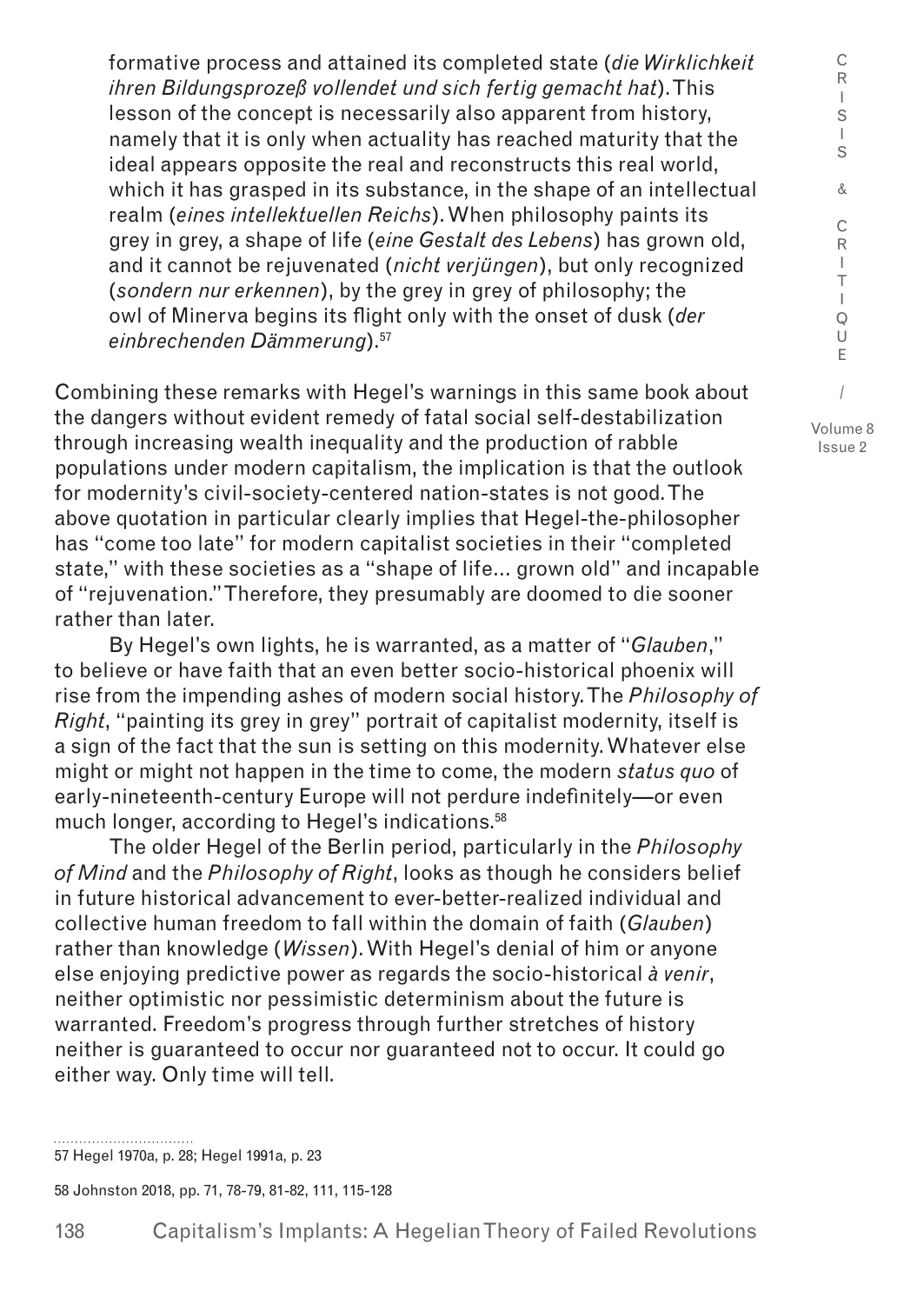> formative process and attained its completed state (*die Wirklichkeit ihren Bildungsprozeß vollendet und sich fertig gemacht hat*). This lesson of the concept is necessarily also apparent from history, namely that it is only when actuality has reached maturity that the ideal appears opposite the real and reconstructs this real world, which it has grasped in its substance, in the shape of an intellectual realm (*eines intellektuellen Reichs*). When philosophy paints its grey in grey, a shape of life (*eine Gestalt des Lebens*) has grown old, and it cannot be rejuvenated (*nicht verjüngen*), but only recognized (*sondern nur erkennen*), by the grey in grey of philosophy; the owl of Minerva begins its flight only with the onset of dusk (*der einbrechenden Dämmerung*).[57]

Combining these remarks with Hegel's warnings in this same book about the dangers without evident remedy of fatal social self-destabilization through increasing wealth inequality and the production of rabble populations under modern capitalism, the implication is that the outlook for modernity's civil-society-centered nation-states is not good. The above quotation in particular clearly implies that Hegel-the-philosopher has "come too late" for modern capitalist societies in their "completed state," with these societies as a "shape of life… grown old" and incapable of "rejuvenation." Therefore, they presumably are doomed to die sooner rather than later.

By Hegel's own lights, he is warranted, as a matter of "*Glauben*," to believe or have faith that an even better socio-historical phoenix will rise from the impending ashes of modern social history. The *Philosophy of Right*, "painting its grey in grey" portrait of capitalist modernity, itself is a sign of the fact that the sun is setting on this modernity. Whatever else might or might not happen in the time to come, the modern *status quo* of early-nineteenth-century Europe will not perdure indefinitely—or even much longer, according to Hegel's indications.[58]

The older Hegel of the Berlin period, particularly in the *Philosophy of Mind* and the *Philosophy of Right*, looks as though he considers belief in future historical advancement to ever-better-realized individual and collective human freedom to fall within the domain of faith (*Glauben*) rather than knowledge (*Wissen*). With Hegel's denial of him or anyone else enjoying predictive power as regards the socio-historical *à venir*, neither optimistic nor pessimistic determinism about the future is warranted. Freedom's progress through further stretches of history neither is guaranteed to occur nor guaranteed not to occur. It could go either way. Only time will tell.

57 Hegel 1970a, p. 28; Hegel 1991a, p. 23

58 Johnston 2018, pp. 71, 78-79, 81-82, 111, 115-128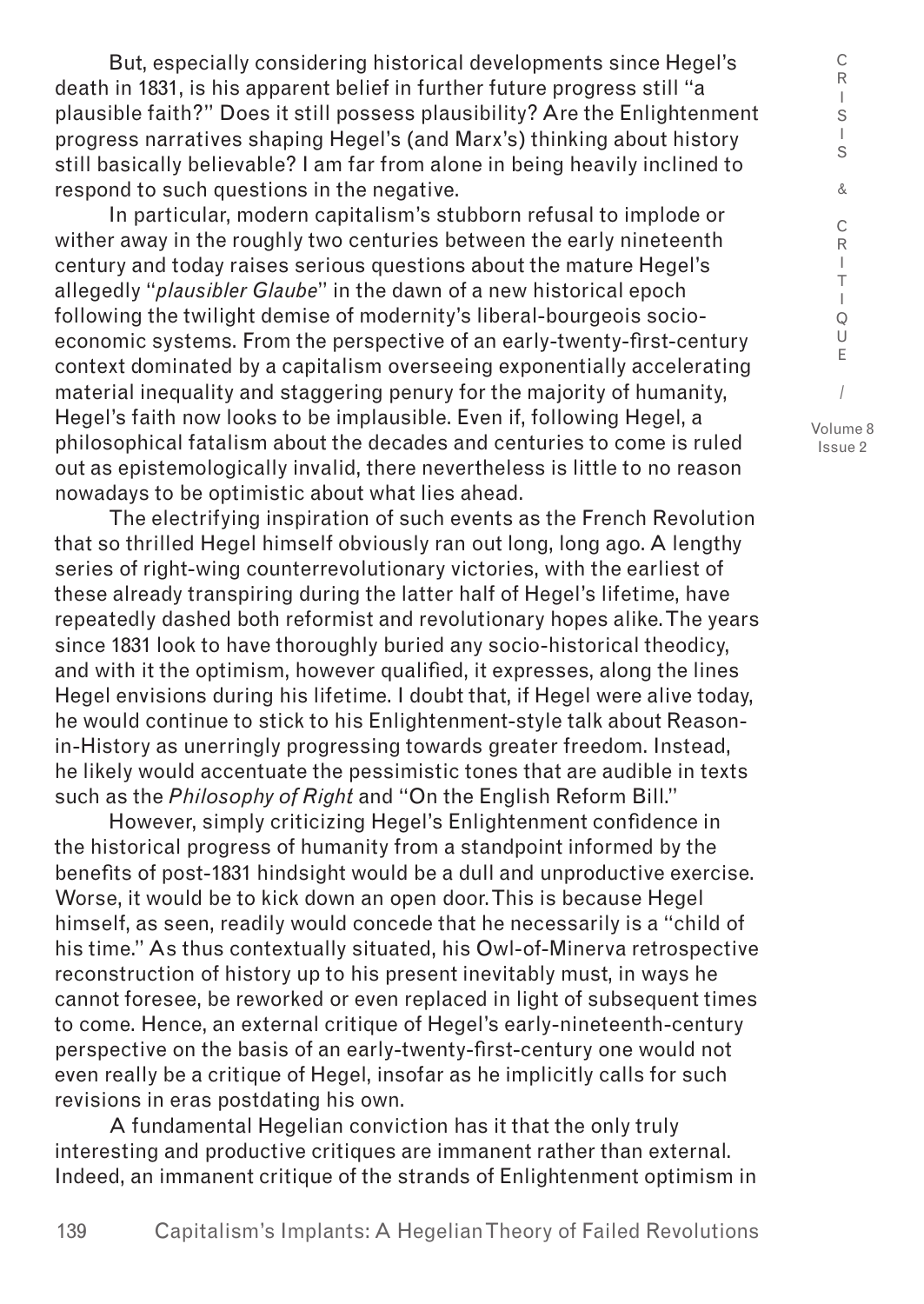But, especially considering historical developments since Hegel's death in 1831, is his apparent belief in further future progress still "a plausible faith?" Does it still possess plausibility? Are the Enlightenment progress narratives shaping Hegel's (and Marx's) thinking about history still basically believable? I am far from alone in being heavily inclined to respond to such questions in the negative.

In particular, modern capitalism's stubborn refusal to implode or wither away in the roughly two centuries between the early nineteenth century and today raises serious questions about the mature Hegel's allegedly "*plausibler Glaube*" in the dawn of a new historical epoch following the twilight demise of modernity's liberal-bourgeois socio-economic systems. From the perspective of an early-twenty-first-century context dominated by a capitalism overseeing exponentially accelerating material inequality and staggering penury for the majority of humanity, Hegel's faith now looks to be implausible. Even if, following Hegel, a philosophical fatalism about the decades and centuries to come is ruled out as epistemologically invalid, there nevertheless is little to no reason nowadays to be optimistic about what lies ahead.

The electrifying inspiration of such events as the French Revolution that so thrilled Hegel himself obviously ran out long, long ago. A lengthy series of right-wing counterrevolutionary victories, with the earliest of these already transpiring during the latter half of Hegel's lifetime, have repeatedly dashed both reformist and revolutionary hopes alike. The years since 1831 look to have thoroughly buried any socio-historical theodicy, and with it the optimism, however qualified, it expresses, along the lines Hegel envisions during his lifetime. I doubt that, if Hegel were alive today, he would continue to stick to his Enlightenment-style talk about Reason-in-History as unerringly progressing towards greater freedom. Instead, he likely would accentuate the pessimistic tones that are audible in texts such as the *Philosophy of Right* and "On the English Reform Bill."

However, simply criticizing Hegel's Enlightenment confidence in the historical progress of humanity from a standpoint informed by the benefits of post-1831 hindsight would be a dull and unproductive exercise. Worse, it would be to kick down an open door. This is because Hegel himself, as seen, readily would concede that he necessarily is a "child of his time." As thus contextually situated, his Owl-of-Minerva retrospective reconstruction of history up to his present inevitably must, in ways he cannot foresee, be reworked or even replaced in light of subsequent times to come. Hence, an external critique of Hegel's early-nineteenth-century perspective on the basis of an early-twenty-first-century one would not even really be a critique of Hegel, insofar as he implicitly calls for such revisions in eras postdating his own.

A fundamental Hegelian conviction has it that the only truly interesting and productive critiques are immanent rather than external. Indeed, an immanent critique of the strands of Enlightenment optimism in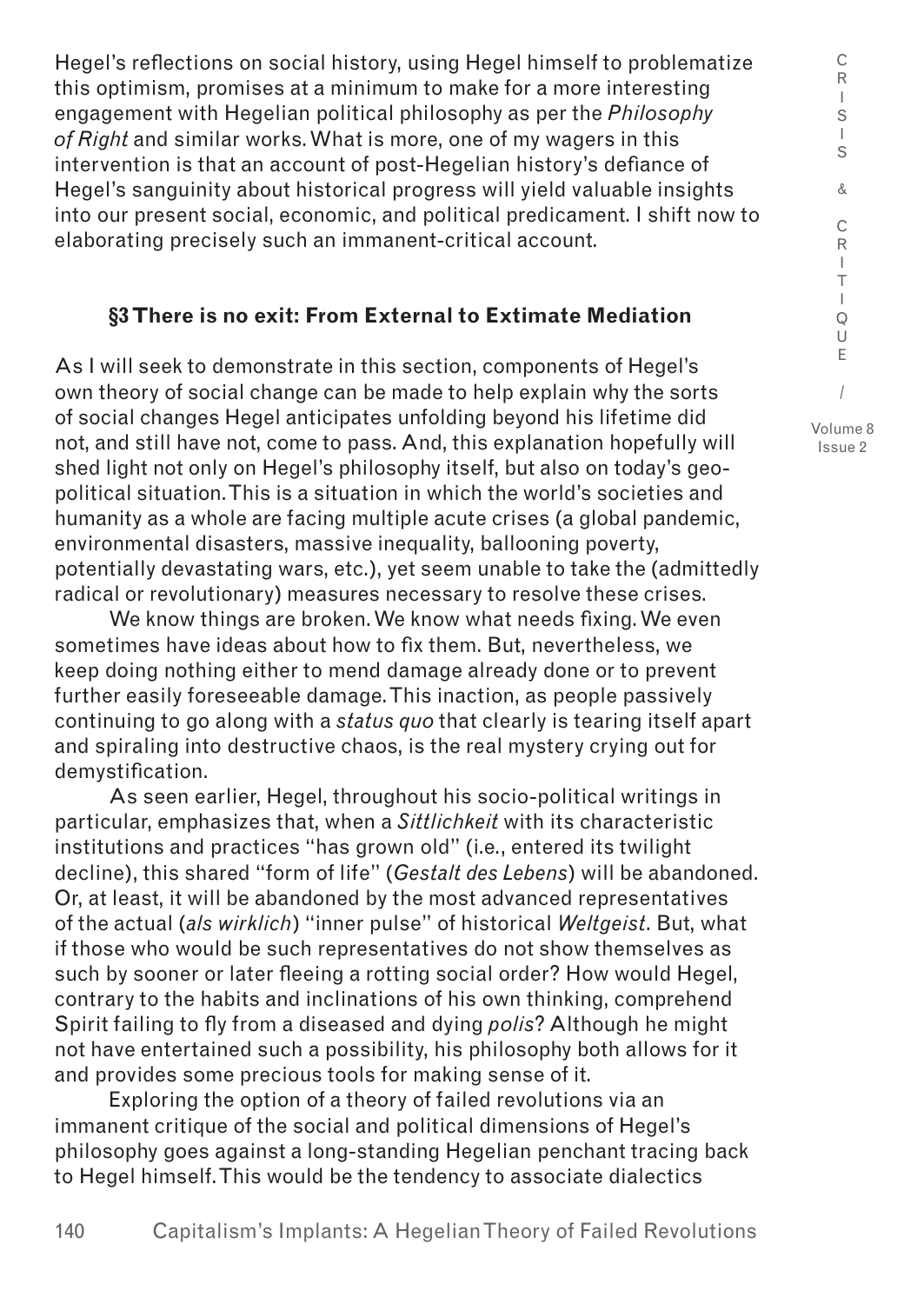Hegel's reflections on social history, using Hegel himself to problematize this optimism, promises at a minimum to make for a more interesting engagement with Hegelian political philosophy as per the *Philosophy of Right* and similar works. What is more, one of my wagers in this intervention is that an account of post-Hegelian history's defiance of Hegel's sanguinity about historical progress will yield valuable insights into our present social, economic, and political predicament. I shift now to elaborating precisely such an immanent-critical account.

### §3 There is no exit: From External to Extimate Mediation

As I will seek to demonstrate in this section, components of Hegel's own theory of social change can be made to help explain why the sorts of social changes Hegel anticipates unfolding beyond his lifetime did not, and still have not, come to pass. And, this explanation hopefully will shed light not only on Hegel's philosophy itself, but also on today's geo-political situation. This is a situation in which the world's societies and humanity as a whole are facing multiple acute crises (a global pandemic, environmental disasters, massive inequality, ballooning poverty, potentially devastating wars, etc.), yet seem unable to take the (admittedly radical or revolutionary) measures necessary to resolve these crises.

We know things are broken. We know what needs fixing. We even sometimes have ideas about how to fix them. But, nevertheless, we keep doing nothing either to mend damage already done or to prevent further easily foreseeable damage. This inaction, as people passively continuing to go along with a *status quo* that clearly is tearing itself apart and spiraling into destructive chaos, is the real mystery crying out for demystification.

As seen earlier, Hegel, throughout his socio-political writings in particular, emphasizes that, when a *Sittlichkeit* with its characteristic institutions and practices "has grown old" (i.e., entered its twilight decline), this shared "form of life" (*Gestalt des Lebens*) will be abandoned. Or, at least, it will be abandoned by the most advanced representatives of the actual (*als wirklich*) "inner pulse" of historical *Weltgeist*. But, what if those who would be such representatives do not show themselves as such by sooner or later fleeing a rotting social order? How would Hegel, contrary to the habits and inclinations of his own thinking, comprehend Spirit failing to fly from a diseased and dying *polis*? Although he might not have entertained such a possibility, his philosophy both allows for it and provides some precious tools for making sense of it.

Exploring the option of a theory of failed revolutions via an immanent critique of the social and political dimensions of Hegel's philosophy goes against a long-standing Hegelian penchant tracing back to Hegel himself. This would be the tendency to associate dialectics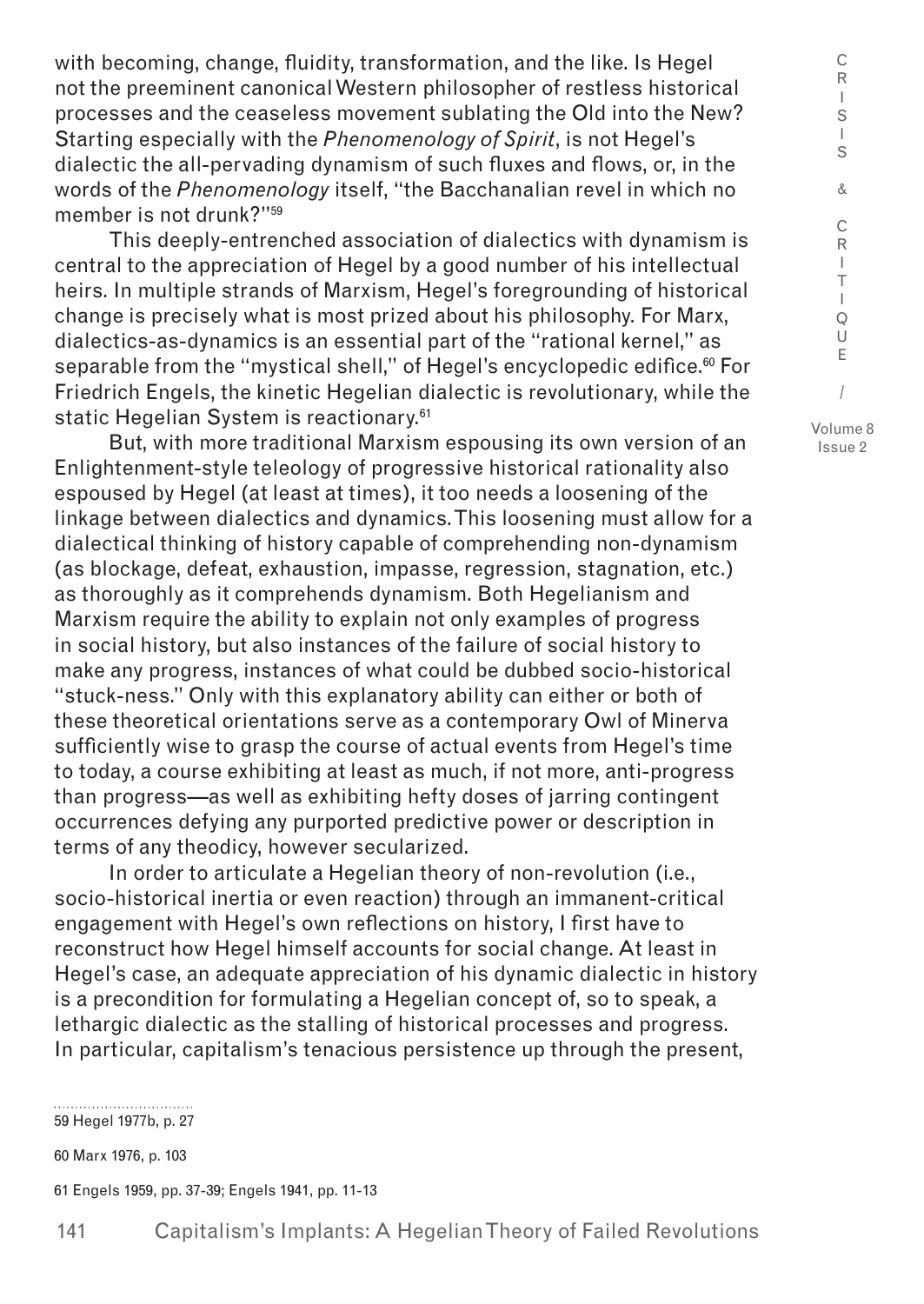with becoming, change, fluidity, transformation, and the like. Is Hegel not the preeminent canonical Western philosopher of restless historical processes and the ceaseless movement sublating the Old into the New? Starting especially with the *Phenomenology of Spirit*, is not Hegel's dialectic the all-pervading dynamism of such fluxes and flows, or, in the words of the *Phenomenology* itself, "the Bacchanalian revel in which no member is not drunk?"[59]

This deeply-entrenched association of dialectics with dynamism is central to the appreciation of Hegel by a good number of his intellectual heirs. In multiple strands of Marxism, Hegel's foregrounding of historical change is precisely what is most prized about his philosophy. For Marx, dialectics-as-dynamics is an essential part of the "rational kernel," as separable from the "mystical shell," of Hegel's encyclopedic edifice.[60] For Friedrich Engels, the kinetic Hegelian dialectic is revolutionary, while the static Hegelian System is reactionary.[61]

But, with more traditional Marxism espousing its own version of an Enlightenment-style teleology of progressive historical rationality also espoused by Hegel (at least at times), it too needs a loosening of the linkage between dialectics and dynamics. This loosening must allow for a dialectical thinking of history capable of comprehending non-dynamism (as blockage, defeat, exhaustion, impasse, regression, stagnation, etc.) as thoroughly as it comprehends dynamism. Both Hegelianism and Marxism require the ability to explain not only examples of progress in social history, but also instances of the failure of social history to make any progress, instances of what could be dubbed socio-historical "stuck-ness." Only with this explanatory ability can either or both of these theoretical orientations serve as a contemporary Owl of Minerva sufficiently wise to grasp the course of actual events from Hegel's time to today, a course exhibiting at least as much, if not more, anti-progress than progress—as well as exhibiting hefty doses of jarring contingent occurrences defying any purported predictive power or description in terms of any theodicy, however secularized.

In order to articulate a Hegelian theory of non-revolution (i.e., socio-historical inertia or even reaction) through an immanent-critical engagement with Hegel's own reflections on history, I first have to reconstruct how Hegel himself accounts for social change. At least in Hegel's case, an adequate appreciation of his dynamic dialectic in history is a precondition for formulating a Hegelian concept of, so to speak, a lethargic dialectic as the stalling of historical processes and progress. In particular, capitalism's tenacious persistence up through the present,

59 Hegel 1977b, p. 27

60 Marx 1976, p. 103

61 Engels 1959, pp. 37-39; Engels 1941, pp. 11-13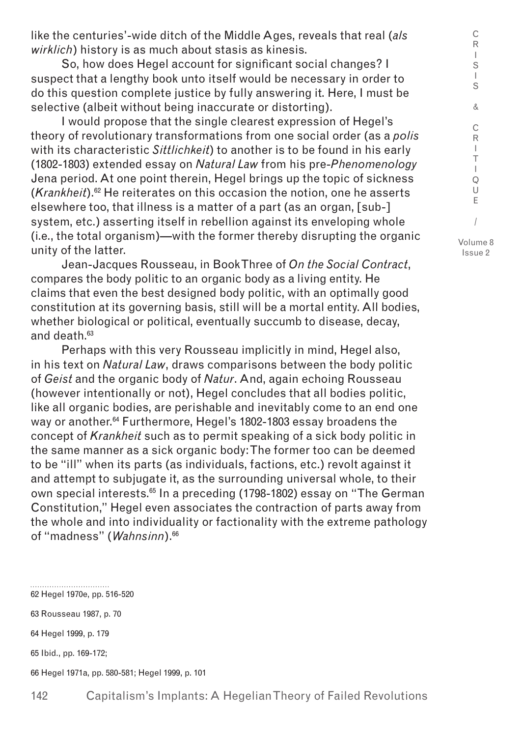like the centuries'-wide ditch of the Middle Ages, reveals that real (*als wirklich*) history is as much about stasis as kinesis.

So, how does Hegel account for significant social changes? I suspect that a lengthy book unto itself would be necessary in order to do this question complete justice by fully answering it. Here, I must be selective (albeit without being inaccurate or distorting).

I would propose that the single clearest expression of Hegel's theory of revolutionary transformations from one social order (as a *polis* with its characteristic *Sittlichkeit*) to another is to be found in his early (1802-1803) extended essay on *Natural Law* from his pre-*Phenomenology* Jena period. At one point therein, Hegel brings up the topic of sickness (*Krankheit*).[62] He reiterates on this occasion the notion, one he asserts elsewhere too, that illness is a matter of a part (as an organ, [sub-] system, etc.) asserting itself in rebellion against its enveloping whole (i.e., the total organism)—with the former thereby disrupting the organic unity of the latter.

Jean-Jacques Rousseau, in Book Three of *On the Social Contract*, compares the body politic to an organic body as a living entity. He claims that even the best designed body politic, with an optimally good constitution at its governing basis, still will be a mortal entity. All bodies, whether biological or political, eventually succumb to disease, decay, and death.[63]

Perhaps with this very Rousseau implicitly in mind, Hegel also, in his text on *Natural Law*, draws comparisons between the body politic of *Geist* and the organic body of *Natur*. And, again echoing Rousseau (however intentionally or not), Hegel concludes that all bodies politic, like all organic bodies, are perishable and inevitably come to an end one way or another.[64] Furthermore, Hegel's 1802-1803 essay broadens the concept of *Krankheit* such as to permit speaking of a sick body politic in the same manner as a sick organic body: The former too can be deemed to be "ill" when its parts (as individuals, factions, etc.) revolt against it and attempt to subjugate it, as the surrounding universal whole, to their own special interests.[65] In a preceding (1798-1802) essay on "The German Constitution," Hegel even associates the contraction of parts away from the whole and into individuality or factionality with the extreme pathology of "madness" (*Wahnsinn*).[66]

---

62 Hegel 1970e, pp. 516-520

63 Rousseau 1987, p. 70

64 Hegel 1999, p. 179

65 Ibid., pp. 169-172;

66 Hegel 1971a, pp. 580-581; Hegel 1999, p. 101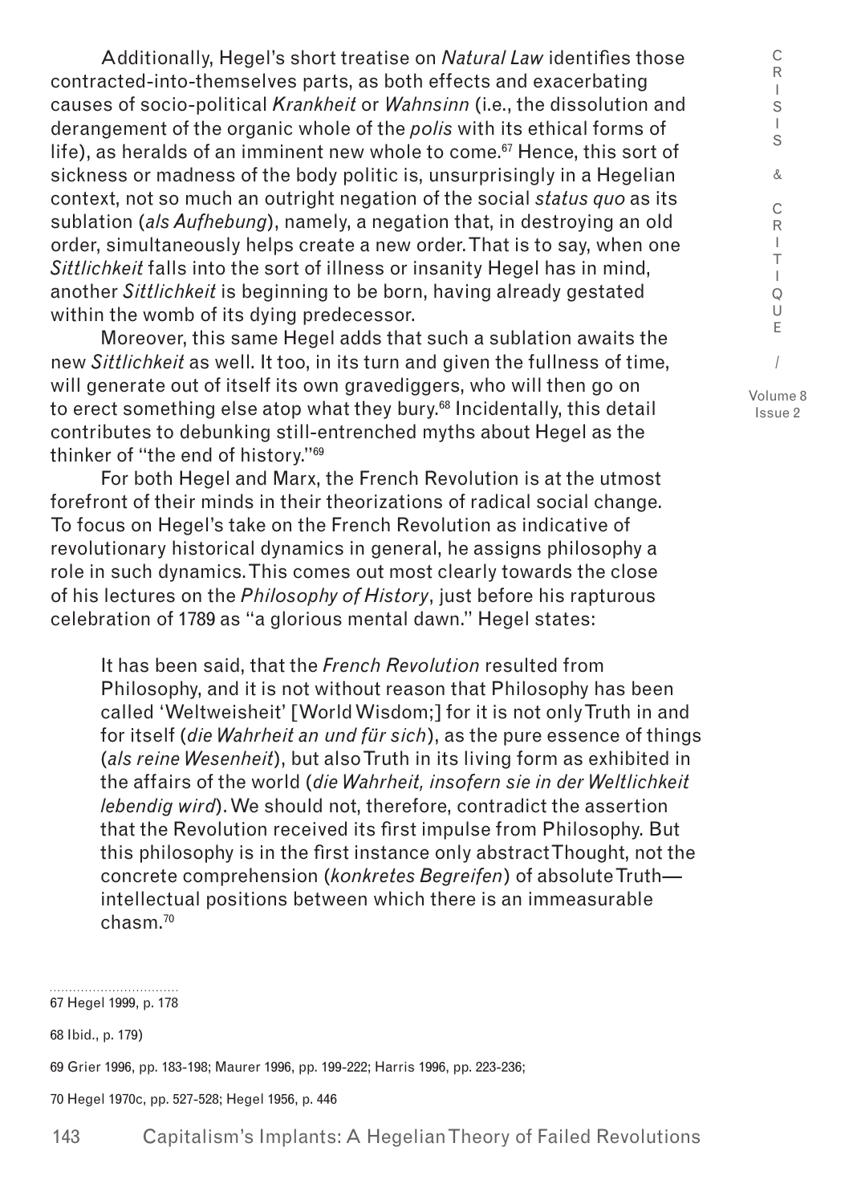Additionally, Hegel's short treatise on *Natural Law* identifies those contracted-into-themselves parts, as both effects and exacerbating causes of socio-political *Krankheit* or *Wahnsinn* (i.e., the dissolution and derangement of the organic whole of the *polis* with its ethical forms of life), as heralds of an imminent new whole to come.[67] Hence, this sort of sickness or madness of the body politic is, unsurprisingly in a Hegelian context, not so much an outright negation of the social *status quo* as its sublation (*als Aufhebung*), namely, a negation that, in destroying an old order, simultaneously helps create a new order. That is to say, when one *Sittlichkeit* falls into the sort of illness or insanity Hegel has in mind, another *Sittlichkeit* is beginning to be born, having already gestated within the womb of its dying predecessor.

Moreover, this same Hegel adds that such a sublation awaits the new *Sittlichkeit* as well. It too, in its turn and given the fullness of time, will generate out of itself its own gravediggers, who will then go on to erect something else atop what they bury.[68] Incidentally, this detail contributes to debunking still-entrenched myths about Hegel as the thinker of "the end of history."[69]

For both Hegel and Marx, the French Revolution is at the utmost forefront of their minds in their theorizations of radical social change. To focus on Hegel's take on the French Revolution as indicative of revolutionary historical dynamics in general, he assigns philosophy a role in such dynamics. This comes out most clearly towards the close of his lectures on the *Philosophy of History*, just before his rapturous celebration of 1789 as "a glorious mental dawn." Hegel states:

> It has been said, that the *French Revolution* resulted from Philosophy, and it is not without reason that Philosophy has been called 'Weltweisheit' [World Wisdom;] for it is not only Truth in and for itself (*die Wahrheit an und für sich*), as the pure essence of things (*als reine Wesenheit*), but also Truth in its living form as exhibited in the affairs of the world (*die Wahrheit, insofern sie in der Weltlichkeit lebendig wird*). We should not, therefore, contradict the assertion that the Revolution received its first impulse from Philosophy. But this philosophy is in the first instance only abstract Thought, not the concrete comprehension (*konkretes Begreifen*) of absolute Truth—intellectual positions between which there is an immeasurable chasm.[70]

---

67 Hegel 1999, p. 178

68 Ibid., p. 179)

69 Grier 1996, pp. 183-198; Maurer 1996, pp. 199-222; Harris 1996, pp. 223-236;

70 Hegel 1970c, pp. 527-528; Hegel 1956, p. 446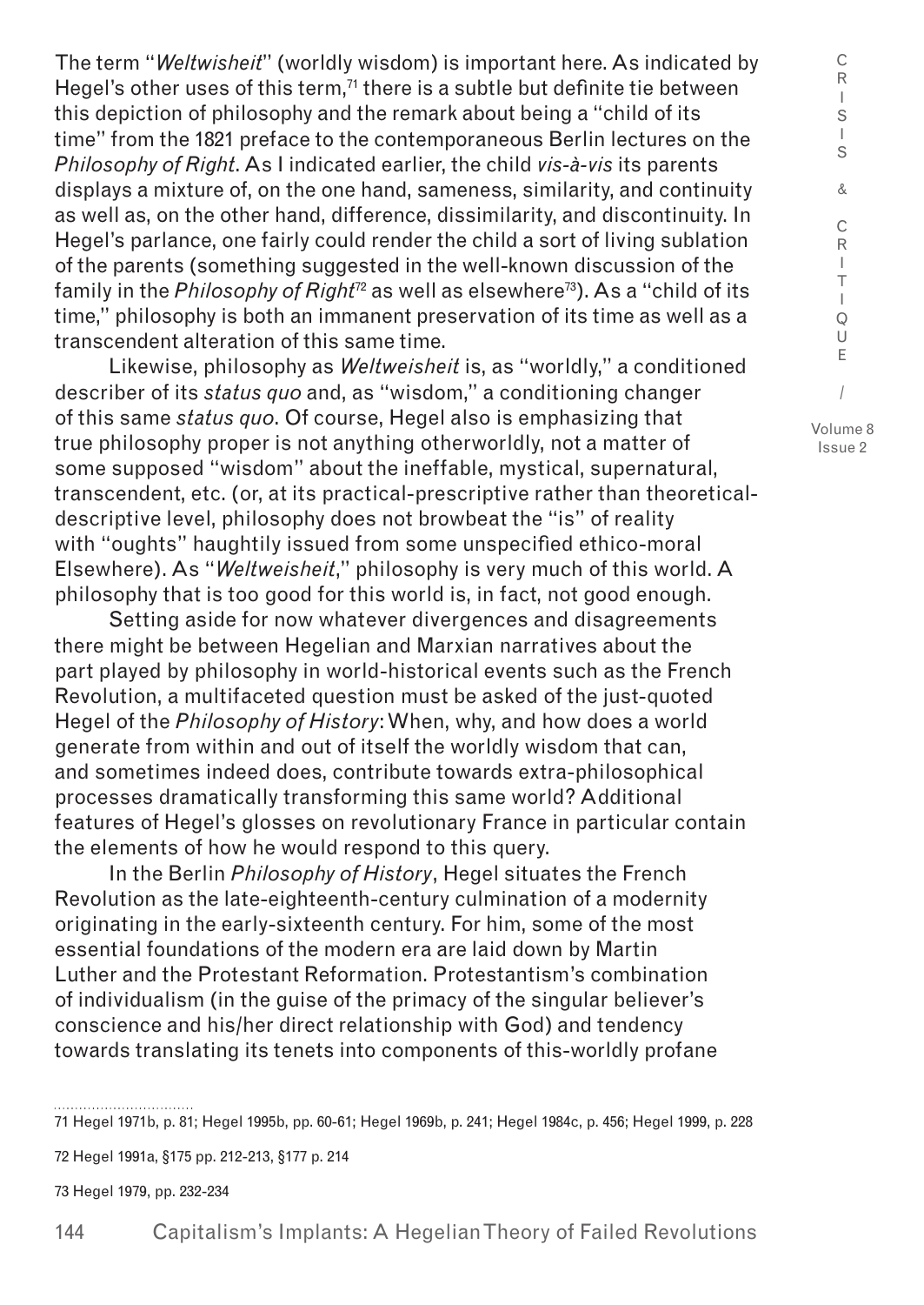The term "*Weltwisheit*" (worldly wisdom) is important here. As indicated by Hegel's other uses of this term,[71] there is a subtle but definite tie between this depiction of philosophy and the remark about being a "child of its time" from the 1821 preface to the contemporaneous Berlin lectures on the *Philosophy of Right*. As I indicated earlier, the child *vis-à-vis* its parents displays a mixture of, on the one hand, sameness, similarity, and continuity as well as, on the other hand, difference, dissimilarity, and discontinuity. In Hegel's parlance, one fairly could render the child a sort of living sublation of the parents (something suggested in the well-known discussion of the family in the *Philosophy of Right*[72] as well as elsewhere[73]). As a "child of its time," philosophy is both an immanent preservation of its time as well as a transcendent alteration of this same time.

Likewise, philosophy as *Weltweisheit* is, as "worldly," a conditioned describer of its *status quo* and, as "wisdom," a conditioning changer of this same *status quo*. Of course, Hegel also is emphasizing that true philosophy proper is not anything otherworldly, not a matter of some supposed "wisdom" about the ineffable, mystical, supernatural, transcendent, etc. (or, at its practical-prescriptive rather than theoretical-descriptive level, philosophy does not browbeat the "is" of reality with "oughts" haughtily issued from some unspecified ethico-moral Elsewhere). As "*Weltweisheit*," philosophy is very much of this world. A philosophy that is too good for this world is, in fact, not good enough.

Setting aside for now whatever divergences and disagreements there might be between Hegelian and Marxian narratives about the part played by philosophy in world-historical events such as the French Revolution, a multifaceted question must be asked of the just-quoted Hegel of the *Philosophy of History*: When, why, and how does a world generate from within and out of itself the worldly wisdom that can, and sometimes indeed does, contribute towards extra-philosophical processes dramatically transforming this same world? Additional features of Hegel's glosses on revolutionary France in particular contain the elements of how he would respond to this query.

In the Berlin *Philosophy of History*, Hegel situates the French Revolution as the late-eighteenth-century culmination of a modernity originating in the early-sixteenth century. For him, some of the most essential foundations of the modern era are laid down by Martin Luther and the Protestant Reformation. Protestantism's combination of individualism (in the guise of the primacy of the singular believer's conscience and his/her direct relationship with God) and tendency towards translating its tenets into components of this-worldly profane

71 Hegel 1971b, p. 81; Hegel 1995b, pp. 60-61; Hegel 1969b, p. 241; Hegel 1984c, p. 456; Hegel 1999, p. 228

72 Hegel 1991a, §175 pp. 212-213, §177 p. 214

73 Hegel 1979, pp. 232-234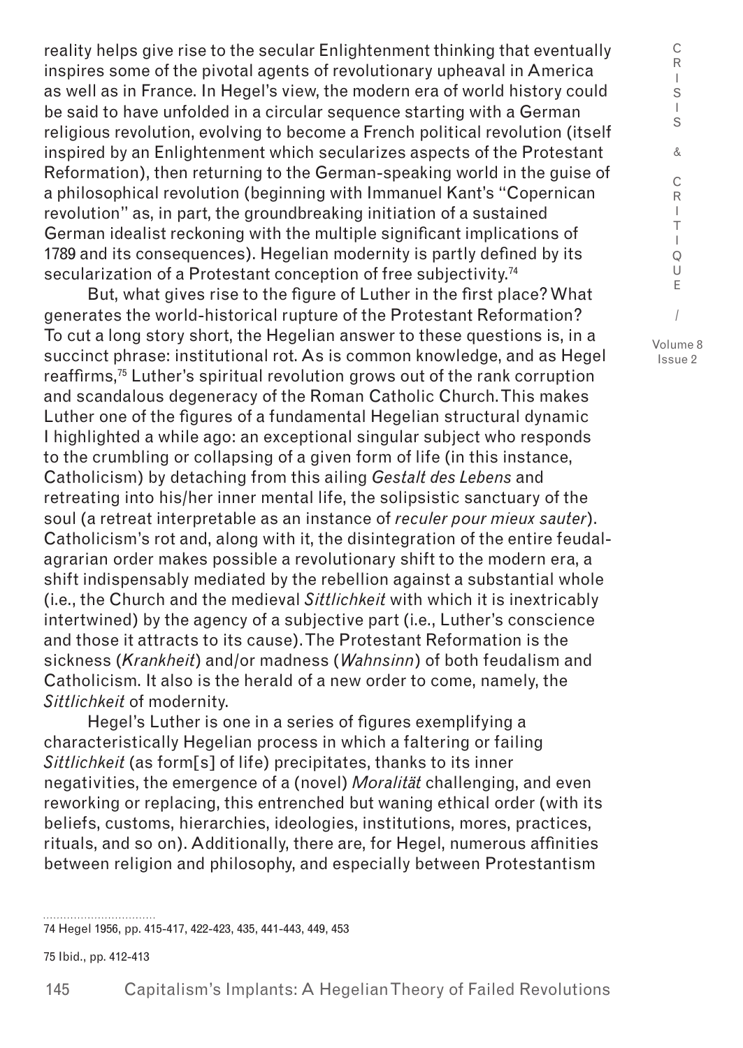reality helps give rise to the secular Enlightenment thinking that eventually inspires some of the pivotal agents of revolutionary upheaval in America as well as in France. In Hegel's view, the modern era of world history could be said to have unfolded in a circular sequence starting with a German religious revolution, evolving to become a French political revolution (itself inspired by an Enlightenment which secularizes aspects of the Protestant Reformation), then returning to the German-speaking world in the guise of a philosophical revolution (beginning with Immanuel Kant's "Copernican revolution" as, in part, the groundbreaking initiation of a sustained German idealist reckoning with the multiple significant implications of 1789 and its consequences). Hegelian modernity is partly defined by its secularization of a Protestant conception of free subjectivity.[74]

But, what gives rise to the figure of Luther in the first place? What generates the world-historical rupture of the Protestant Reformation? To cut a long story short, the Hegelian answer to these questions is, in a succinct phrase: institutional rot. As is common knowledge, and as Hegel reaffirms,[75] Luther's spiritual revolution grows out of the rank corruption and scandalous degeneracy of the Roman Catholic Church. This makes Luther one of the figures of a fundamental Hegelian structural dynamic I highlighted a while ago: an exceptional singular subject who responds to the crumbling or collapsing of a given form of life (in this instance, Catholicism) by detaching from this ailing *Gestalt des Lebens* and retreating into his/her inner mental life, the solipsistic sanctuary of the soul (a retreat interpretable as an instance of *reculer pour mieux sauter*). Catholicism's rot and, along with it, the disintegration of the entire feudal-agrarian order makes possible a revolutionary shift to the modern era, a shift indispensably mediated by the rebellion against a substantial whole (i.e., the Church and the medieval *Sittlichkeit* with which it is inextricably intertwined) by the agency of a subjective part (i.e., Luther's conscience and those it attracts to its cause). The Protestant Reformation is the sickness (*Krankheit*) and/or madness (*Wahnsinn*) of both feudalism and Catholicism. It also is the herald of a new order to come, namely, the *Sittlichkeit* of modernity.

Hegel's Luther is one in a series of figures exemplifying a characteristically Hegelian process in which a faltering or failing *Sittlichkeit* (as form[s] of life) precipitates, thanks to its inner negativities, the emergence of a (novel) *Moralität* challenging, and even reworking or replacing, this entrenched but waning ethical order (with its beliefs, customs, hierarchies, ideologies, institutions, mores, practices, rituals, and so on). Additionally, there are, for Hegel, numerous affinities between religion and philosophy, and especially between Protestantism

74 Hegel 1956, pp. 415-417, 422-423, 435, 441-443, 449, 453

75 Ibid., pp. 412-413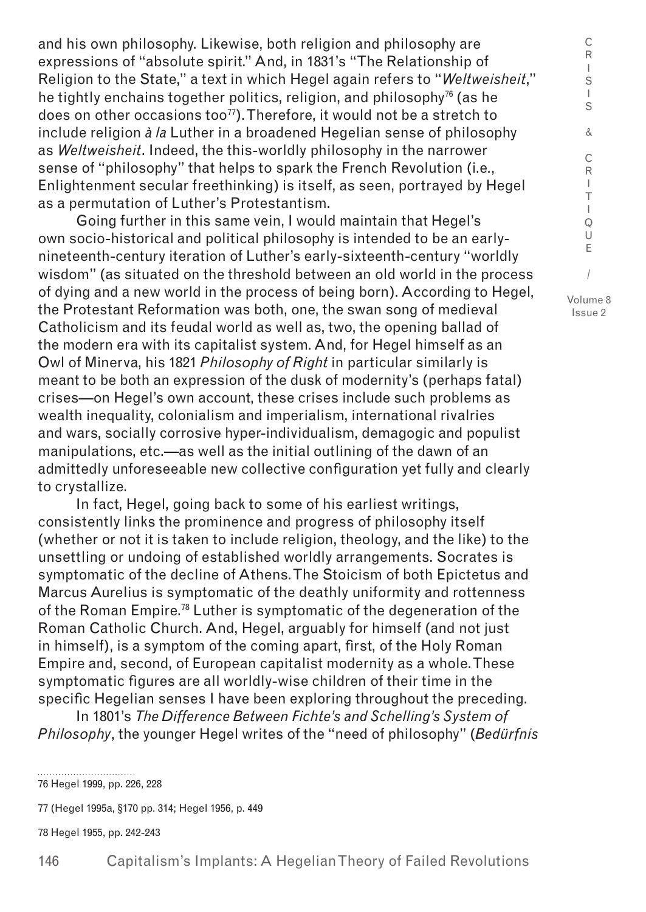and his own philosophy. Likewise, both religion and philosophy are expressions of "absolute spirit." And, in 1831's "The Relationship of Religion to the State," a text in which Hegel again refers to "*Weltweisheit*," he tightly enchains together politics, religion, and philosophy[76] (as he does on other occasions too[77]). Therefore, it would not be a stretch to include religion *à la* Luther in a broadened Hegelian sense of philosophy as *Weltweisheit*. Indeed, the this-worldly philosophy in the narrower sense of "philosophy" that helps to spark the French Revolution (i.e., Enlightenment secular freethinking) is itself, as seen, portrayed by Hegel as a permutation of Luther's Protestantism.

Going further in this same vein, I would maintain that Hegel's own socio-historical and political philosophy is intended to be an early-nineteenth-century iteration of Luther's early-sixteenth-century "worldly wisdom" (as situated on the threshold between an old world in the process of dying and a new world in the process of being born). According to Hegel, the Protestant Reformation was both, one, the swan song of medieval Catholicism and its feudal world as well as, two, the opening ballad of the modern era with its capitalist system. And, for Hegel himself as an Owl of Minerva, his 1821 *Philosophy of Right* in particular similarly is meant to be both an expression of the dusk of modernity's (perhaps fatal) crises—on Hegel's own account, these crises include such problems as wealth inequality, colonialism and imperialism, international rivalries and wars, socially corrosive hyper-individualism, demagogic and populist manipulations, etc.—as well as the initial outlining of the dawn of an admittedly unforeseeable new collective configuration yet fully and clearly to crystallize.

In fact, Hegel, going back to some of his earliest writings, consistently links the prominence and progress of philosophy itself (whether or not it is taken to include religion, theology, and the like) to the unsettling or undoing of established worldly arrangements. Socrates is symptomatic of the decline of Athens. The Stoicism of both Epictetus and Marcus Aurelius is symptomatic of the deathly uniformity and rottenness of the Roman Empire.[78] Luther is symptomatic of the degeneration of the Roman Catholic Church. And, Hegel, arguably for himself (and not just in himself), is a symptom of the coming apart, first, of the Holy Roman Empire and, second, of European capitalist modernity as a whole. These symptomatic figures are all worldly-wise children of their time in the specific Hegelian senses I have been exploring throughout the preceding.

In 1801's *The Difference Between Fichte's and Schelling's System of Philosophy*, the younger Hegel writes of the "need of philosophy" (*Bedürfnis*

---

76 Hegel 1999, pp. 226, 228

77 (Hegel 1995a, §170 pp. 314; Hegel 1956, p. 449

78 Hegel 1955, pp. 242-243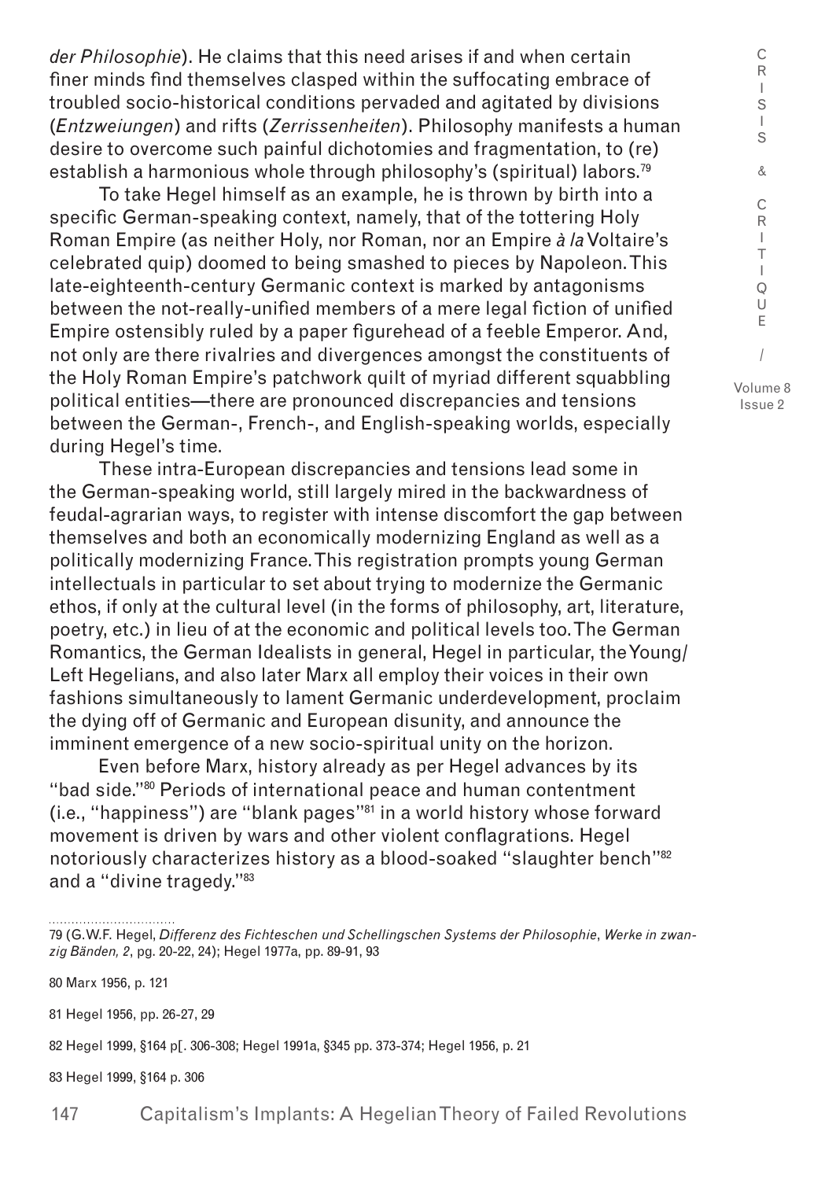*der Philosophie*). He claims that this need arises if and when certain finer minds find themselves clasped within the suffocating embrace of troubled socio-historical conditions pervaded and agitated by divisions (*Entzweiungen*) and rifts (*Zerrissenheiten*). Philosophy manifests a human desire to overcome such painful dichotomies and fragmentation, to (re) establish a harmonious whole through philosophy's (spiritual) labors.[79]

To take Hegel himself as an example, he is thrown by birth into a specific German-speaking context, namely, that of the tottering Holy Roman Empire (as neither Holy, nor Roman, nor an Empire *à la* Voltaire's celebrated quip) doomed to being smashed to pieces by Napoleon. This late-eighteenth-century Germanic context is marked by antagonisms between the not-really-unified members of a mere legal fiction of unified Empire ostensibly ruled by a paper figurehead of a feeble Emperor. And, not only are there rivalries and divergences amongst the constituents of the Holy Roman Empire's patchwork quilt of myriad different squabbling political entities—there are pronounced discrepancies and tensions between the German-, French-, and English-speaking worlds, especially during Hegel's time.

These intra-European discrepancies and tensions lead some in the German-speaking world, still largely mired in the backwardness of feudal-agrarian ways, to register with intense discomfort the gap between themselves and both an economically modernizing England as well as a politically modernizing France. This registration prompts young German intellectuals in particular to set about trying to modernize the Germanic ethos, if only at the cultural level (in the forms of philosophy, art, literature, poetry, etc.) in lieu of at the economic and political levels too. The German Romantics, the German Idealists in general, Hegel in particular, the Young/Left Hegelians, and also later Marx all employ their voices in their own fashions simultaneously to lament Germanic underdevelopment, proclaim the dying off of Germanic and European disunity, and announce the imminent emergence of a new socio-spiritual unity on the horizon.

Even before Marx, history already as per Hegel advances by its "bad side."[80] Periods of international peace and human contentment (i.e., "happiness") are "blank pages"[81] in a world history whose forward movement is driven by wars and other violent conflagrations. Hegel notoriously characterizes history as a blood-soaked "slaughter bench"[82] and a "divine tragedy."[83]

---

79 (G.W.F. Hegel, *Differenz des Fichteschen und Schellingschen Systems der Philosophie*, *Werke in zwanzig Bänden, 2*, pg. 20-22, 24); Hegel 1977a, pp. 89-91, 93

80 Marx 1956, p. 121

81 Hegel 1956, pp. 26-27, 29

82 Hegel 1999, §164 p[. 306-308; Hegel 1991a, §345 pp. 373-374; Hegel 1956, p. 21

83 Hegel 1999, §164 p. 306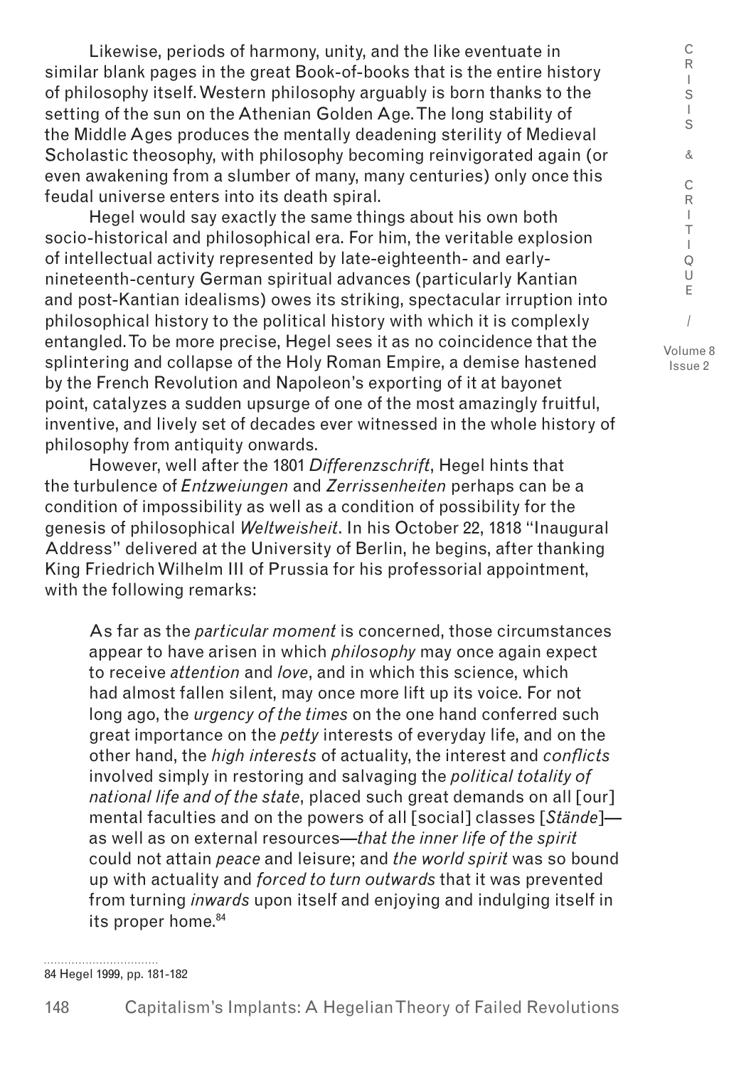Likewise, periods of harmony, unity, and the like eventuate in similar blank pages in the great Book-of-books that is the entire history of philosophy itself. Western philosophy arguably is born thanks to the setting of the sun on the Athenian Golden Age. The long stability of the Middle Ages produces the mentally deadening sterility of Medieval Scholastic theosophy, with philosophy becoming reinvigorated again (or even awakening from a slumber of many, many centuries) only once this feudal universe enters into its death spiral.

Hegel would say exactly the same things about his own both socio-historical and philosophical era. For him, the veritable explosion of intellectual activity represented by late-eighteenth- and early-nineteenth-century German spiritual advances (particularly Kantian and post-Kantian idealisms) owes its striking, spectacular irruption into philosophical history to the political history with which it is complexly entangled. To be more precise, Hegel sees it as no coincidence that the splintering and collapse of the Holy Roman Empire, a demise hastened by the French Revolution and Napoleon's exporting of it at bayonet point, catalyzes a sudden upsurge of one of the most amazingly fruitful, inventive, and lively set of decades ever witnessed in the whole history of philosophy from antiquity onwards.

However, well after the 1801 *Differenzschrift*, Hegel hints that the turbulence of *Entzweiungen* and *Zerrissenheiten* perhaps can be a condition of impossibility as well as a condition of possibility for the genesis of philosophical *Weltweisheit*. In his October 22, 1818 "Inaugural Address" delivered at the University of Berlin, he begins, after thanking King Friedrich Wilhelm III of Prussia for his professorial appointment, with the following remarks:

> As far as the *particular moment* is concerned, those circumstances appear to have arisen in which *philosophy* may once again expect to receive *attention* and *love*, and in which this science, which had almost fallen silent, may once more lift up its voice. For not long ago, the *urgency of the times* on the one hand conferred such great importance on the *petty* interests of everyday life, and on the other hand, the *high interests* of actuality, the interest and *conflicts* involved simply in restoring and salvaging the *political totality of national life and of the state*, placed such great demands on all [our] mental faculties and on the powers of all [social] classes [*Stände*]—as well as on external resources—*that the inner life of the spirit* could not attain *peace* and leisure; and *the world spirit* was so bound up with actuality and *forced to turn outwards* that it was prevented from turning *inwards* upon itself and enjoying and indulging itself in its proper home.[84]

84 Hegel 1999, pp. 181-182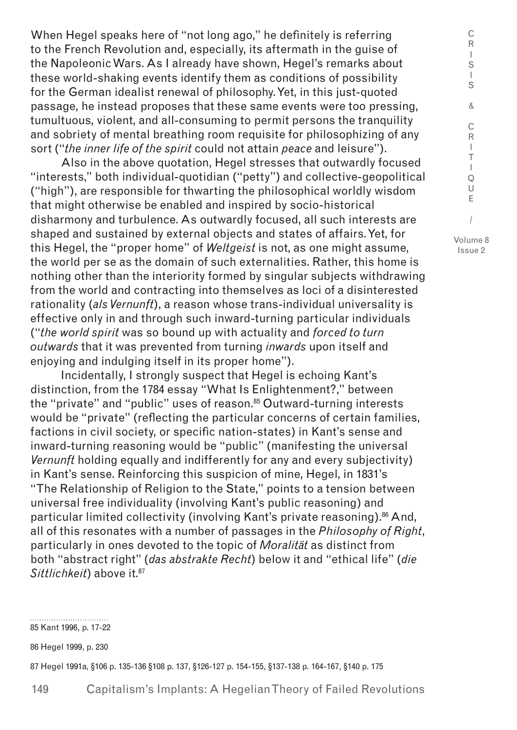When Hegel speaks here of "not long ago," he definitely is referring to the French Revolution and, especially, its aftermath in the guise of the Napoleonic Wars. As I already have shown, Hegel's remarks about these world-shaking events identify them as conditions of possibility for the German idealist renewal of philosophy. Yet, in this just-quoted passage, he instead proposes that these same events were too pressing, tumultuous, violent, and all-consuming to permit persons the tranquility and sobriety of mental breathing room requisite for philosophizing of any sort ("*the inner life of the spirit* could not attain *peace* and leisure").

Also in the above quotation, Hegel stresses that outwardly focused "interests," both individual-quotidian ("petty") and collective-geopolitical ("high"), are responsible for thwarting the philosophical worldly wisdom that might otherwise be enabled and inspired by socio-historical disharmony and turbulence. As outwardly focused, all such interests are shaped and sustained by external objects and states of affairs. Yet, for this Hegel, the "proper home" of *Weltgeist* is not, as one might assume, the world per se as the domain of such externalities. Rather, this home is nothing other than the interiority formed by singular subjects withdrawing from the world and contracting into themselves as loci of a disinterested rationality (*als Vernunft*), a reason whose trans-individual universality is effective only in and through such inward-turning particular individuals ("*the world spirit* was so bound up with actuality and *forced to turn outwards* that it was prevented from turning *inwards* upon itself and enjoying and indulging itself in its proper home").

Incidentally, I strongly suspect that Hegel is echoing Kant's distinction, from the 1784 essay "What Is Enlightenment?," between the "private" and "public" uses of reason.[85] Outward-turning interests would be "private" (reflecting the particular concerns of certain families, factions in civil society, or specific nation-states) in Kant's sense and inward-turning reasoning would be "public" (manifesting the universal *Vernunft* holding equally and indifferently for any and every subjectivity) in Kant's sense. Reinforcing this suspicion of mine, Hegel, in 1831's "The Relationship of Religion to the State," points to a tension between universal free individuality (involving Kant's public reasoning) and particular limited collectivity (involving Kant's private reasoning).[86] And, all of this resonates with a number of passages in the *Philosophy of Right*, particularly in ones devoted to the topic of *Moralität* as distinct from both "abstract right" (*das abstrakte Recht*) below it and "ethical life" (*die Sittlichkeit*) above it.[87]

---

85 Kant 1996, p. 17-22

86 Hegel 1999, p. 230

87 Hegel 1991a, §106 p. 135-136 §108 p. 137, §126-127 p. 154-155, §137-138 p. 164-167, §140 p. 175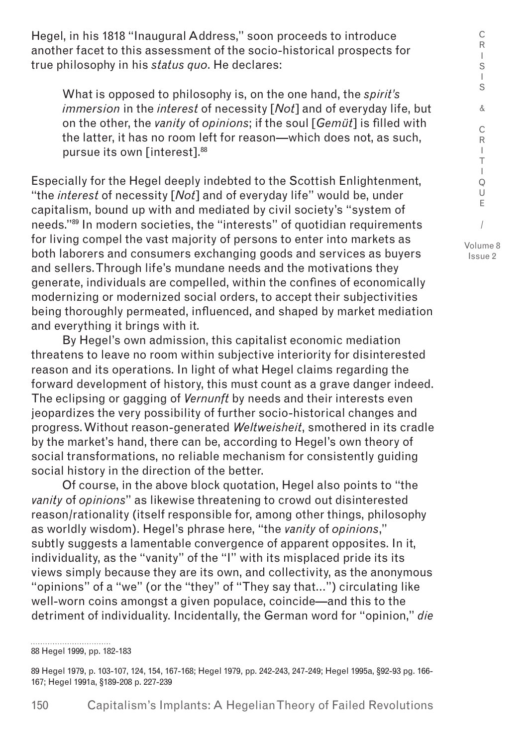Hegel, in his 1818 "Inaugural Address," soon proceeds to introduce another facet to this assessment of the socio-historical prospects for true philosophy in his *status quo*. He declares:

> What is opposed to philosophy is, on the one hand, the *spirit's immersion* in the *interest* of necessity [*Not*] and of everyday life, but on the other, the *vanity* of *opinions*; if the soul [*Gemüt*] is filled with the latter, it has no room left for reason—which does not, as such, pursue its own [interest].[88]

Especially for the Hegel deeply indebted to the Scottish Enlightenment, "the *interest* of necessity [*Not*] and of everyday life" would be, under capitalism, bound up with and mediated by civil society's "system of needs."[89] In modern societies, the "interests" of quotidian requirements for living compel the vast majority of persons to enter into markets as both laborers and consumers exchanging goods and services as buyers and sellers. Through life's mundane needs and the motivations they generate, individuals are compelled, within the confines of economically modernizing or modernized social orders, to accept their subjectivities being thoroughly permeated, influenced, and shaped by market mediation and everything it brings with it.

By Hegel's own admission, this capitalist economic mediation threatens to leave no room within subjective interiority for disinterested reason and its operations. In light of what Hegel claims regarding the forward development of history, this must count as a grave danger indeed. The eclipsing or gagging of *Vernunft* by needs and their interests even jeopardizes the very possibility of further socio-historical changes and progress. Without reason-generated *Weltweisheit*, smothered in its cradle by the market's hand, there can be, according to Hegel's own theory of social transformations, no reliable mechanism for consistently guiding social history in the direction of the better.

Of course, in the above block quotation, Hegel also points to "the *vanity* of *opinions*" as likewise threatening to crowd out disinterested reason/rationality (itself responsible for, among other things, philosophy as worldly wisdom). Hegel's phrase here, "the *vanity* of *opinions*," subtly suggests a lamentable convergence of apparent opposites. In it, individuality, as the "vanity" of the "I" with its misplaced pride its its views simply because they are its own, and collectivity, as the anonymous "opinions" of a "we" (or the "they" of "They say that...") circulating like well-worn coins amongst a given populace, coincide—and this to the detriment of individuality. Incidentally, the German word for "opinion," *die*

---

88 Hegel 1999, pp. 182-183

89 Hegel 1979, p. 103-107, 124, 154, 167-168; Hegel 1979, pp. 242-243, 247-249; Hegel 1995a, §92-93 pg. 166-167; Hegel 1991a, §189-208 p. 227-239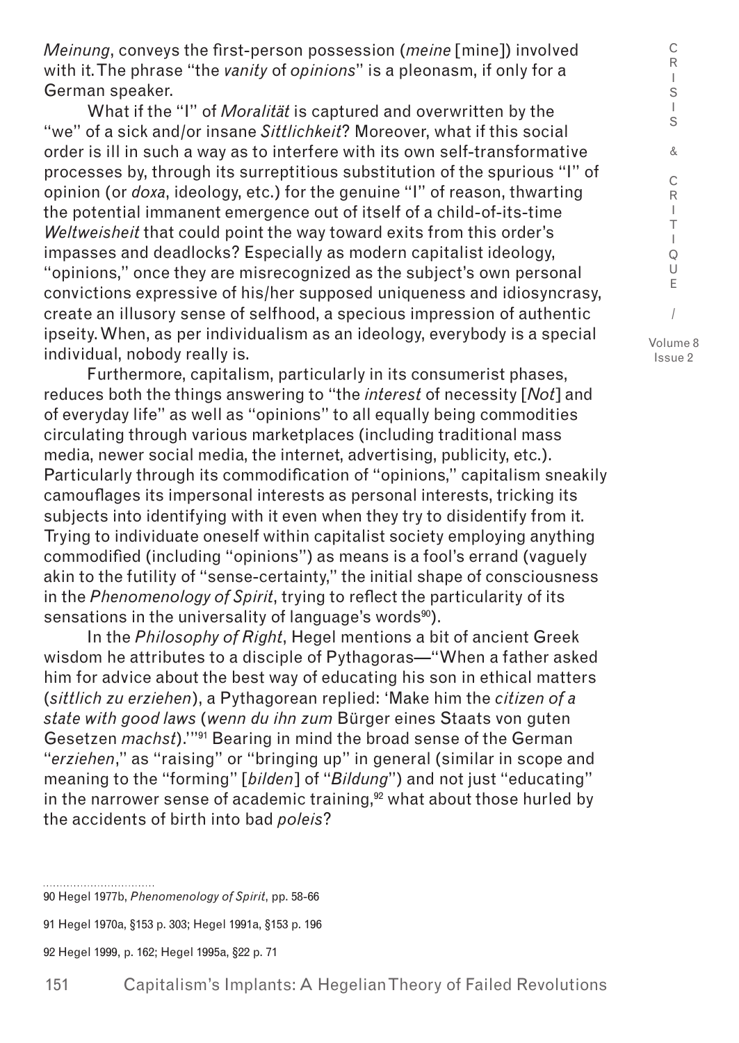*Meinung*, conveys the first-person possession (*meine* [mine]) involved with it. The phrase "the *vanity* of *opinions*" is a pleonasm, if only for a German speaker.

What if the "I" of *Moralität* is captured and overwritten by the "we" of a sick and/or insane *Sittlichkeit*? Moreover, what if this social order is ill in such a way as to interfere with its own self-transformative processes by, through its surreptitious substitution of the spurious "I" of opinion (or *doxa*, ideology, etc.) for the genuine "I" of reason, thwarting the potential immanent emergence out of itself of a child-of-its-time *Weltweisheit* that could point the way toward exits from this order's impasses and deadlocks? Especially as modern capitalist ideology, "opinions," once they are misrecognized as the subject's own personal convictions expressive of his/her supposed uniqueness and idiosyncrasy, create an illusory sense of selfhood, a specious impression of authentic ipseity. When, as per individualism as an ideology, everybody is a special individual, nobody really is.

Furthermore, capitalism, particularly in its consumerist phases, reduces both the things answering to "the *interest* of necessity [*Not*] and of everyday life" as well as "opinions" to all equally being commodities circulating through various marketplaces (including traditional mass media, newer social media, the internet, advertising, publicity, etc.). Particularly through its commodification of "opinions," capitalism sneakily camouflages its impersonal interests as personal interests, tricking its subjects into identifying with it even when they try to disidentify from it. Trying to individuate oneself within capitalist society employing anything commodified (including "opinions") as means is a fool's errand (vaguely akin to the futility of "sense-certainty," the initial shape of consciousness in the *Phenomenology of Spirit*, trying to reflect the particularity of its sensations in the universality of language's words[90]).

In the *Philosophy of Right*, Hegel mentions a bit of ancient Greek wisdom he attributes to a disciple of Pythagoras—"When a father asked him for advice about the best way of educating his son in ethical matters (*sittlich zu erziehen*), a Pythagorean replied: 'Make him the *citizen of a state with good laws* (*wenn du ihn zum* Bürger eines Staats von guten Gesetzen *machst*).'"[91] Bearing in mind the broad sense of the German "*erziehen*," as "raising" or "bringing up" in general (similar in scope and meaning to the "forming" [*bilden*] of "*Bildung*") and not just "educating" in the narrower sense of academic training,[92] what about those hurled by the accidents of birth into bad *poleis*?

---

90 Hegel 1977b, *Phenomenology of Spirit*, pp. 58-66

91 Hegel 1970a, §153 p. 303; Hegel 1991a, §153 p. 196

92 Hegel 1999, p. 162; Hegel 1995a, §22 p. 71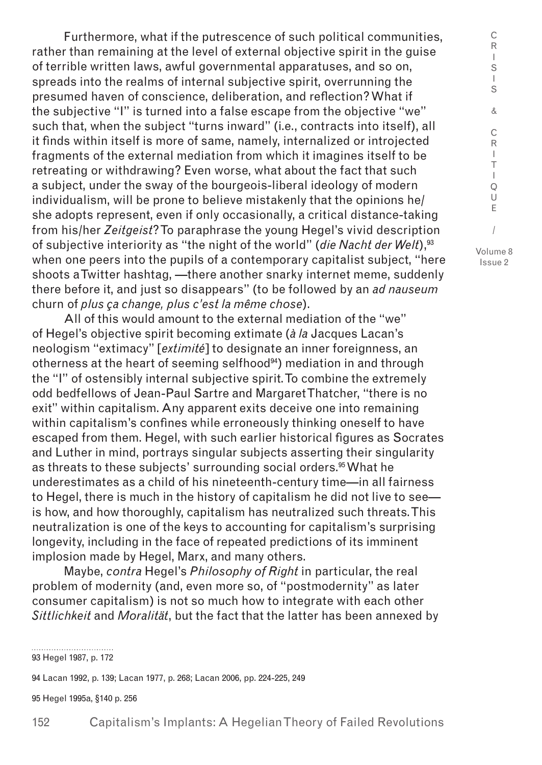Furthermore, what if the putrescence of such political communities, rather than remaining at the level of external objective spirit in the guise of terrible written laws, awful governmental apparatuses, and so on, spreads into the realms of internal subjective spirit, overrunning the presumed haven of conscience, deliberation, and reflection? What if the subjective "I" is turned into a false escape from the objective "we" such that, when the subject "turns inward" (i.e., contracts into itself), all it finds within itself is more of same, namely, internalized or introjected fragments of the external mediation from which it imagines itself to be retreating or withdrawing? Even worse, what about the fact that such a subject, under the sway of the bourgeois-liberal ideology of modern individualism, will be prone to believe mistakenly that the opinions he/she adopts represent, even if only occasionally, a critical distance-taking from his/her *Zeitgeist*? To paraphrase the young Hegel's vivid description of subjective interiority as "the night of the world" (*die Nacht der Welt*),[93] when one peers into the pupils of a contemporary capitalist subject, "here shoots a Twitter hashtag, —there another snarky internet meme, suddenly there before it, and just so disappears" (to be followed by an *ad nauseum* churn of *plus ça change, plus c'est la même chose*).

All of this would amount to the external mediation of the "we" of Hegel's objective spirit becoming extimate (*à la* Jacques Lacan's neologism "extimacy" [*extimité*] to designate an inner foreignness, an otherness at the heart of seeming selfhood[94]) mediation in and through the "I" of ostensibly internal subjective spirit. To combine the extremely odd bedfellows of Jean-Paul Sartre and Margaret Thatcher, "there is no exit" within capitalism. Any apparent exits deceive one into remaining within capitalism's confines while erroneously thinking oneself to have escaped from them. Hegel, with such earlier historical figures as Socrates and Luther in mind, portrays singular subjects asserting their singularity as threats to these subjects' surrounding social orders.[95] What he underestimates as a child of his nineteenth-century time—in all fairness to Hegel, there is much in the history of capitalism he did not live to see—is how, and how thoroughly, capitalism has neutralized such threats. This neutralization is one of the keys to accounting for capitalism's surprising longevity, including in the face of repeated predictions of its imminent implosion made by Hegel, Marx, and many others.

Maybe, *contra* Hegel's *Philosophy of Right* in particular, the real problem of modernity (and, even more so, of "postmodernity" as later consumer capitalism) is not so much how to integrate with each other *Sittlichkeit* and *Moralität*, but the fact that the latter has been annexed by

---

93 Hegel 1987, p. 172

94 Lacan 1992, p. 139; Lacan 1977, p. 268; Lacan 2006, pp. 224-225, 249

95 Hegel 1995a, §140 p. 256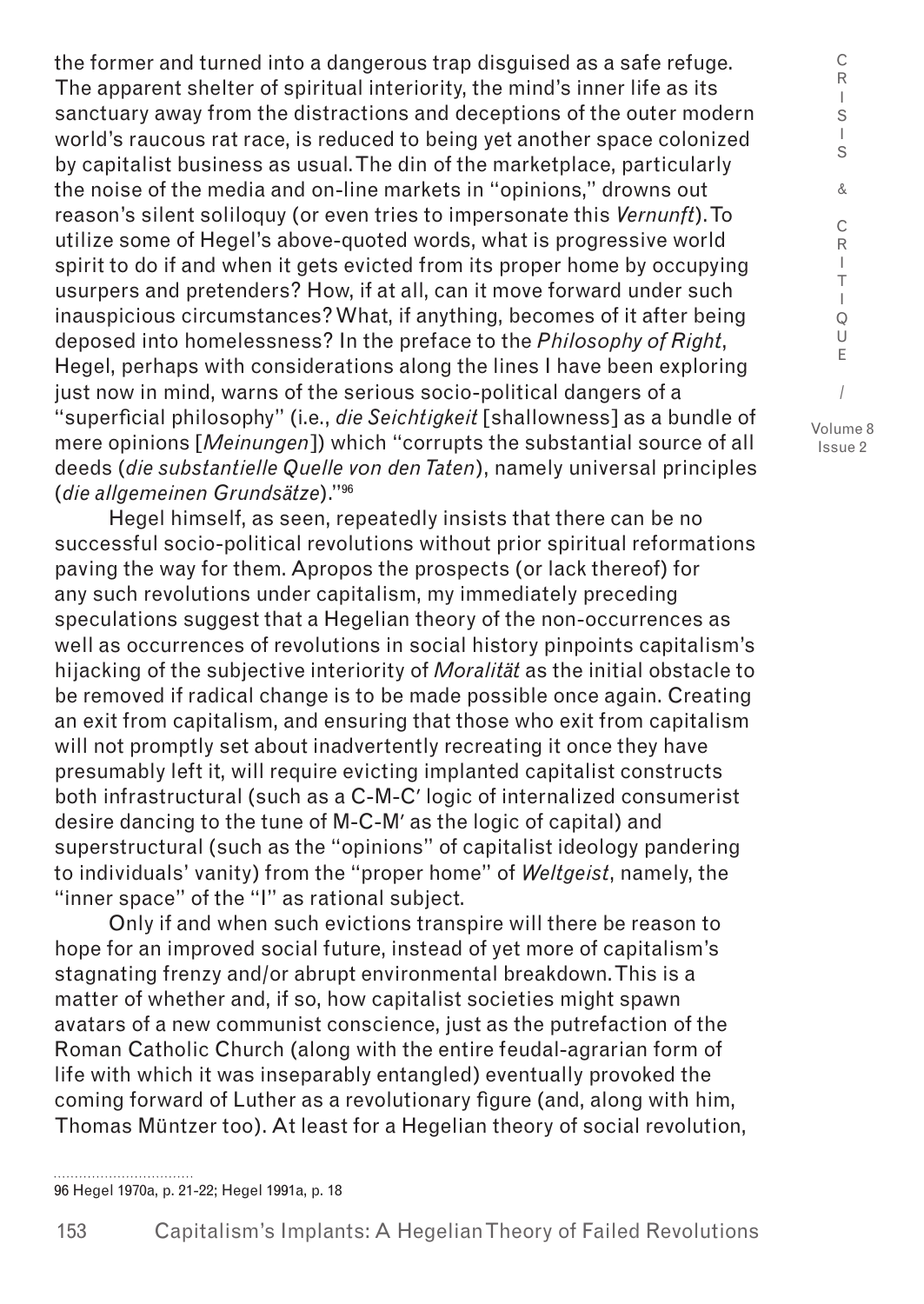the former and turned into a dangerous trap disguised as a safe refuge. The apparent shelter of spiritual interiority, the mind's inner life as its sanctuary away from the distractions and deceptions of the outer modern world's raucous rat race, is reduced to being yet another space colonized by capitalist business as usual. The din of the marketplace, particularly the noise of the media and on-line markets in "opinions," drowns out reason's silent soliloquy (or even tries to impersonate this *Vernunft*). To utilize some of Hegel's above-quoted words, what is progressive world spirit to do if and when it gets evicted from its proper home by occupying usurpers and pretenders? How, if at all, can it move forward under such inauspicious circumstances? What, if anything, becomes of it after being deposed into homelessness? In the preface to the *Philosophy of Right*, Hegel, perhaps with considerations along the lines I have been exploring just now in mind, warns of the serious socio-political dangers of a "superficial philosophy" (i.e., *die Seichtigkeit* [shallowness] as a bundle of mere opinions [*Meinungen*]) which "corrupts the substantial source of all deeds (*die substantielle Quelle von den Taten*), namely universal principles (*die allgemeinen Grundsätze*)."[96]

Hegel himself, as seen, repeatedly insists that there can be no successful socio-political revolutions without prior spiritual reformations paving the way for them. Apropos the prospects (or lack thereof) for any such revolutions under capitalism, my immediately preceding speculations suggest that a Hegelian theory of the non-occurrences as well as occurrences of revolutions in social history pinpoints capitalism's hijacking of the subjective interiority of *Moralität* as the initial obstacle to be removed if radical change is to be made possible once again. Creating an exit from capitalism, and ensuring that those who exit from capitalism will not promptly set about inadvertently recreating it once they have presumably left it, will require evicting implanted capitalist constructs both infrastructural (such as a C-M-C′ logic of internalized consumerist desire dancing to the tune of M-C-M′ as the logic of capital) and superstructural (such as the "opinions" of capitalist ideology pandering to individuals' vanity) from the "proper home" of *Weltgeist*, namely, the "inner space" of the "I" as rational subject.

Only if and when such evictions transpire will there be reason to hope for an improved social future, instead of yet more of capitalism's stagnating frenzy and/or abrupt environmental breakdown. This is a matter of whether and, if so, how capitalist societies might spawn avatars of a new communist conscience, just as the putrefaction of the Roman Catholic Church (along with the entire feudal-agrarian form of life with which it was inseparably entangled) eventually provoked the coming forward of Luther as a revolutionary figure (and, along with him, Thomas Müntzer too). At least for a Hegelian theory of social revolution,

96 Hegel 1970a, p. 21-22; Hegel 1991a, p. 18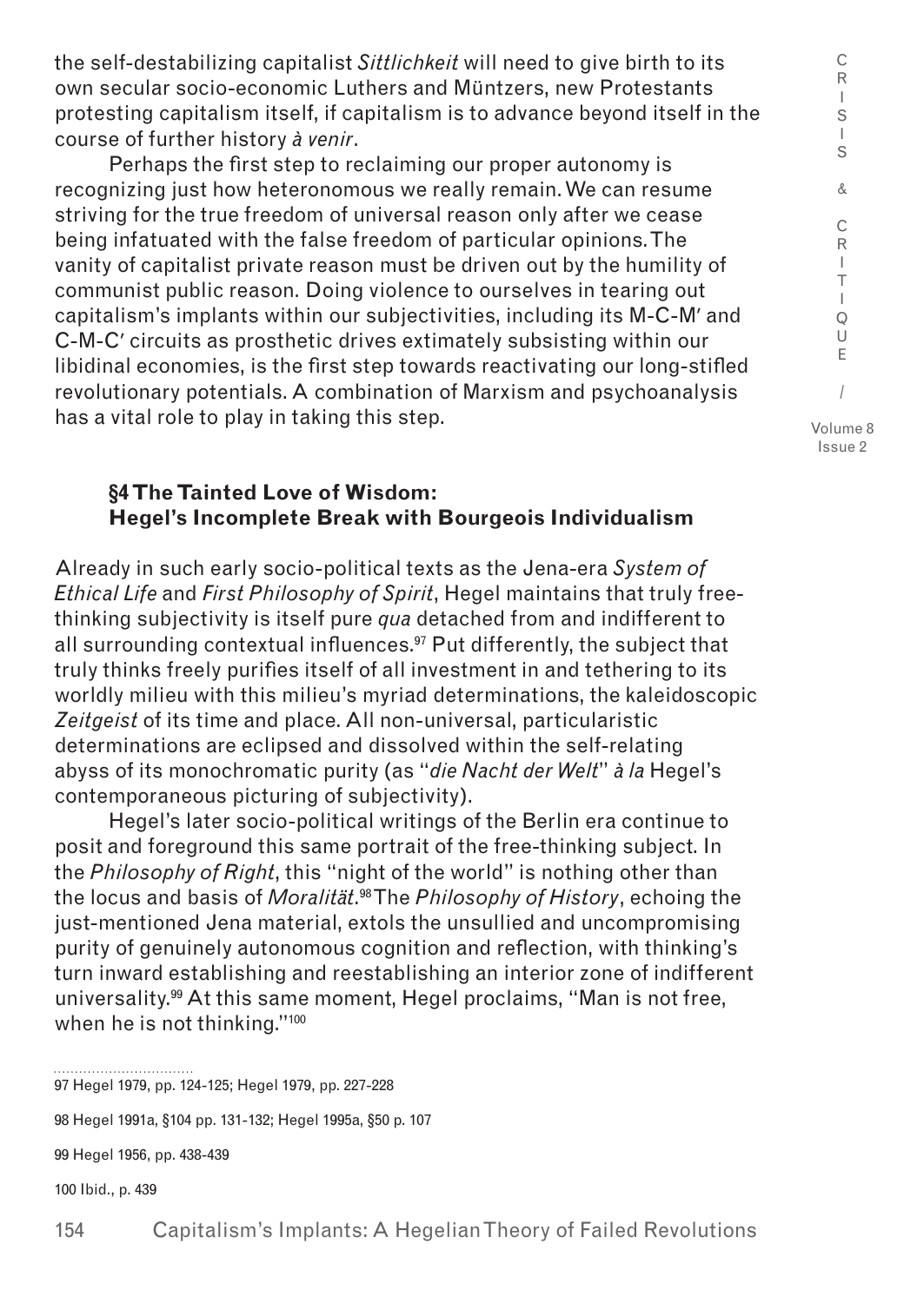the self-destabilizing capitalist *Sittlichkeit* will need to give birth to its own secular socio-economic Luthers and Müntzers, new Protestants protesting capitalism itself, if capitalism is to advance beyond itself in the course of further history *à venir*.

Perhaps the first step to reclaiming our proper autonomy is recognizing just how heteronomous we really remain. We can resume striving for the true freedom of universal reason only after we cease being infatuated with the false freedom of particular opinions. The vanity of capitalist private reason must be driven out by the humility of communist public reason. Doing violence to ourselves in tearing out capitalism's implants within our subjectivities, including its M-C-M′ and C-M-C′ circuits as prosthetic drives extimately subsisting within our libidinal economies, is the first step towards reactivating our long-stifled revolutionary potentials. A combination of Marxism and psychoanalysis has a vital role to play in taking this step.

## §4 The Tainted Love of Wisdom: Hegel's Incomplete Break with Bourgeois Individualism

Already in such early socio-political texts as the Jena-era *System of Ethical Life* and *First Philosophy of Spirit*, Hegel maintains that truly free-thinking subjectivity is itself pure *qua* detached from and indifferent to all surrounding contextual influences.[97] Put differently, the subject that truly thinks freely purifies itself of all investment in and tethering to its worldly milieu with this milieu's myriad determinations, the kaleidoscopic *Zeitgeist* of its time and place. All non-universal, particularistic determinations are eclipsed and dissolved within the self-relating abyss of its monochromatic purity (as "*die Nacht der Welt*" *à la* Hegel's contemporaneous picturing of subjectivity).

Hegel's later socio-political writings of the Berlin era continue to posit and foreground this same portrait of the free-thinking subject. In the *Philosophy of Right*, this "night of the world" is nothing other than the locus and basis of *Moralität*.[98] The *Philosophy of History*, echoing the just-mentioned Jena material, extols the unsullied and uncompromising purity of genuinely autonomous cognition and reflection, with thinking's turn inward establishing and reestablishing an interior zone of indifferent universality.[99] At this same moment, Hegel proclaims, "Man is not free, when he is not thinking."[100]

97 Hegel 1979, pp. 124-125; Hegel 1979, pp. 227-228

98 Hegel 1991a, §104 pp. 131-132; Hegel 1995a, §50 p. 107

99 Hegel 1956, pp. 438-439

100 Ibid., p. 439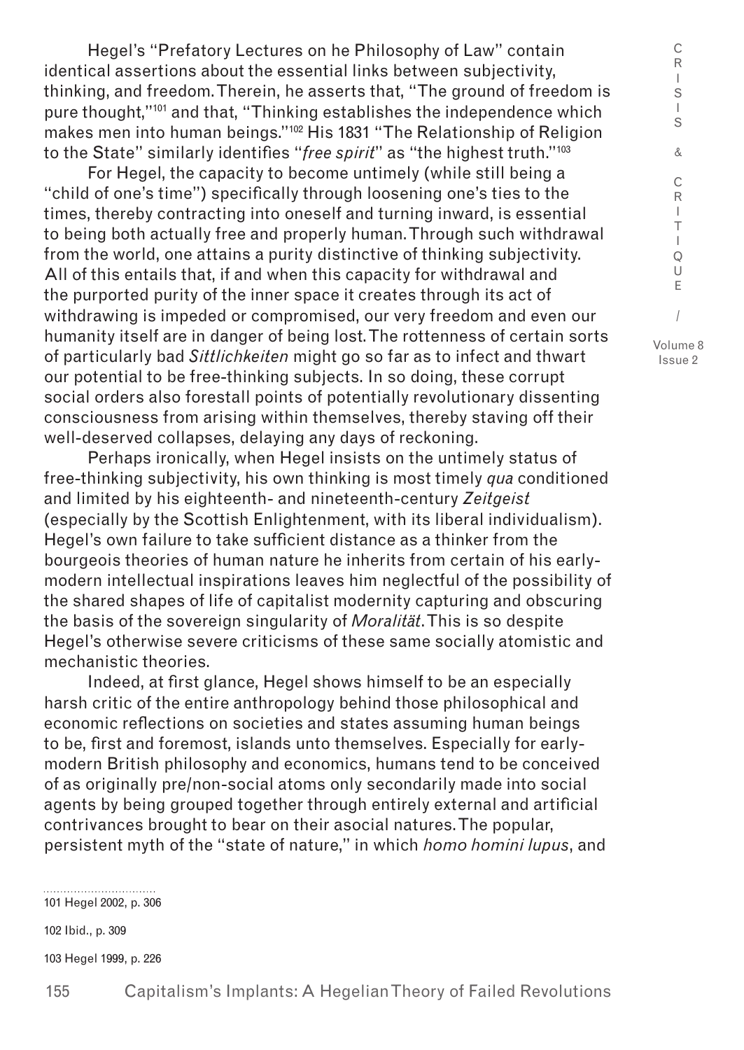Hegel's "Prefatory Lectures on he Philosophy of Law" contain identical assertions about the essential links between subjectivity, thinking, and freedom. Therein, he asserts that, "The ground of freedom is pure thought,"[101] and that, "Thinking establishes the independence which makes men into human beings."[102] His 1831 "The Relationship of Religion to the State" similarly identifies "*free spirit*" as "the highest truth."[103]

For Hegel, the capacity to become untimely (while still being a "child of one's time") specifically through loosening one's ties to the times, thereby contracting into oneself and turning inward, is essential to being both actually free and properly human. Through such withdrawal from the world, one attains a purity distinctive of thinking subjectivity. All of this entails that, if and when this capacity for withdrawal and the purported purity of the inner space it creates through its act of withdrawing is impeded or compromised, our very freedom and even our humanity itself are in danger of being lost. The rottenness of certain sorts of particularly bad *Sittlichkeiten* might go so far as to infect and thwart our potential to be free-thinking subjects. In so doing, these corrupt social orders also forestall points of potentially revolutionary dissenting consciousness from arising within themselves, thereby staving off their well-deserved collapses, delaying any days of reckoning.

Perhaps ironically, when Hegel insists on the untimely status of free-thinking subjectivity, his own thinking is most timely *qua* conditioned and limited by his eighteenth- and nineteenth-century *Zeitgeist* (especially by the Scottish Enlightenment, with its liberal individualism). Hegel's own failure to take sufficient distance as a thinker from the bourgeois theories of human nature he inherits from certain of his early-modern intellectual inspirations leaves him neglectful of the possibility of the shared shapes of life of capitalist modernity capturing and obscuring the basis of the sovereign singularity of *Moralität*. This is so despite Hegel's otherwise severe criticisms of these same socially atomistic and mechanistic theories.

Indeed, at first glance, Hegel shows himself to be an especially harsh critic of the entire anthropology behind those philosophical and economic reflections on societies and states assuming human beings to be, first and foremost, islands unto themselves. Especially for early-modern British philosophy and economics, humans tend to be conceived of as originally pre/non-social atoms only secondarily made into social agents by being grouped together through entirely external and artificial contrivances brought to bear on their asocial natures. The popular, persistent myth of the "state of nature," in which *homo homini lupus*, and

101 Hegel 2002, p. 306

102 Ibid., p. 309

103 Hegel 1999, p. 226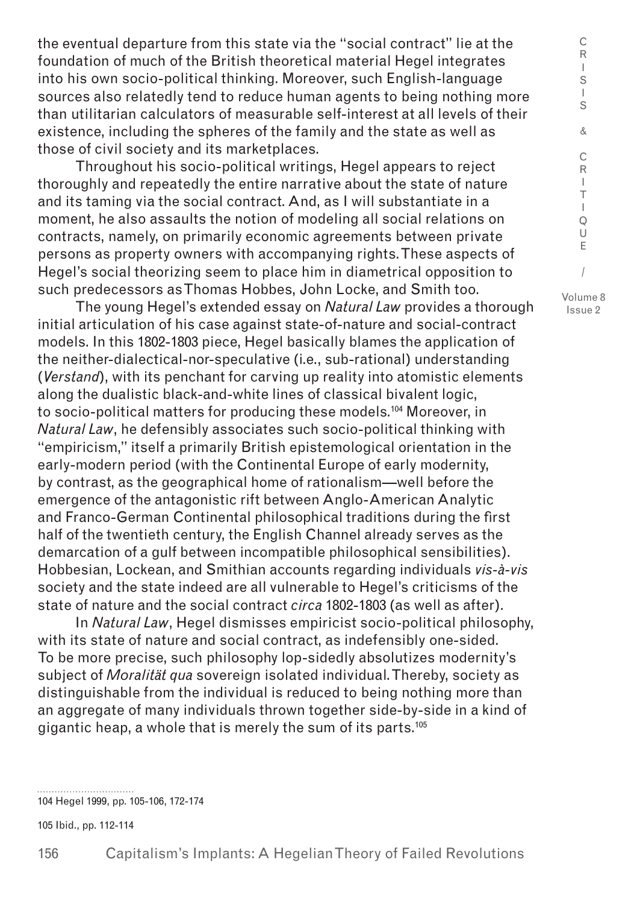the eventual departure from this state via the "social contract" lie at the foundation of much of the British theoretical material Hegel integrates into his own socio-political thinking. Moreover, such English-language sources also relatedly tend to reduce human agents to being nothing more than utilitarian calculators of measurable self-interest at all levels of their existence, including the spheres of the family and the state as well as those of civil society and its marketplaces.

Throughout his socio-political writings, Hegel appears to reject thoroughly and repeatedly the entire narrative about the state of nature and its taming via the social contract. And, as I will substantiate in a moment, he also assaults the notion of modeling all social relations on contracts, namely, on primarily economic agreements between private persons as property owners with accompanying rights. These aspects of Hegel's social theorizing seem to place him in diametrical opposition to such predecessors as Thomas Hobbes, John Locke, and Smith too.

The young Hegel's extended essay on *Natural Law* provides a thorough initial articulation of his case against state-of-nature and social-contract models. In this 1802-1803 piece, Hegel basically blames the application of the neither-dialectical-nor-speculative (i.e., sub-rational) understanding (*Verstand*), with its penchant for carving up reality into atomistic elements along the dualistic black-and-white lines of classical bivalent logic, to socio-political matters for producing these models.[104] Moreover, in *Natural Law*, he defensibly associates such socio-political thinking with "empiricism," itself a primarily British epistemological orientation in the early-modern period (with the Continental Europe of early modernity, by contrast, as the geographical home of rationalism—well before the emergence of the antagonistic rift between Anglo-American Analytic and Franco-German Continental philosophical traditions during the first half of the twentieth century, the English Channel already serves as the demarcation of a gulf between incompatible philosophical sensibilities). Hobbesian, Lockean, and Smithian accounts regarding individuals *vis-à-vis* society and the state indeed are all vulnerable to Hegel's criticisms of the state of nature and the social contract *circa* 1802-1803 (as well as after).

In *Natural Law*, Hegel dismisses empiricist socio-political philosophy, with its state of nature and social contract, as indefensibly one-sided. To be more precise, such philosophy lop-sidedly absolutizes modernity's subject of *Moralität qua* sovereign isolated individual. Thereby, society as distinguishable from the individual is reduced to being nothing more than an aggregate of many individuals thrown together side-by-side in a kind of gigantic heap, a whole that is merely the sum of its parts.[105]

104 Hegel 1999, pp. 105-106, 172-174

105 Ibid., pp. 112-114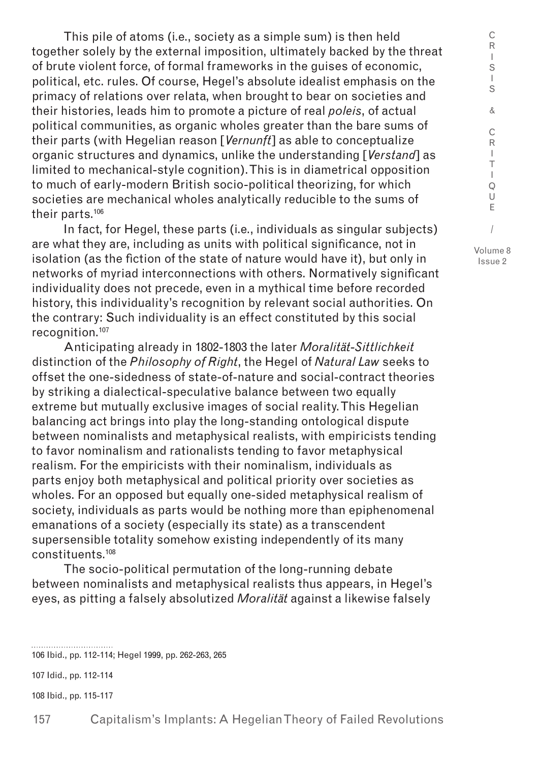This pile of atoms (i.e., society as a simple sum) is then held together solely by the external imposition, ultimately backed by the threat of brute violent force, of formal frameworks in the guises of economic, political, etc. rules. Of course, Hegel's absolute idealist emphasis on the primacy of relations over relata, when brought to bear on societies and their histories, leads him to promote a picture of real *poleis*, of actual political communities, as organic wholes greater than the bare sums of their parts (with Hegelian reason [*Vernunft*] as able to conceptualize organic structures and dynamics, unlike the understanding [*Verstand*] as limited to mechanical-style cognition). This is in diametrical opposition to much of early-modern British socio-political theorizing, for which societies are mechanical wholes analytically reducible to the sums of their parts.[106]

In fact, for Hegel, these parts (i.e., individuals as singular subjects) are what they are, including as units with political significance, not in isolation (as the fiction of the state of nature would have it), but only in networks of myriad interconnections with others. Normatively significant individuality does not precede, even in a mythical time before recorded history, this individuality's recognition by relevant social authorities. On the contrary: Such individuality is an effect constituted by this social recognition.[107]

Anticipating already in 1802-1803 the later *Moralität-Sittlichkeit* distinction of the *Philosophy of Right*, the Hegel of *Natural Law* seeks to offset the one-sidedness of state-of-nature and social-contract theories by striking a dialectical-speculative balance between two equally extreme but mutually exclusive images of social reality. This Hegelian balancing act brings into play the long-standing ontological dispute between nominalists and metaphysical realists, with empiricists tending to favor nominalism and rationalists tending to favor metaphysical realism. For the empiricists with their nominalism, individuals as parts enjoy both metaphysical and political priority over societies as wholes. For an opposed but equally one-sided metaphysical realism of society, individuals as parts would be nothing more than epiphenomenal emanations of a society (especially its state) as a transcendent supersensible totality somehow existing independently of its many constituents.[108]

The socio-political permutation of the long-running debate between nominalists and metaphysical realists thus appears, in Hegel's eyes, as pitting a falsely absolutized *Moralität* against a likewise falsely

---

106 Ibid., pp. 112-114; Hegel 1999, pp. 262-263, 265

107 Idid., pp. 112-114

108 Ibid., pp. 115-117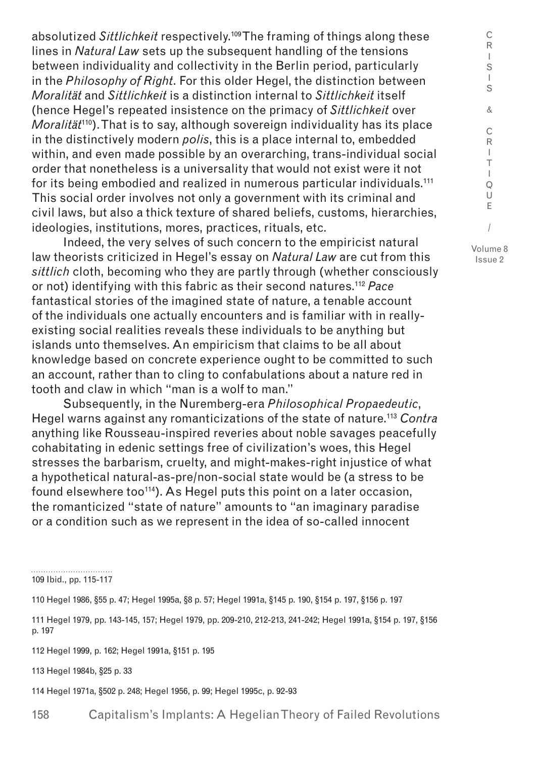absolutized *Sittlichkeit* respectively.[109] The framing of things along these lines in *Natural Law* sets up the subsequent handling of the tensions between individuality and collectivity in the Berlin period, particularly in the *Philosophy of Right*. For this older Hegel, the distinction between *Moralität* and *Sittlichkeit* is a distinction internal to *Sittlichkeit* itself (hence Hegel's repeated insistence on the primacy of *Sittlichkeit* over *Moralität*[110]). That is to say, although sovereign individuality has its place in the distinctively modern *polis*, this is a place internal to, embedded within, and even made possible by an overarching, trans-individual social order that nonetheless is a universality that would not exist were it not for its being embodied and realized in numerous particular individuals.[111] This social order involves not only a government with its criminal and civil laws, but also a thick texture of shared beliefs, customs, hierarchies, ideologies, institutions, mores, practices, rituals, etc.

Indeed, the very selves of such concern to the empiricist natural law theorists criticized in Hegel's essay on *Natural Law* are cut from this *sittlich* cloth, becoming who they are partly through (whether consciously or not) identifying with this fabric as their second natures.[112] *Pace* fantastical stories of the imagined state of nature, a tenable account of the individuals one actually encounters and is familiar with in really-existing social realities reveals these individuals to be anything but islands unto themselves. An empiricism that claims to be all about knowledge based on concrete experience ought to be committed to such an account, rather than to cling to confabulations about a nature red in tooth and claw in which "man is a wolf to man."

Subsequently, in the Nuremberg-era *Philosophical Propaedeutic*, Hegel warns against any romanticizations of the state of nature.[113] *Contra* anything like Rousseau-inspired reveries about noble savages peacefully cohabitating in edenic settings free of civilization's woes, this Hegel stresses the barbarism, cruelty, and might-makes-right injustice of what a hypothetical natural-as-pre/non-social state would be (a stress to be found elsewhere too[114]). As Hegel puts this point on a later occasion, the romanticized "state of nature" amounts to "an imaginary paradise or a condition such as we represent in the idea of so-called innocent

---

109 Ibid., pp. 115-117

110 Hegel 1986, §55 p. 47; Hegel 1995a, §8 p. 57; Hegel 1991a, §145 p. 190, §154 p. 197, §156 p. 197

111 Hegel 1979, pp. 143-145, 157; Hegel 1979, pp. 209-210, 212-213, 241-242; Hegel 1991a, §154 p. 197, §156 p. 197

112 Hegel 1999, p. 162; Hegel 1991a, §151 p. 195

113 Hegel 1984b, §25 p. 33

114 Hegel 1971a, §502 p. 248; Hegel 1956, p. 99; Hegel 1995c, p. 92-93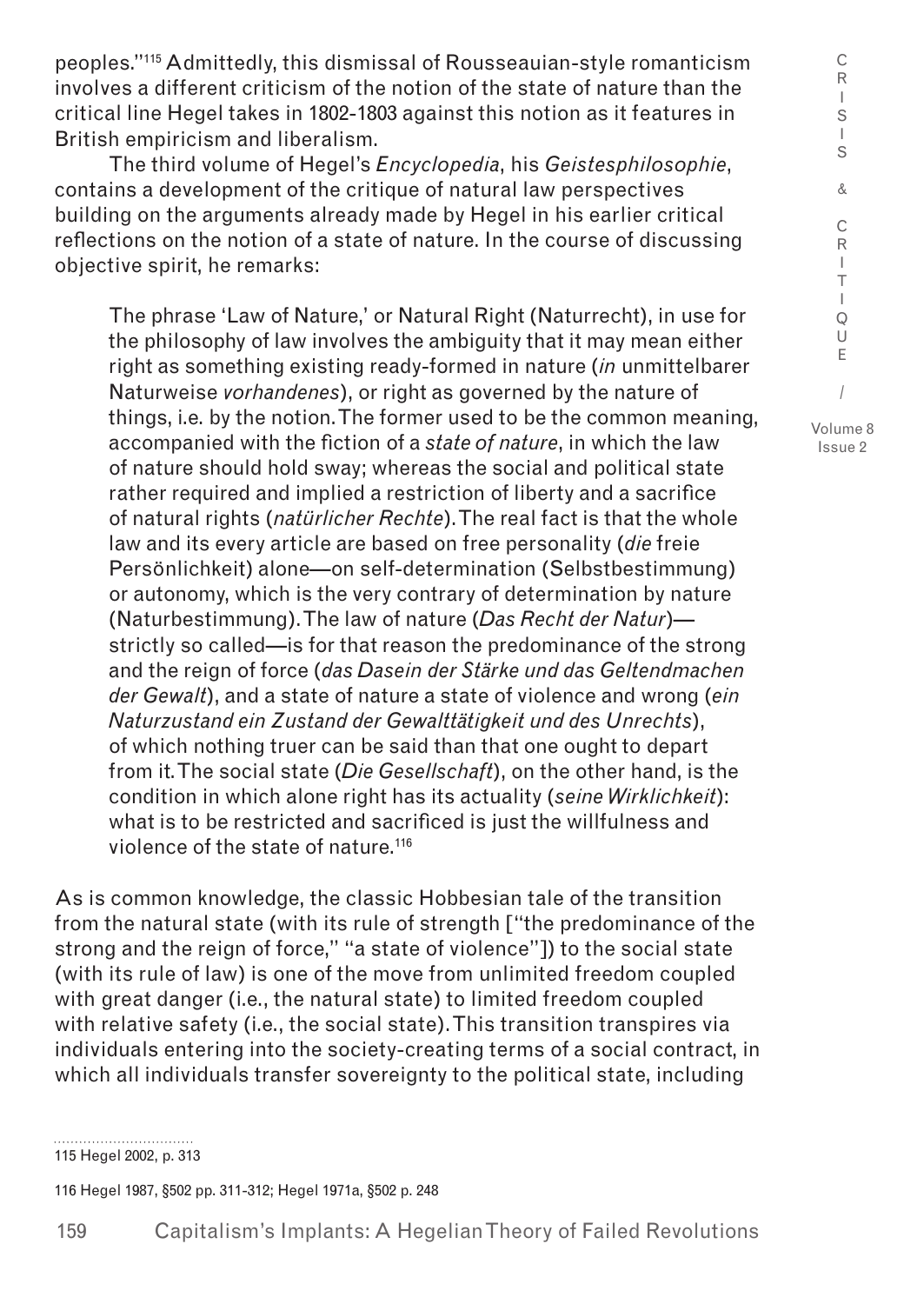peoples."[115] Admittedly, this dismissal of Rousseauian-style romanticism involves a different criticism of the notion of the state of nature than the critical line Hegel takes in 1802-1803 against this notion as it features in British empiricism and liberalism.

The third volume of Hegel's *Encyclopedia*, his *Geistesphilosophie*, contains a development of the critique of natural law perspectives building on the arguments already made by Hegel in his earlier critical reflections on the notion of a state of nature. In the course of discussing objective spirit, he remarks:

> The phrase 'Law of Nature,' or Natural Right (Naturrecht), in use for the philosophy of law involves the ambiguity that it may mean either right as something existing ready-formed in nature (*in* unmittelbarer Naturweise *vorhandenes*), or right as governed by the nature of things, i.e. by the notion. The former used to be the common meaning, accompanied with the fiction of a *state of nature*, in which the law of nature should hold sway; whereas the social and political state rather required and implied a restriction of liberty and a sacrifice of natural rights (*natürlicher Rechte*). The real fact is that the whole law and its every article are based on free personality (*die* freie Persönlichkeit) alone—on self-determination (Selbstbestimmung) or autonomy, which is the very contrary of determination by nature (Naturbestimmung). The law of nature (*Das Recht der Natur*)—strictly so called—is for that reason the predominance of the strong and the reign of force (*das Dasein der Stärke und das Geltendmachen der Gewalt*), and a state of nature a state of violence and wrong (*ein Naturzustand ein Zustand der Gewalttätigkeit und des Unrechts*), of which nothing truer can be said than that one ought to depart from it. The social state (*Die Gesellschaft*), on the other hand, is the condition in which alone right has its actuality (*seine Wirklichkeit*): what is to be restricted and sacrificed is just the willfulness and violence of the state of nature.[116]

As is common knowledge, the classic Hobbesian tale of the transition from the natural state (with its rule of strength ["the predominance of the strong and the reign of force," "a state of violence"]) to the social state (with its rule of law) is one of the move from unlimited freedom coupled with great danger (i.e., the natural state) to limited freedom coupled with relative safety (i.e., the social state). This transition transpires via individuals entering into the society-creating terms of a social contract, in which all individuals transfer sovereignty to the political state, including

115 Hegel 2002, p. 313

116 Hegel 1987, §502 pp. 311-312; Hegel 1971a, §502 p. 248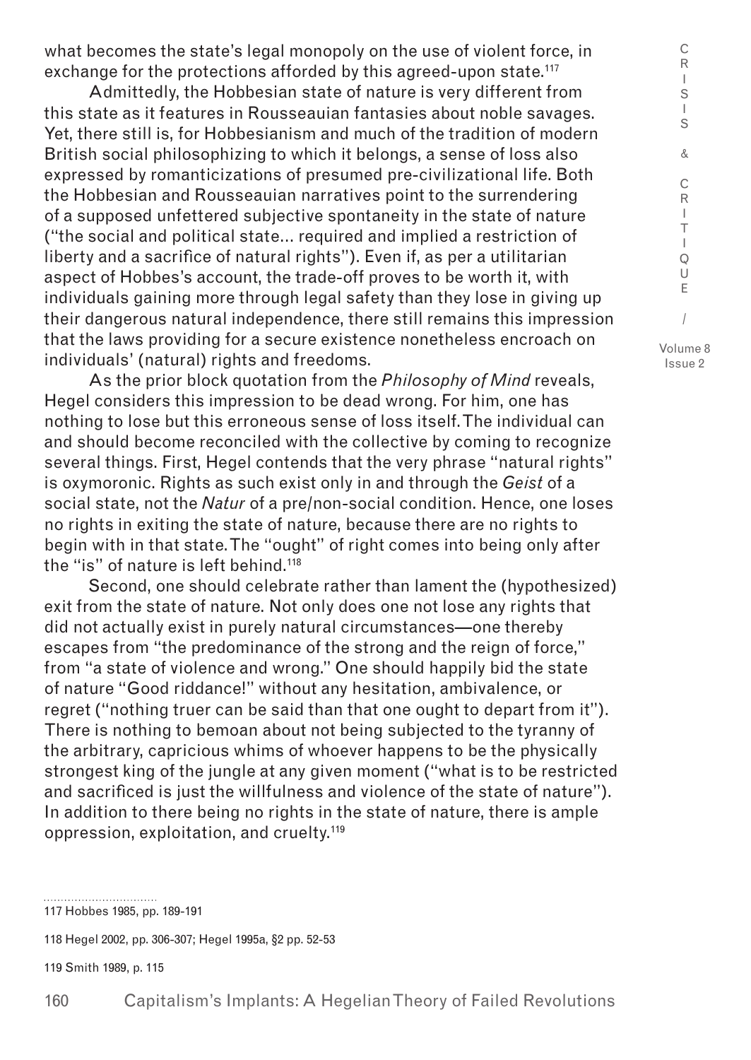what becomes the state's legal monopoly on the use of violent force, in exchange for the protections afforded by this agreed-upon state.[117]

Admittedly, the Hobbesian state of nature is very different from this state as it features in Rousseauian fantasies about noble savages. Yet, there still is, for Hobbesianism and much of the tradition of modern British social philosophizing to which it belongs, a sense of loss also expressed by romanticizations of presumed pre-civilizational life. Both the Hobbesian and Rousseauian narratives point to the surrendering of a supposed unfettered subjective spontaneity in the state of nature ("the social and political state… required and implied a restriction of liberty and a sacrifice of natural rights"). Even if, as per a utilitarian aspect of Hobbes's account, the trade-off proves to be worth it, with individuals gaining more through legal safety than they lose in giving up their dangerous natural independence, there still remains this impression that the laws providing for a secure existence nonetheless encroach on individuals' (natural) rights and freedoms.

As the prior block quotation from the *Philosophy of Mind* reveals, Hegel considers this impression to be dead wrong. For him, one has nothing to lose but this erroneous sense of loss itself. The individual can and should become reconciled with the collective by coming to recognize several things. First, Hegel contends that the very phrase "natural rights" is oxymoronic. Rights as such exist only in and through the *Geist* of a social state, not the *Natur* of a pre/non-social condition. Hence, one loses no rights in exiting the state of nature, because there are no rights to begin with in that state. The "ought" of right comes into being only after the "is" of nature is left behind.[118]

Second, one should celebrate rather than lament the (hypothesized) exit from the state of nature. Not only does one not lose any rights that did not actually exist in purely natural circumstances—one thereby escapes from "the predominance of the strong and the reign of force," from "a state of violence and wrong." One should happily bid the state of nature "Good riddance!" without any hesitation, ambivalence, or regret ("nothing truer can be said than that one ought to depart from it"). There is nothing to bemoan about not being subjected to the tyranny of the arbitrary, capricious whims of whoever happens to be the physically strongest king of the jungle at any given moment ("what is to be restricted and sacrificed is just the willfulness and violence of the state of nature"). In addition to there being no rights in the state of nature, there is ample oppression, exploitation, and cruelty.[119]

117 Hobbes 1985, pp. 189-191

118 Hegel 2002, pp. 306-307; Hegel 1995a, §2 pp. 52-53

119 Smith 1989, p. 115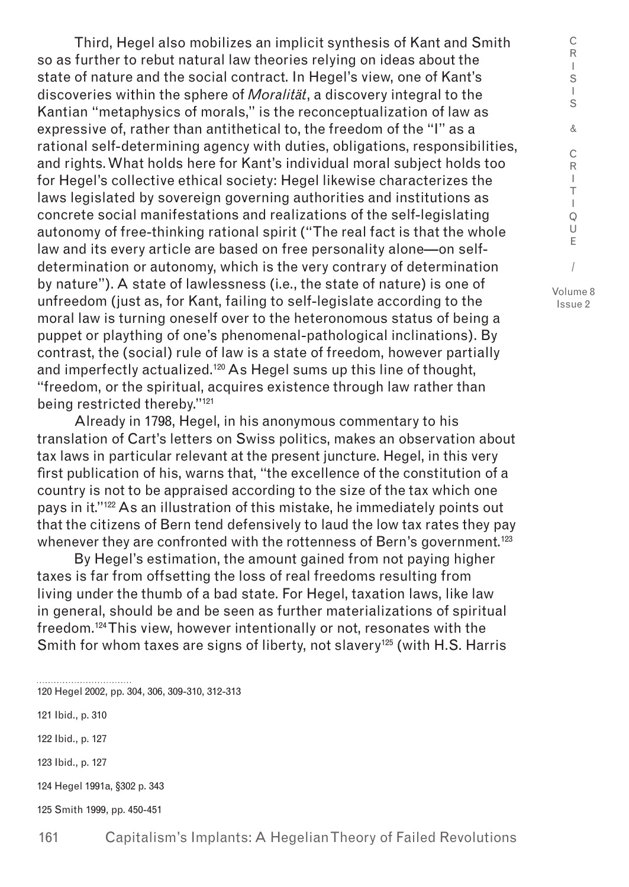Third, Hegel also mobilizes an implicit synthesis of Kant and Smith so as further to rebut natural law theories relying on ideas about the state of nature and the social contract. In Hegel's view, one of Kant's discoveries within the sphere of *Moralität*, a discovery integral to the Kantian "metaphysics of morals," is the reconceptualization of law as expressive of, rather than antithetical to, the freedom of the "I" as a rational self-determining agency with duties, obligations, responsibilities, and rights. What holds here for Kant's individual moral subject holds too for Hegel's collective ethical society: Hegel likewise characterizes the laws legislated by sovereign governing authorities and institutions as concrete social manifestations and realizations of the self-legislating autonomy of free-thinking rational spirit ("The real fact is that the whole law and its every article are based on free personality alone—on self-determination or autonomy, which is the very contrary of determination by nature"). A state of lawlessness (i.e., the state of nature) is one of unfreedom (just as, for Kant, failing to self-legislate according to the moral law is turning oneself over to the heteronomous status of being a puppet or plaything of one's phenomenal-pathological inclinations). By contrast, the (social) rule of law is a state of freedom, however partially and imperfectly actualized.[120] As Hegel sums up this line of thought, "freedom, or the spiritual, acquires existence through law rather than being restricted thereby."[121]

Already in 1798, Hegel, in his anonymous commentary to his translation of Cart's letters on Swiss politics, makes an observation about tax laws in particular relevant at the present juncture. Hegel, in this very first publication of his, warns that, "the excellence of the constitution of a country is not to be appraised according to the size of the tax which one pays in it."[122] As an illustration of this mistake, he immediately points out that the citizens of Bern tend defensively to laud the low tax rates they pay whenever they are confronted with the rottenness of Bern's government.[123]

By Hegel's estimation, the amount gained from not paying higher taxes is far from offsetting the loss of real freedoms resulting from living under the thumb of a bad state. For Hegel, taxation laws, like law in general, should be and be seen as further materializations of spiritual freedom.[124] This view, however intentionally or not, resonates with the Smith for whom taxes are signs of liberty, not slavery[125] (with H.S. Harris

120 Hegel 2002, pp. 304, 306, 309-310, 312-313

121 Ibid., p. 310

122 Ibid., p. 127

123 Ibid., p. 127

124 Hegel 1991a, §302 p. 343

125 Smith 1999, pp. 450-451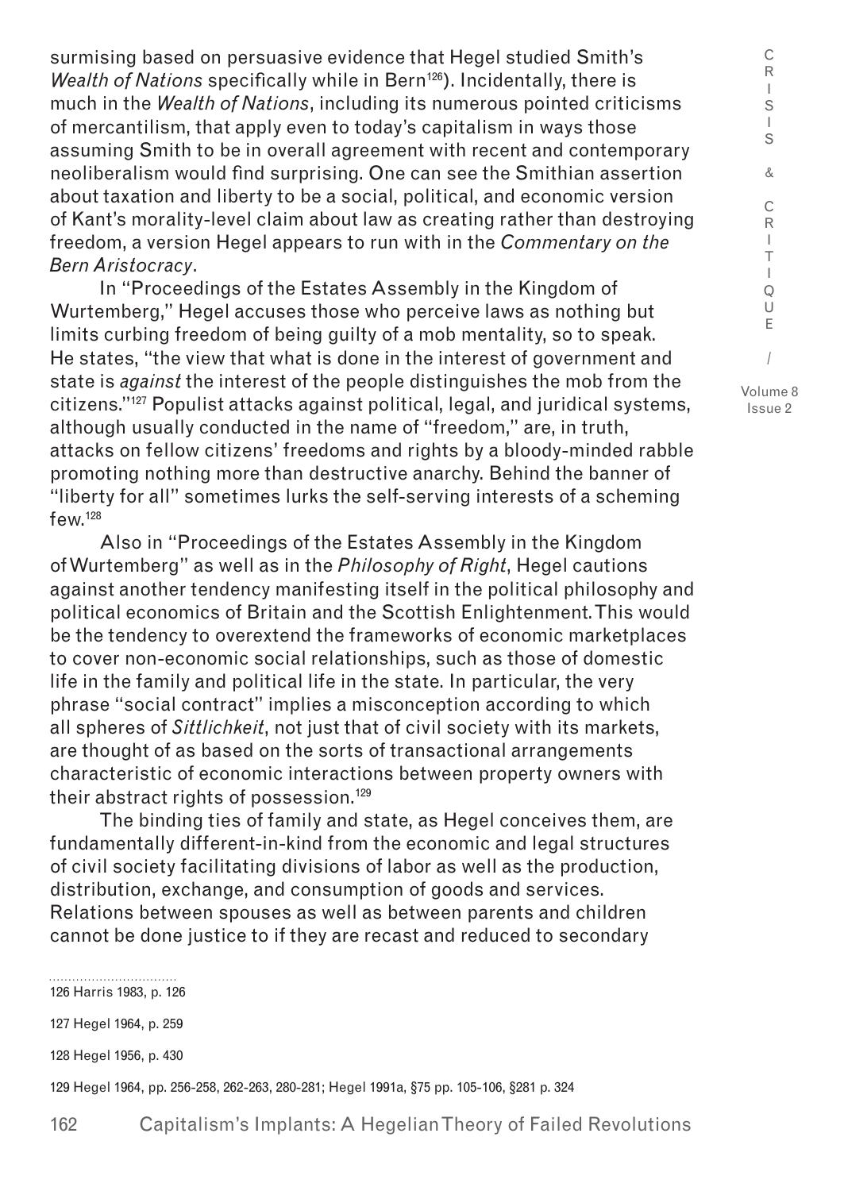surmising based on persuasive evidence that Hegel studied Smith's *Wealth of Nations* specifically while in Bern[126]). Incidentally, there is much in the *Wealth of Nations*, including its numerous pointed criticisms of mercantilism, that apply even to today's capitalism in ways those assuming Smith to be in overall agreement with recent and contemporary neoliberalism would find surprising. One can see the Smithian assertion about taxation and liberty to be a social, political, and economic version of Kant's morality-level claim about law as creating rather than destroying freedom, a version Hegel appears to run with in the *Commentary on the Bern Aristocracy*.

In "Proceedings of the Estates Assembly in the Kingdom of Wurtemberg," Hegel accuses those who perceive laws as nothing but limits curbing freedom of being guilty of a mob mentality, so to speak. He states, "the view that what is done in the interest of government and state is *against* the interest of the people distinguishes the mob from the citizens."[127] Populist attacks against political, legal, and juridical systems, although usually conducted in the name of "freedom," are, in truth, attacks on fellow citizens' freedoms and rights by a bloody-minded rabble promoting nothing more than destructive anarchy. Behind the banner of "liberty for all" sometimes lurks the self-serving interests of a scheming few.[128]

Also in "Proceedings of the Estates Assembly in the Kingdom of Wurtemberg" as well as in the *Philosophy of Right*, Hegel cautions against another tendency manifesting itself in the political philosophy and political economics of Britain and the Scottish Enlightenment. This would be the tendency to overextend the frameworks of economic marketplaces to cover non-economic social relationships, such as those of domestic life in the family and political life in the state. In particular, the very phrase "social contract" implies a misconception according to which all spheres of *Sittlichkeit*, not just that of civil society with its markets, are thought of as based on the sorts of transactional arrangements characteristic of economic interactions between property owners with their abstract rights of possession.[129]

The binding ties of family and state, as Hegel conceives them, are fundamentally different-in-kind from the economic and legal structures of civil society facilitating divisions of labor as well as the production, distribution, exchange, and consumption of goods and services. Relations between spouses as well as between parents and children cannot be done justice to if they are recast and reduced to secondary

126 Harris 1983, p. 126

127 Hegel 1964, p. 259

128 Hegel 1956, p. 430

129 Hegel 1964, pp. 256-258, 262-263, 280-281; Hegel 1991a, §75 pp. 105-106, §281 p. 324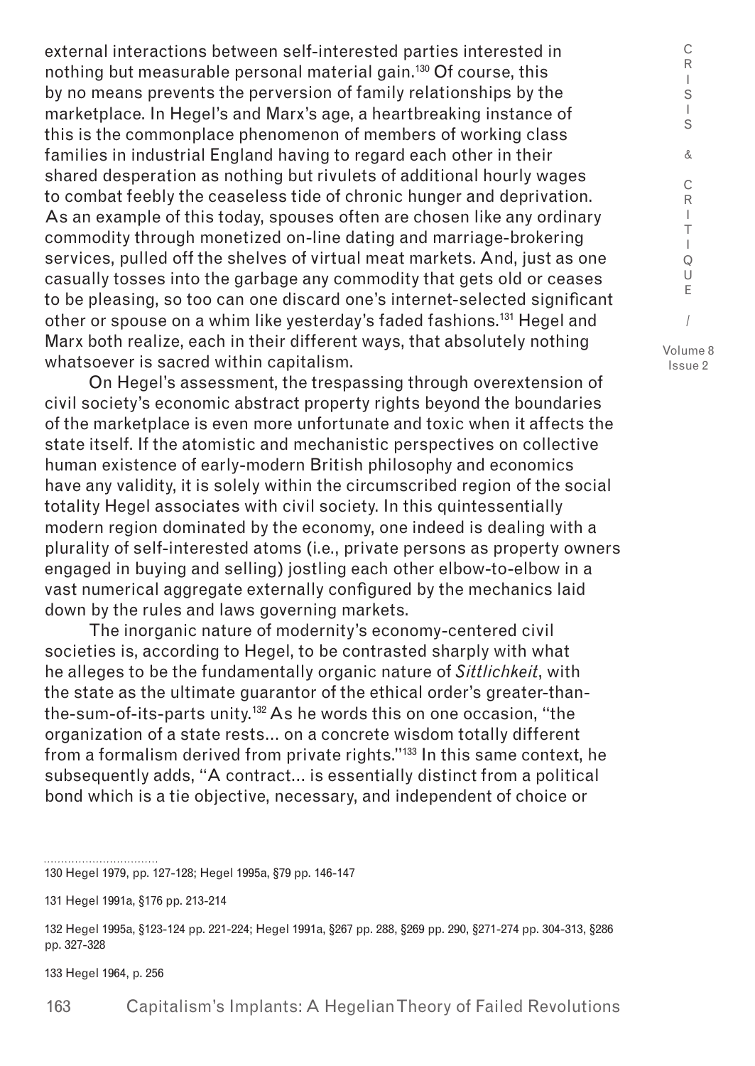external interactions between self-interested parties interested in nothing but measurable personal material gain.[130] Of course, this by no means prevents the perversion of family relationships by the marketplace. In Hegel's and Marx's age, a heartbreaking instance of this is the commonplace phenomenon of members of working class families in industrial England having to regard each other in their shared desperation as nothing but rivulets of additional hourly wages to combat feebly the ceaseless tide of chronic hunger and deprivation. As an example of this today, spouses often are chosen like any ordinary commodity through monetized on-line dating and marriage-brokering services, pulled off the shelves of virtual meat markets. And, just as one casually tosses into the garbage any commodity that gets old or ceases to be pleasing, so too can one discard one's internet-selected significant other or spouse on a whim like yesterday's faded fashions.[131] Hegel and Marx both realize, each in their different ways, that absolutely nothing whatsoever is sacred within capitalism.

On Hegel's assessment, the trespassing through overextension of civil society's economic abstract property rights beyond the boundaries of the marketplace is even more unfortunate and toxic when it affects the state itself. If the atomistic and mechanistic perspectives on collective human existence of early-modern British philosophy and economics have any validity, it is solely within the circumscribed region of the social totality Hegel associates with civil society. In this quintessentially modern region dominated by the economy, one indeed is dealing with a plurality of self-interested atoms (i.e., private persons as property owners engaged in buying and selling) jostling each other elbow-to-elbow in a vast numerical aggregate externally configured by the mechanics laid down by the rules and laws governing markets.

The inorganic nature of modernity's economy-centered civil societies is, according to Hegel, to be contrasted sharply with what he alleges to be the fundamentally organic nature of *Sittlichkeit*, with the state as the ultimate guarantor of the ethical order's greater-than-the-sum-of-its-parts unity.[132] As he words this on one occasion, "the organization of a state rests... on a concrete wisdom totally different from a formalism derived from private rights."[133] In this same context, he subsequently adds, "A contract... is essentially distinct from a political bond which is a tie objective, necessary, and independent of choice or

130 Hegel 1979, pp. 127-128; Hegel 1995a, §79 pp. 146-147

131 Hegel 1991a, §176 pp. 213-214

132 Hegel 1995a, §123-124 pp. 221-224; Hegel 1991a, §267 pp. 288, §269 pp. 290, §271-274 pp. 304-313, §286 pp. 327-328

133 Hegel 1964, p. 256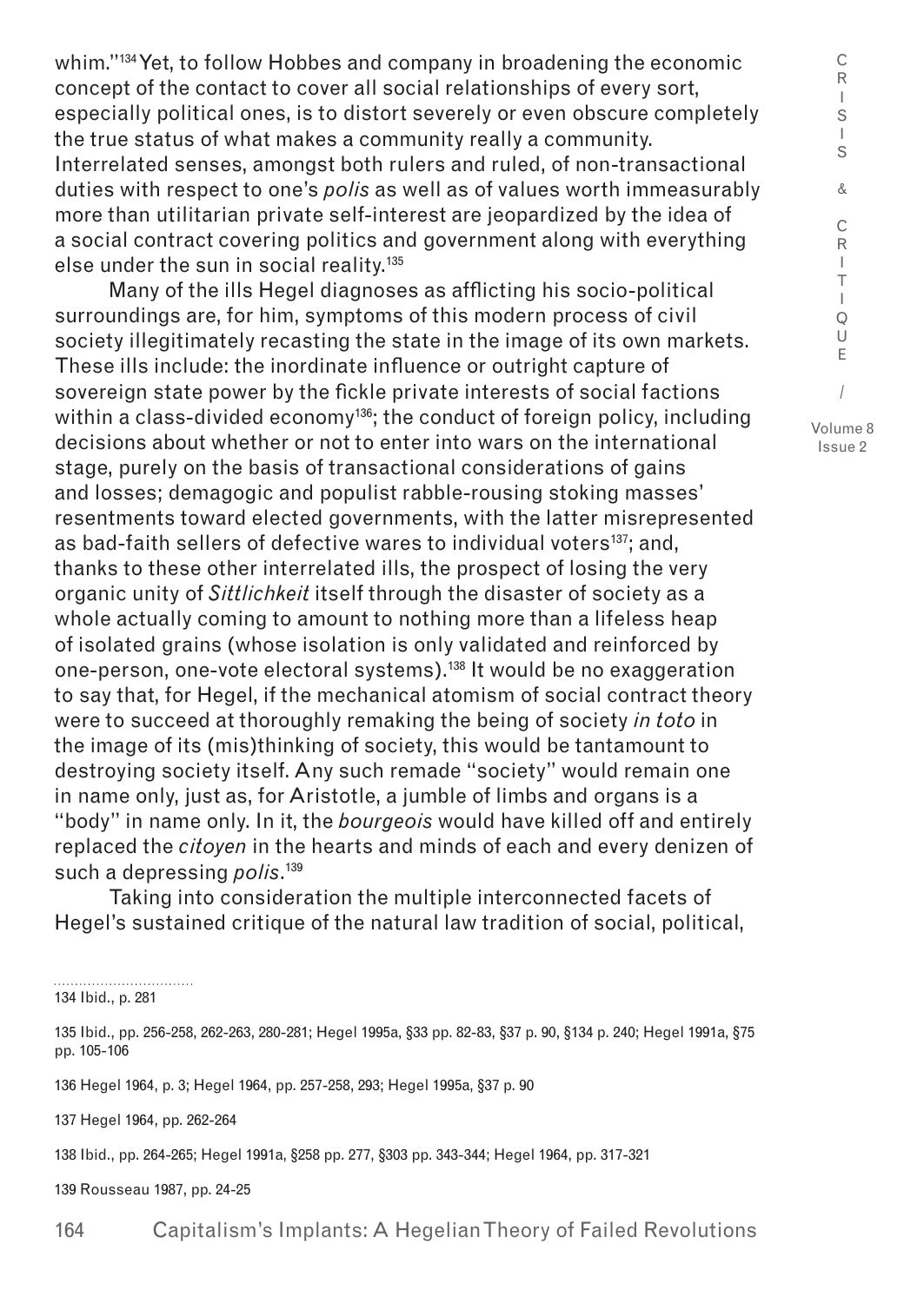whim."[134] Yet, to follow Hobbes and company in broadening the economic concept of the contact to cover all social relationships of every sort, especially political ones, is to distort severely or even obscure completely the true status of what makes a community really a community. Interrelated senses, amongst both rulers and ruled, of non-transactional duties with respect to one's *polis* as well as of values worth immeasurably more than utilitarian private self-interest are jeopardized by the idea of a social contract covering politics and government along with everything else under the sun in social reality.[135]

Many of the ills Hegel diagnoses as afflicting his socio-political surroundings are, for him, symptoms of this modern process of civil society illegitimately recasting the state in the image of its own markets. These ills include: the inordinate influence or outright capture of sovereign state power by the fickle private interests of social factions within a class-divided economy[136]; the conduct of foreign policy, including decisions about whether or not to enter into wars on the international stage, purely on the basis of transactional considerations of gains and losses; demagogic and populist rabble-rousing stoking masses' resentments toward elected governments, with the latter misrepresented as bad-faith sellers of defective wares to individual voters[137]; and, thanks to these other interrelated ills, the prospect of losing the very organic unity of *Sittlichkeit* itself through the disaster of society as a whole actually coming to amount to nothing more than a lifeless heap of isolated grains (whose isolation is only validated and reinforced by one-person, one-vote electoral systems).[138] It would be no exaggeration to say that, for Hegel, if the mechanical atomism of social contract theory were to succeed at thoroughly remaking the being of society *in toto* in the image of its (mis)thinking of society, this would be tantamount to destroying society itself. Any such remade "society" would remain one in name only, just as, for Aristotle, a jumble of limbs and organs is a "body" in name only. In it, the *bourgeois* would have killed off and entirely replaced the *citoyen* in the hearts and minds of each and every denizen of such a depressing *polis*.[139]

Taking into consideration the multiple interconnected facets of Hegel's sustained critique of the natural law tradition of social, political,

---

134 Ibid., p. 281

135 Ibid., pp. 256-258, 262-263, 280-281; Hegel 1995a, §33 pp. 82-83, §37 p. 90, §134 p. 240; Hegel 1991a, §75 pp. 105-106

136 Hegel 1964, p. 3; Hegel 1964, pp. 257-258, 293; Hegel 1995a, §37 p. 90

137 Hegel 1964, pp. 262-264

138 Ibid., pp. 264-265; Hegel 1991a, §258 pp. 277, §303 pp. 343-344; Hegel 1964, pp. 317-321

139 Rousseau 1987, pp. 24-25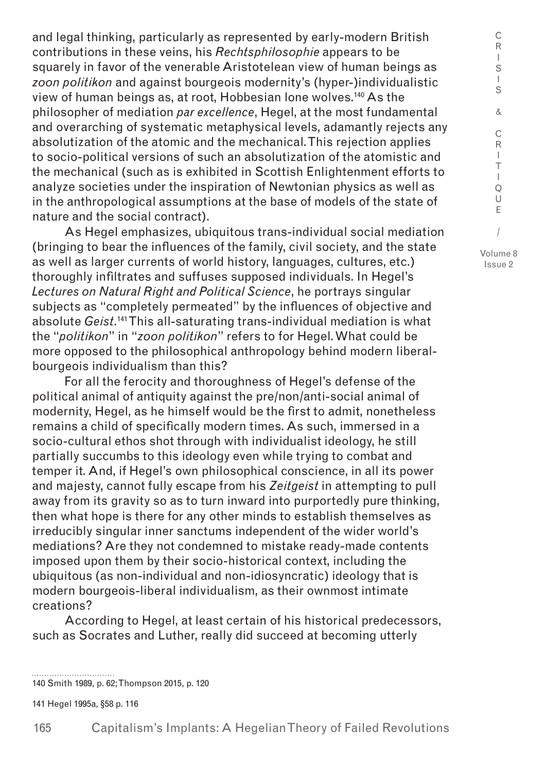and legal thinking, particularly as represented by early-modern British contributions in these veins, his *Rechtsphilosophie* appears to be squarely in favor of the venerable Aristotelean view of human beings as *zoon politikon* and against bourgeois modernity's (hyper-)individualistic view of human beings as, at root, Hobbesian lone wolves.[140] As the philosopher of mediation *par excellence*, Hegel, at the most fundamental and overarching of systematic metaphysical levels, adamantly rejects any absolutization of the atomic and the mechanical. This rejection applies to socio-political versions of such an absolutization of the atomistic and the mechanical (such as is exhibited in Scottish Enlightenment efforts to analyze societies under the inspiration of Newtonian physics as well as in the anthropological assumptions at the base of models of the state of nature and the social contract).

As Hegel emphasizes, ubiquitous trans-individual social mediation (bringing to bear the influences of the family, civil society, and the state as well as larger currents of world history, languages, cultures, etc.) thoroughly infiltrates and suffuses supposed individuals. In Hegel's *Lectures on Natural Right and Political Science*, he portrays singular subjects as "completely permeated" by the influences of objective and absolute *Geist*.[141] This all-saturating trans-individual mediation is what the "*politikon*" in "*zoon politikon*" refers to for Hegel. What could be more opposed to the philosophical anthropology behind modern liberal-bourgeois individualism than this?

For all the ferocity and thoroughness of Hegel's defense of the political animal of antiquity against the pre/non/anti-social animal of modernity, Hegel, as he himself would be the first to admit, nonetheless remains a child of specifically modern times. As such, immersed in a socio-cultural ethos shot through with individualist ideology, he still partially succumbs to this ideology even while trying to combat and temper it. And, if Hegel's own philosophical conscience, in all its power and majesty, cannot fully escape from his *Zeitgeist* in attempting to pull away from its gravity so as to turn inward into purportedly pure thinking, then what hope is there for any other minds to establish themselves as irreducibly singular inner sanctums independent of the wider world's mediations? Are they not condemned to mistake ready-made contents imposed upon them by their socio-historical context, including the ubiquitous (as non-individual and non-idiosyncratic) ideology that is modern bourgeois-liberal individualism, as their ownmost intimate creations?

According to Hegel, at least certain of his historical predecessors, such as Socrates and Luther, really did succeed at becoming utterly

---

140 Smith 1989, p. 62; Thompson 2015, p. 120

141 Hegel 1995a, §58 p. 116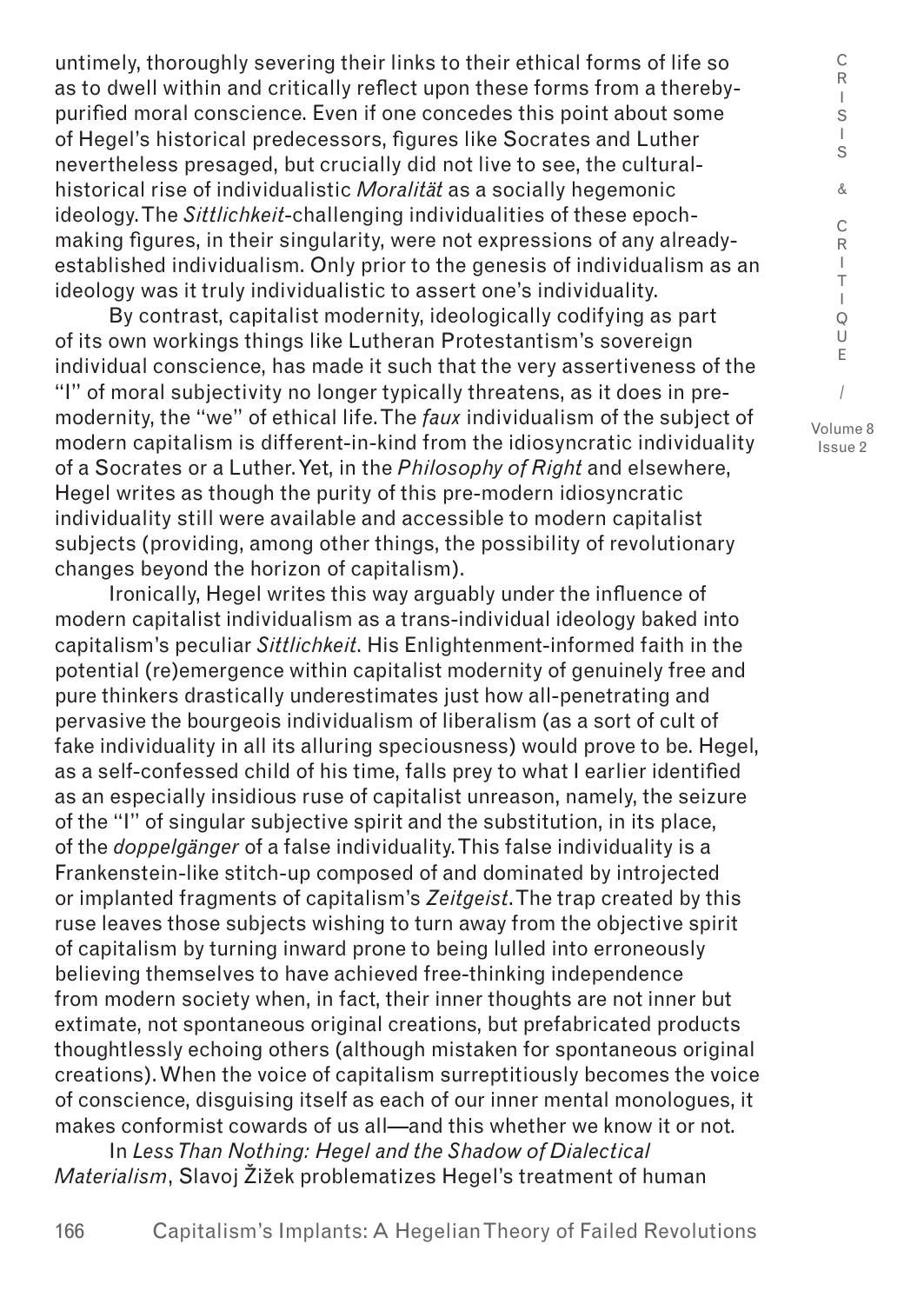untimely, thoroughly severing their links to their ethical forms of life so as to dwell within and critically reflect upon these forms from a thereby-purified moral conscience. Even if one concedes this point about some of Hegel's historical predecessors, figures like Socrates and Luther nevertheless presaged, but crucially did not live to see, the cultural-historical rise of individualistic *Moralität* as a socially hegemonic ideology. The *Sittlichkeit*-challenging individualities of these epoch-making figures, in their singularity, were not expressions of any already-established individualism. Only prior to the genesis of individualism as an ideology was it truly individualistic to assert one's individuality.

By contrast, capitalist modernity, ideologically codifying as part of its own workings things like Lutheran Protestantism's sovereign individual conscience, has made it such that the very assertiveness of the "I" of moral subjectivity no longer typically threatens, as it does in pre-modernity, the "we" of ethical life. The *faux* individualism of the subject of modern capitalism is different-in-kind from the idiosyncratic individuality of a Socrates or a Luther. Yet, in the *Philosophy of Right* and elsewhere, Hegel writes as though the purity of this pre-modern idiosyncratic individuality still were available and accessible to modern capitalist subjects (providing, among other things, the possibility of revolutionary changes beyond the horizon of capitalism).

Ironically, Hegel writes this way arguably under the influence of modern capitalist individualism as a trans-individual ideology baked into capitalism's peculiar *Sittlichkeit*. His Enlightenment-informed faith in the potential (re)emergence within capitalist modernity of genuinely free and pure thinkers drastically underestimates just how all-penetrating and pervasive the bourgeois individualism of liberalism (as a sort of cult of fake individuality in all its alluring speciousness) would prove to be. Hegel, as a self-confessed child of his time, falls prey to what I earlier identified as an especially insidious ruse of capitalist unreason, namely, the seizure of the "I" of singular subjective spirit and the substitution, in its place, of the *doppelgänger* of a false individuality. This false individuality is a Frankenstein-like stitch-up composed of and dominated by introjected or implanted fragments of capitalism's *Zeitgeist*. The trap created by this ruse leaves those subjects wishing to turn away from the objective spirit of capitalism by turning inward prone to being lulled into erroneously believing themselves to have achieved free-thinking independence from modern society when, in fact, their inner thoughts are not inner but extimate, not spontaneous original creations, but prefabricated products thoughtlessly echoing others (although mistaken for spontaneous original creations). When the voice of capitalism surreptitiously becomes the voice of conscience, disguising itself as each of our inner mental monologues, it makes conformist cowards of us all—and this whether we know it or not.

In *Less Than Nothing: Hegel and the Shadow of Dialectical Materialism*, Slavoj Žižek problematizes Hegel's treatment of human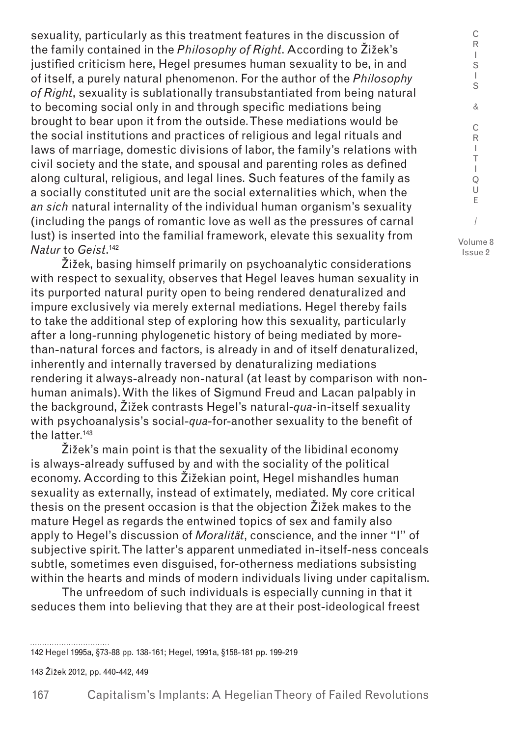sexuality, particularly as this treatment features in the discussion of the family contained in the *Philosophy of Right*. According to Žižek's justified criticism here, Hegel presumes human sexuality to be, in and of itself, a purely natural phenomenon. For the author of the *Philosophy of Right*, sexuality is sublationally transubstantiated from being natural to becoming social only in and through specific mediations being brought to bear upon it from the outside. These mediations would be the social institutions and practices of religious and legal rituals and laws of marriage, domestic divisions of labor, the family's relations with civil society and the state, and spousal and parenting roles as defined along cultural, religious, and legal lines. Such features of the family as a socially constituted unit are the social externalities which, when the *an sich* natural internality of the individual human organism's sexuality (including the pangs of romantic love as well as the pressures of carnal lust) is inserted into the familial framework, elevate this sexuality from *Natur* to *Geist*.[142]

Žižek, basing himself primarily on psychoanalytic considerations with respect to sexuality, observes that Hegel leaves human sexuality in its purported natural purity open to being rendered denaturalized and impure exclusively via merely external mediations. Hegel thereby fails to take the additional step of exploring how this sexuality, particularly after a long-running phylogenetic history of being mediated by more-than-natural forces and factors, is already in and of itself denaturalized, inherently and internally traversed by denaturalizing mediations rendering it always-already non-natural (at least by comparison with non-human animals). With the likes of Sigmund Freud and Lacan palpably in the background, Žižek contrasts Hegel's natural-*qua*-in-itself sexuality with psychoanalysis's social-*qua*-for-another sexuality to the benefit of the latter.[143]

Žižek's main point is that the sexuality of the libidinal economy is always-already suffused by and with the sociality of the political economy. According to this Žižekian point, Hegel mishandles human sexuality as externally, instead of extimately, mediated. My core critical thesis on the present occasion is that the objection Žižek makes to the mature Hegel as regards the entwined topics of sex and family also apply to Hegel's discussion of *Moralität*, conscience, and the inner "I" of subjective spirit. The latter's apparent unmediated in-itself-ness conceals subtle, sometimes even disguised, for-otherness mediations subsisting within the hearts and minds of modern individuals living under capitalism.

The unfreedom of such individuals is especially cunning in that it seduces them into believing that they are at their post-ideological freest

---

142 Hegel 1995a, §73-88 pp. 138-161; Hegel, 1991a, §158-181 pp. 199-219

143 Žižek 2012, pp. 440-442, 449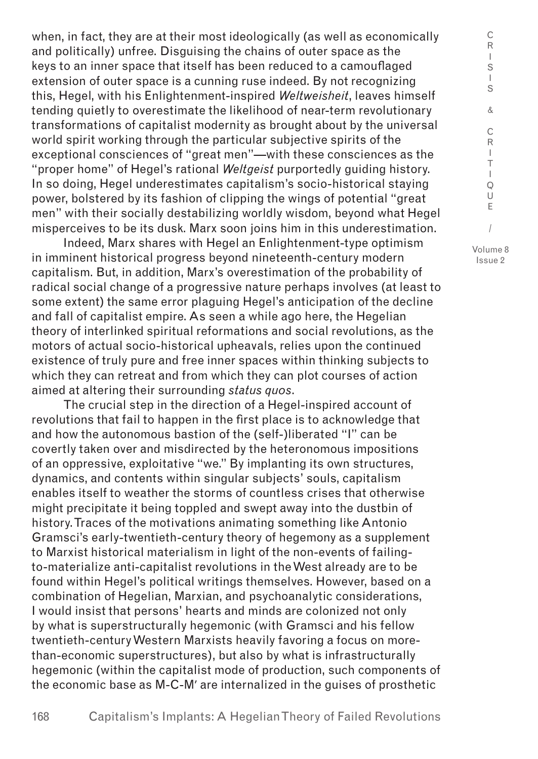when, in fact, they are at their most ideologically (as well as economically and politically) unfree. Disguising the chains of outer space as the keys to an inner space that itself has been reduced to a camouflaged extension of outer space is a cunning ruse indeed. By not recognizing this, Hegel, with his Enlightenment-inspired *Weltweisheit*, leaves himself tending quietly to overestimate the likelihood of near-term revolutionary transformations of capitalist modernity as brought about by the universal world spirit working through the particular subjective spirits of the exceptional consciences of "great men"—with these consciences as the "proper home" of Hegel's rational *Weltgeist* purportedly guiding history. In so doing, Hegel underestimates capitalism's socio-historical staying power, bolstered by its fashion of clipping the wings of potential "great men" with their socially destabilizing worldly wisdom, beyond what Hegel misperceives to be its dusk. Marx soon joins him in this underestimation.

Indeed, Marx shares with Hegel an Enlightenment-type optimism in imminent historical progress beyond nineteenth-century modern capitalism. But, in addition, Marx's overestimation of the probability of radical social change of a progressive nature perhaps involves (at least to some extent) the same error plaguing Hegel's anticipation of the decline and fall of capitalist empire. As seen a while ago here, the Hegelian theory of interlinked spiritual reformations and social revolutions, as the motors of actual socio-historical upheavals, relies upon the continued existence of truly pure and free inner spaces within thinking subjects to which they can retreat and from which they can plot courses of action aimed at altering their surrounding *status quos*.

The crucial step in the direction of a Hegel-inspired account of revolutions that fail to happen in the first place is to acknowledge that and how the autonomous bastion of the (self-)liberated "I" can be covertly taken over and misdirected by the heteronomous impositions of an oppressive, exploitative "we." By implanting its own structures, dynamics, and contents within singular subjects' souls, capitalism enables itself to weather the storms of countless crises that otherwise might precipitate it being toppled and swept away into the dustbin of history. Traces of the motivations animating something like Antonio Gramsci's early-twentieth-century theory of hegemony as a supplement to Marxist historical materialism in light of the non-events of failing-to-materialize anti-capitalist revolutions in the West already are to be found within Hegel's political writings themselves. However, based on a combination of Hegelian, Marxian, and psychoanalytic considerations, I would insist that persons' hearts and minds are colonized not only by what is superstructurally hegemonic (with Gramsci and his fellow twentieth-century Western Marxists heavily favoring a focus on more-than-economic superstructures), but also by what is infrastructurally hegemonic (within the capitalist mode of production, such components of the economic base as M-C-M′ are internalized in the guises of prosthetic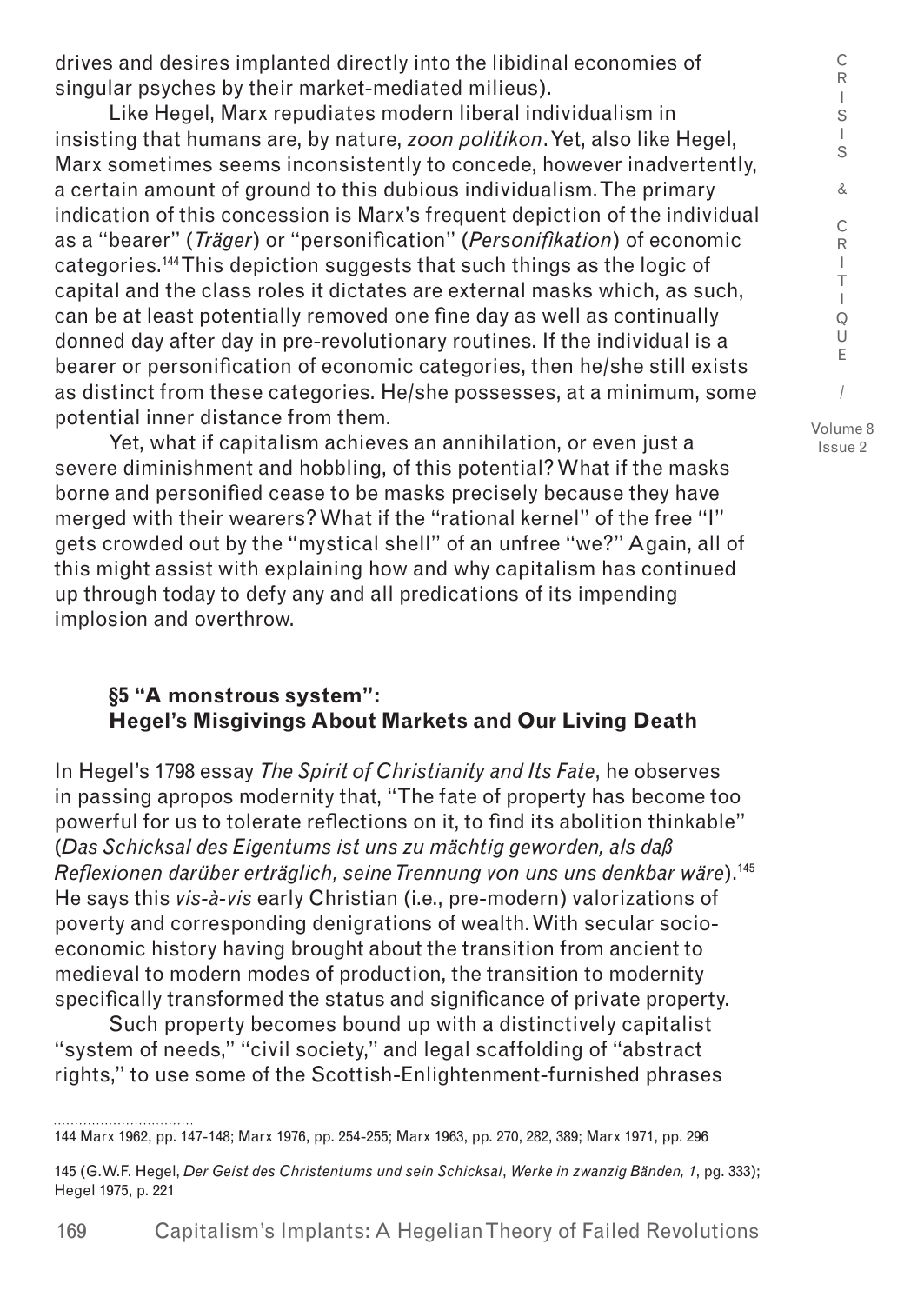drives and desires implanted directly into the libidinal economies of singular psyches by their market-mediated milieus).

Like Hegel, Marx repudiates modern liberal individualism in insisting that humans are, by nature, *zoon politikon*. Yet, also like Hegel, Marx sometimes seems inconsistently to concede, however inadvertently, a certain amount of ground to this dubious individualism. The primary indication of this concession is Marx's frequent depiction of the individual as a "bearer" (*Träger*) or "personification" (*Personifikation*) of economic categories.[144] This depiction suggests that such things as the logic of capital and the class roles it dictates are external masks which, as such, can be at least potentially removed one fine day as well as continually donned day after day in pre-revolutionary routines. If the individual is a bearer or personification of economic categories, then he/she still exists as distinct from these categories. He/she possesses, at a minimum, some potential inner distance from them.

Yet, what if capitalism achieves an annihilation, or even just a severe diminishment and hobbling, of this potential? What if the masks borne and personified cease to be masks precisely because they have merged with their wearers? What if the "rational kernel" of the free "I" gets crowded out by the "mystical shell" of an unfree "we?" Again, all of this might assist with explaining how and why capitalism has continued up through today to defy any and all predications of its impending implosion and overthrow.

## §5 "A monstrous system": Hegel's Misgivings About Markets and Our Living Death

In Hegel's 1798 essay *The Spirit of Christianity and Its Fate*, he observes in passing apropos modernity that, "The fate of property has become too powerful for us to tolerate reflections on it, to find its abolition thinkable" (*Das Schicksal des Eigentums ist uns zu mächtig geworden, als daß Reflexionen darüber erträglich, seine Trennung von uns uns denkbar wäre*).[145] He says this *vis-à-vis* early Christian (i.e., pre-modern) valorizations of poverty and corresponding denigrations of wealth. With secular socio-economic history having brought about the transition from ancient to medieval to modern modes of production, the transition to modernity specifically transformed the status and significance of private property.

Such property becomes bound up with a distinctively capitalist "system of needs," "civil society," and legal scaffolding of "abstract rights," to use some of the Scottish-Enlightenment-furnished phrases

---

144 Marx 1962, pp. 147-148; Marx 1976, pp. 254-255; Marx 1963, pp. 270, 282, 389; Marx 1971, pp. 296

145 (G.W.F. Hegel, *Der Geist des Christentums und sein Schicksal*, *Werke in zwanzig Bänden, 1*, pg. 333); Hegel 1975, p. 221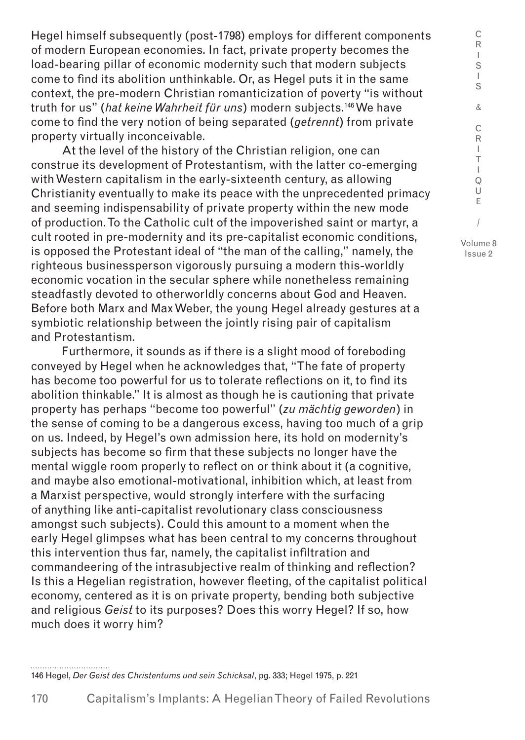Hegel himself subsequently (post-1798) employs for different components of modern European economies. In fact, private property becomes the load-bearing pillar of economic modernity such that modern subjects come to find its abolition unthinkable. Or, as Hegel puts it in the same context, the pre-modern Christian romanticization of poverty "is without truth for us" (*hat keine Wahrheit für uns*) modern subjects.[146] We have come to find the very notion of being separated (*getrennt*) from private property virtually inconceivable.

At the level of the history of the Christian religion, one can construe its development of Protestantism, with the latter co-emerging with Western capitalism in the early-sixteenth century, as allowing Christianity eventually to make its peace with the unprecedented primacy and seeming indispensability of private property within the new mode of production. To the Catholic cult of the impoverished saint or martyr, a cult rooted in pre-modernity and its pre-capitalist economic conditions, is opposed the Protestant ideal of "the man of the calling," namely, the righteous businessperson vigorously pursuing a modern this-worldly economic vocation in the secular sphere while nonetheless remaining steadfastly devoted to otherworldly concerns about God and Heaven. Before both Marx and Max Weber, the young Hegel already gestures at a symbiotic relationship between the jointly rising pair of capitalism and Protestantism.

Furthermore, it sounds as if there is a slight mood of foreboding conveyed by Hegel when he acknowledges that, "The fate of property has become too powerful for us to tolerate reflections on it, to find its abolition thinkable." It is almost as though he is cautioning that private property has perhaps "become too powerful" (*zu mächtig geworden*) in the sense of coming to be a dangerous excess, having too much of a grip on us. Indeed, by Hegel's own admission here, its hold on modernity's subjects has become so firm that these subjects no longer have the mental wiggle room properly to reflect on or think about it (a cognitive, and maybe also emotional-motivational, inhibition which, at least from a Marxist perspective, would strongly interfere with the surfacing of anything like anti-capitalist revolutionary class consciousness amongst such subjects). Could this amount to a moment when the early Hegel glimpses what has been central to my concerns throughout this intervention thus far, namely, the capitalist infiltration and commandeering of the intrasubjective realm of thinking and reflection? Is this a Hegelian registration, however fleeting, of the capitalist political economy, centered as it is on private property, bending both subjective and religious *Geist* to its purposes? Does this worry Hegel? If so, how much does it worry him?

---

146 Hegel, *Der Geist des Christentums und sein Schicksal*, pg. 333; Hegel 1975, p. 221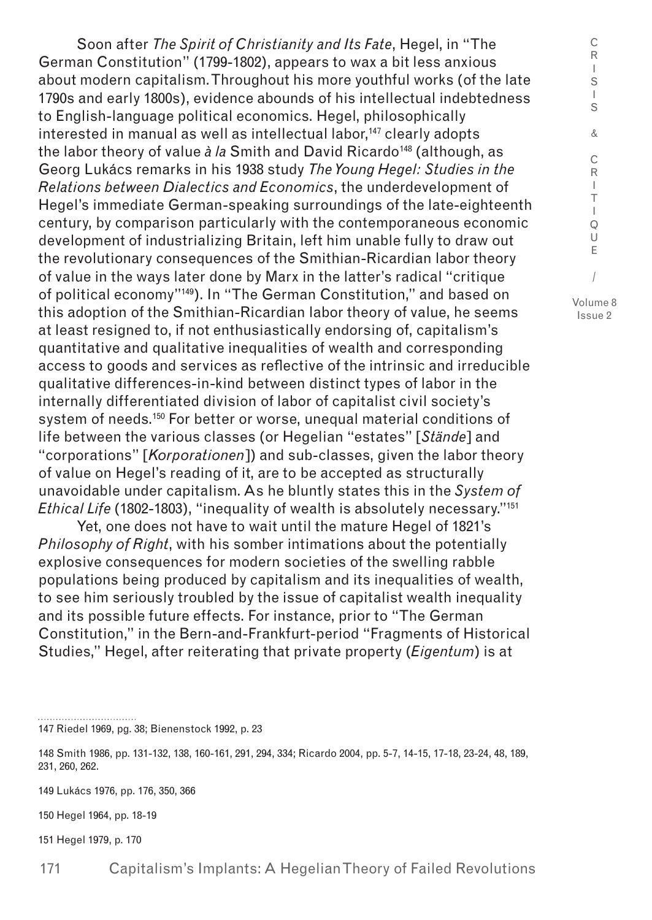Soon after *The Spirit of Christianity and Its Fate*, Hegel, in "The German Constitution" (1799-1802), appears to wax a bit less anxious about modern capitalism. Throughout his more youthful works (of the late 1790s and early 1800s), evidence abounds of his intellectual indebtedness to English-language political economics. Hegel, philosophically interested in manual as well as intellectual labor,[147] clearly adopts the labor theory of value *à la* Smith and David Ricardo[148] (although, as Georg Lukács remarks in his 1938 study *The Young Hegel: Studies in the Relations between Dialectics and Economics*, the underdevelopment of Hegel's immediate German-speaking surroundings of the late-eighteenth century, by comparison particularly with the contemporaneous economic development of industrializing Britain, left him unable fully to draw out the revolutionary consequences of the Smithian-Ricardian labor theory of value in the ways later done by Marx in the latter's radical "critique of political economy"[149]). In "The German Constitution," and based on this adoption of the Smithian-Ricardian labor theory of value, he seems at least resigned to, if not enthusiastically endorsing of, capitalism's quantitative and qualitative inequalities of wealth and corresponding access to goods and services as reflective of the intrinsic and irreducible qualitative differences-in-kind between distinct types of labor in the internally differentiated division of labor of capitalist civil society's system of needs.[150] For better or worse, unequal material conditions of life between the various classes (or Hegelian "estates" [*Stände*] and "corporations" [*Korporationen*]) and sub-classes, given the labor theory of value on Hegel's reading of it, are to be accepted as structurally unavoidable under capitalism. As he bluntly states this in the *System of Ethical Life* (1802-1803), "inequality of wealth is absolutely necessary."[151]

Yet, one does not have to wait until the mature Hegel of 1821's *Philosophy of Right*, with his somber intimations about the potentially explosive consequences for modern societies of the swelling rabble populations being produced by capitalism and its inequalities of wealth, to see him seriously troubled by the issue of capitalist wealth inequality and its possible future effects. For instance, prior to "The German Constitution," in the Bern-and-Frankfurt-period "Fragments of Historical Studies," Hegel, after reiterating that private property (*Eigentum*) is at

---

147 Riedel 1969, pg. 38; Bienenstock 1992, p. 23

148 Smith 1986, pp. 131-132, 138, 160-161, 291, 294, 334; Ricardo 2004, pp. 5-7, 14-15, 17-18, 23-24, 48, 189, 231, 260, 262.

149 Lukács 1976, pp. 176, 350, 366

150 Hegel 1964, pp. 18-19

151 Hegel 1979, p. 170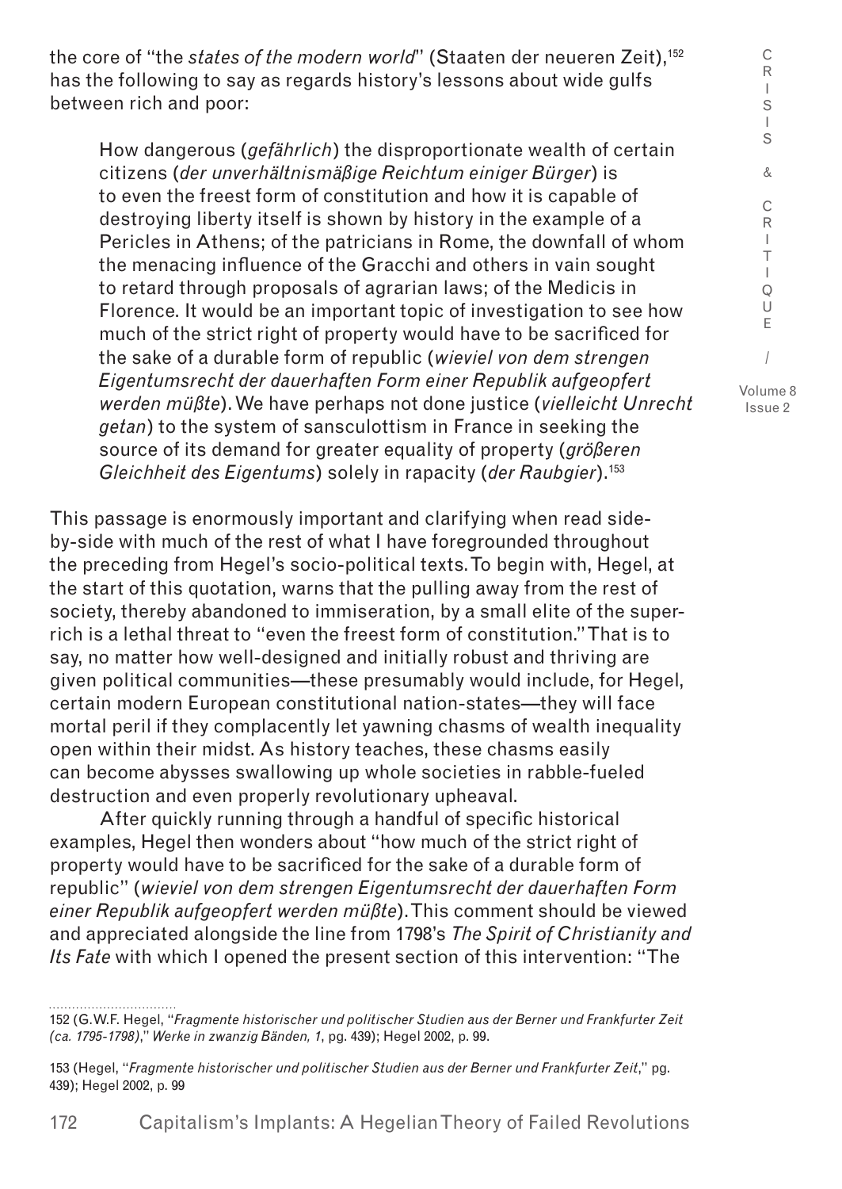the core of "the *states of the modern world*" (Staaten der neueren Zeit),[152] has the following to say as regards history's lessons about wide gulfs between rich and poor:

> How dangerous (*gefährlich*) the disproportionate wealth of certain citizens (*der unverhältnismäßige Reichtum einiger Bürger*) is to even the freest form of constitution and how it is capable of destroying liberty itself is shown by history in the example of a Pericles in Athens; of the patricians in Rome, the downfall of whom the menacing influence of the Gracchi and others in vain sought to retard through proposals of agrarian laws; of the Medicis in Florence. It would be an important topic of investigation to see how much of the strict right of property would have to be sacrificed for the sake of a durable form of republic (*wieviel von dem strengen Eigentumsrecht der dauerhaften Form einer Republik aufgeopfert werden müßte*). We have perhaps not done justice (*vielleicht Unrecht getan*) to the system of sansculottism in France in seeking the source of its demand for greater equality of property (*größeren Gleichheit des Eigentums*) solely in rapacity (*der Raubgier*).[153]

This passage is enormously important and clarifying when read side-by-side with much of the rest of what I have foregrounded throughout the preceding from Hegel's socio-political texts. To begin with, Hegel, at the start of this quotation, warns that the pulling away from the rest of society, thereby abandoned to immiseration, by a small elite of the super-rich is a lethal threat to "even the freest form of constitution." That is to say, no matter how well-designed and initially robust and thriving are given political communities—these presumably would include, for Hegel, certain modern European constitutional nation-states—they will face mortal peril if they complacently let yawning chasms of wealth inequality open within their midst. As history teaches, these chasms easily can become abysses swallowing up whole societies in rabble-fueled destruction and even properly revolutionary upheaval.

After quickly running through a handful of specific historical examples, Hegel then wonders about "how much of the strict right of property would have to be sacrificed for the sake of a durable form of republic" (*wieviel von dem strengen Eigentumsrecht der dauerhaften Form einer Republik aufgeopfert werden müßte*). This comment should be viewed and appreciated alongside the line from 1798's *The Spirit of Christianity and Its Fate* with which I opened the present section of this intervention: "The

---

152 (G.W.F. Hegel, "*Fragmente historischer und politischer Studien aus der Berner und Frankfurter Zeit (ca. 1795-1798)*," *Werke in zwanzig Bänden, 1*, pg. 439); Hegel 2002, p. 99.

153 (Hegel, "*Fragmente historischer und politischer Studien aus der Berner und Frankfurter Zeit*," pg. 439); Hegel 2002, p. 99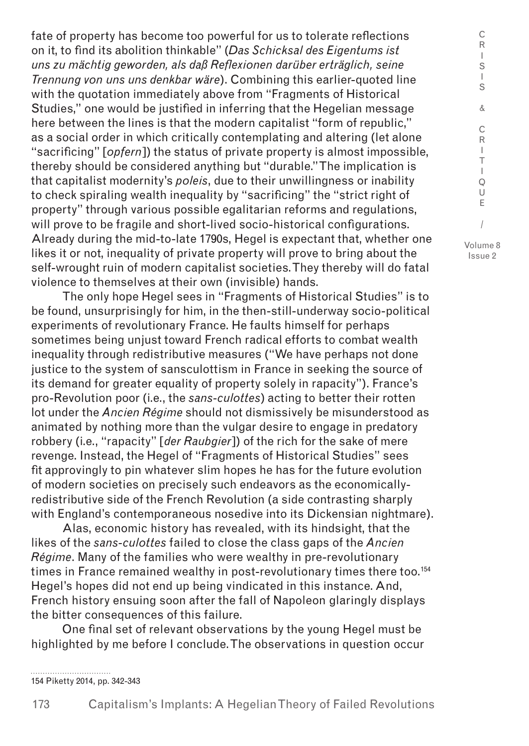fate of property has become too powerful for us to tolerate reflections on it, to find its abolition thinkable" (*Das Schicksal des Eigentums ist uns zu mächtig geworden, als daß Reflexionen darüber erträglich, seine Trennung von uns uns denkbar wäre*). Combining this earlier-quoted line with the quotation immediately above from "Fragments of Historical Studies," one would be justified in inferring that the Hegelian message here between the lines is that the modern capitalist "form of republic," as a social order in which critically contemplating and altering (let alone "sacrificing" [*opfern*]) the status of private property is almost impossible, thereby should be considered anything but "durable." The implication is that capitalist modernity's *poleis*, due to their unwillingness or inability to check spiraling wealth inequality by "sacrificing" the "strict right of property" through various possible egalitarian reforms and regulations, will prove to be fragile and short-lived socio-historical configurations. Already during the mid-to-late 1790s, Hegel is expectant that, whether one likes it or not, inequality of private property will prove to bring about the self-wrought ruin of modern capitalist societies. They thereby will do fatal violence to themselves at their own (invisible) hands.

The only hope Hegel sees in "Fragments of Historical Studies" is to be found, unsurprisingly for him, in the then-still-underway socio-political experiments of revolutionary France. He faults himself for perhaps sometimes being unjust toward French radical efforts to combat wealth inequality through redistributive measures ("We have perhaps not done justice to the system of sansculottism in France in seeking the source of its demand for greater equality of property solely in rapacity"). France's pro-Revolution poor (i.e., the *sans-culottes*) acting to better their rotten lot under the *Ancien Régime* should not dismissively be misunderstood as animated by nothing more than the vulgar desire to engage in predatory robbery (i.e., "rapacity" [*der Raubgier*]) of the rich for the sake of mere revenge. Instead, the Hegel of "Fragments of Historical Studies" sees fit approvingly to pin whatever slim hopes he has for the future evolution of modern societies on precisely such endeavors as the economically-redistributive side of the French Revolution (a side contrasting sharply with England's contemporaneous nosedive into its Dickensian nightmare).

Alas, economic history has revealed, with its hindsight, that the likes of the *sans-culottes* failed to close the class gaps of the *Ancien Régime*. Many of the families who were wealthy in pre-revolutionary times in France remained wealthy in post-revolutionary times there too.[154] Hegel's hopes did not end up being vindicated in this instance. And, French history ensuing soon after the fall of Napoleon glaringly displays the bitter consequences of this failure.

One final set of relevant observations by the young Hegel must be highlighted by me before I conclude. The observations in question occur

---

154 Piketty 2014, pp. 342-343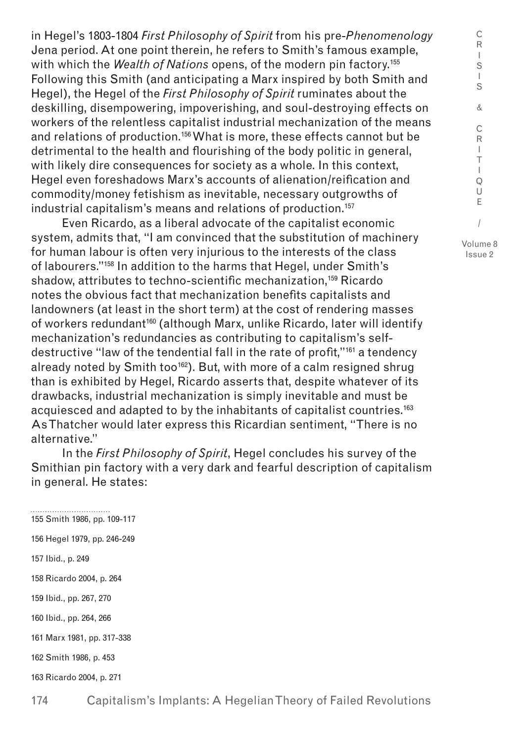in Hegel's 1803-1804 *First Philosophy of Spirit* from his pre-*Phenomenology* Jena period. At one point therein, he refers to Smith's famous example, with which the *Wealth of Nations* opens, of the modern pin factory.[155] Following this Smith (and anticipating a Marx inspired by both Smith and Hegel), the Hegel of the *First Philosophy of Spirit* ruminates about the deskilling, disempowering, impoverishing, and soul-destroying effects on workers of the relentless capitalist industrial mechanization of the means and relations of production.[156] What is more, these effects cannot but be detrimental to the health and flourishing of the body politic in general, with likely dire consequences for society as a whole. In this context, Hegel even foreshadows Marx's accounts of alienation/reification and commodity/money fetishism as inevitable, necessary outgrowths of industrial capitalism's means and relations of production.[157]

Even Ricardo, as a liberal advocate of the capitalist economic system, admits that, "I am convinced that the substitution of machinery for human labour is often very injurious to the interests of the class of labourers."[158] In addition to the harms that Hegel, under Smith's shadow, attributes to techno-scientific mechanization,[159] Ricardo notes the obvious fact that mechanization benefits capitalists and landowners (at least in the short term) at the cost of rendering masses of workers redundant[160] (although Marx, unlike Ricardo, later will identify mechanization's redundancies as contributing to capitalism's self-destructive "law of the tendential fall in the rate of profit,"[161] a tendency already noted by Smith too[162]). But, with more of a calm resigned shrug than is exhibited by Hegel, Ricardo asserts that, despite whatever of its drawbacks, industrial mechanization is simply inevitable and must be acquiesced and adapted to by the inhabitants of capitalist countries.[163] As Thatcher would later express this Ricardian sentiment, "There is no alternative."

In the *First Philosophy of Spirit*, Hegel concludes his survey of the Smithian pin factory with a very dark and fearful description of capitalism in general. He states:

---

155 Smith 1986, pp. 109-117

156 Hegel 1979, pp. 246-249

157 Ibid., p. 249

158 Ricardo 2004, p. 264

159 Ibid., pp. 267, 270

160 Ibid., pp. 264, 266

161 Marx 1981, pp. 317-338

162 Smith 1986, p. 453

163 Ricardo 2004, p. 271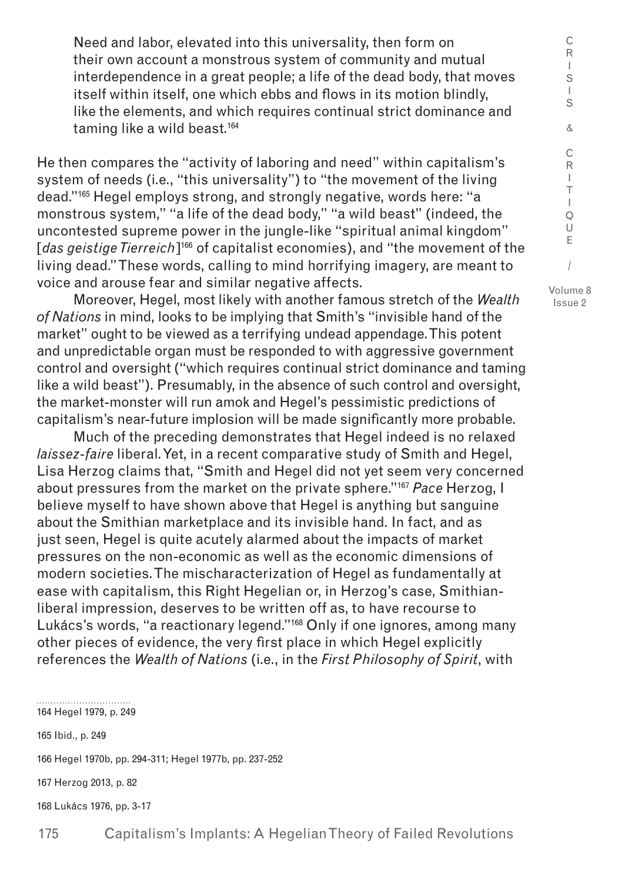> Need and labor, elevated into this universality, then form on their own account a monstrous system of community and mutual interdependence in a great people; a life of the dead body, that moves itself within itself, one which ebbs and flows in its motion blindly, like the elements, and which requires continual strict dominance and taming like a wild beast.[164]

He then compares the "activity of laboring and need" within capitalism's system of needs (i.e., "this universality") to "the movement of the living dead."[165] Hegel employs strong, and strongly negative, words here: "a monstrous system," "a life of the dead body," "a wild beast" (indeed, the uncontested supreme power in the jungle-like "spiritual animal kingdom" [*das geistige Tierreich*][166] of capitalist economies), and "the movement of the living dead." These words, calling to mind horrifying imagery, are meant to voice and arouse fear and similar negative affects.

Moreover, Hegel, most likely with another famous stretch of the *Wealth of Nations* in mind, looks to be implying that Smith's "invisible hand of the market" ought to be viewed as a terrifying undead appendage. This potent and unpredictable organ must be responded to with aggressive government control and oversight ("which requires continual strict dominance and taming like a wild beast"). Presumably, in the absence of such control and oversight, the market-monster will run amok and Hegel's pessimistic predictions of capitalism's near-future implosion will be made significantly more probable.

Much of the preceding demonstrates that Hegel indeed is no relaxed *laissez-faire* liberal. Yet, in a recent comparative study of Smith and Hegel, Lisa Herzog claims that, "Smith and Hegel did not yet seem very concerned about pressures from the market on the private sphere."[167] *Pace* Herzog, I believe myself to have shown above that Hegel is anything but sanguine about the Smithian marketplace and its invisible hand. In fact, and as just seen, Hegel is quite acutely alarmed about the impacts of market pressures on the non-economic as well as the economic dimensions of modern societies. The mischaracterization of Hegel as fundamentally at ease with capitalism, this Right Hegelian or, in Herzog's case, Smithian-liberal impression, deserves to be written off as, to have recourse to Lukács's words, "a reactionary legend."[168] Only if one ignores, among many other pieces of evidence, the very first place in which Hegel explicitly references the *Wealth of Nations* (i.e., in the *First Philosophy of Spirit*, with

---

164 Hegel 1979, p. 249

165 Ibid., p. 249

166 Hegel 1970b, pp. 294-311; Hegel 1977b, pp. 237-252

167 Herzog 2013, p. 82

168 Lukács 1976, pp. 3-17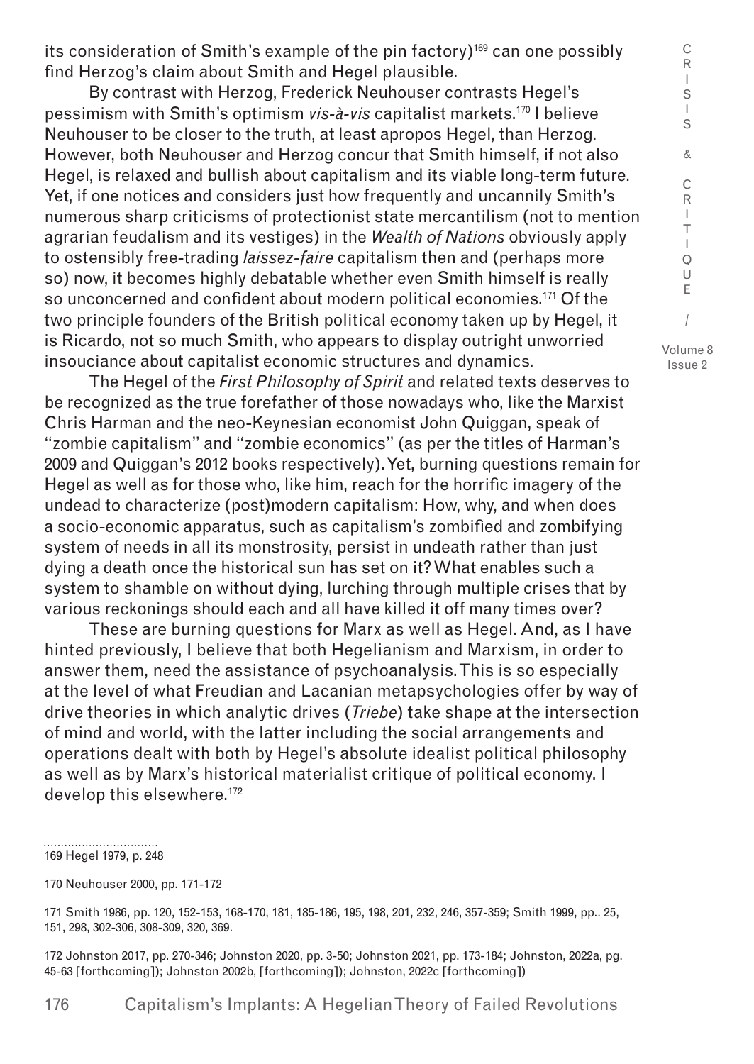its consideration of Smith's example of the pin factory)[169] can one possibly find Herzog's claim about Smith and Hegel plausible.

By contrast with Herzog, Frederick Neuhouser contrasts Hegel's pessimism with Smith's optimism *vis-à-vis* capitalist markets.[170] I believe Neuhouser to be closer to the truth, at least apropos Hegel, than Herzog. However, both Neuhouser and Herzog concur that Smith himself, if not also Hegel, is relaxed and bullish about capitalism and its viable long-term future. Yet, if one notices and considers just how frequently and uncannily Smith's numerous sharp criticisms of protectionist state mercantilism (not to mention agrarian feudalism and its vestiges) in the *Wealth of Nations* obviously apply to ostensibly free-trading *laissez-faire* capitalism then and (perhaps more so) now, it becomes highly debatable whether even Smith himself is really so unconcerned and confident about modern political economies.[171] Of the two principle founders of the British political economy taken up by Hegel, it is Ricardo, not so much Smith, who appears to display outright unworried insouciance about capitalist economic structures and dynamics.

The Hegel of the *First Philosophy of Spirit* and related texts deserves to be recognized as the true forefather of those nowadays who, like the Marxist Chris Harman and the neo-Keynesian economist John Quiggan, speak of "zombie capitalism" and "zombie economics" (as per the titles of Harman's 2009 and Quiggan's 2012 books respectively). Yet, burning questions remain for Hegel as well as for those who, like him, reach for the horrific imagery of the undead to characterize (post)modern capitalism: How, why, and when does a socio-economic apparatus, such as capitalism's zombified and zombifying system of needs in all its monstrosity, persist in undeath rather than just dying a death once the historical sun has set on it? What enables such a system to shamble on without dying, lurching through multiple crises that by various reckonings should each and all have killed it off many times over?

These are burning questions for Marx as well as Hegel. And, as I have hinted previously, I believe that both Hegelianism and Marxism, in order to answer them, need the assistance of psychoanalysis. This is so especially at the level of what Freudian and Lacanian metapsychologies offer by way of drive theories in which analytic drives (*Triebe*) take shape at the intersection of mind and world, with the latter including the social arrangements and operations dealt with both by Hegel's absolute idealist political philosophy as well as by Marx's historical materialist critique of political economy. I develop this elsewhere.[172]

169 Hegel 1979, p. 248

170 Neuhouser 2000, pp. 171-172

171 Smith 1986, pp. 120, 152-153, 168-170, 181, 185-186, 195, 198, 201, 232, 246, 357-359; Smith 1999, pp.. 25, 151, 298, 302-306, 308-309, 320, 369.

172 Johnston 2017, pp. 270-346; Johnston 2020, pp. 3-50; Johnston 2021, pp. 173-184; Johnston, 2022a, pg. 45-63 [forthcoming]); Johnston 2002b, [forthcoming]); Johnston, 2022c [forthcoming])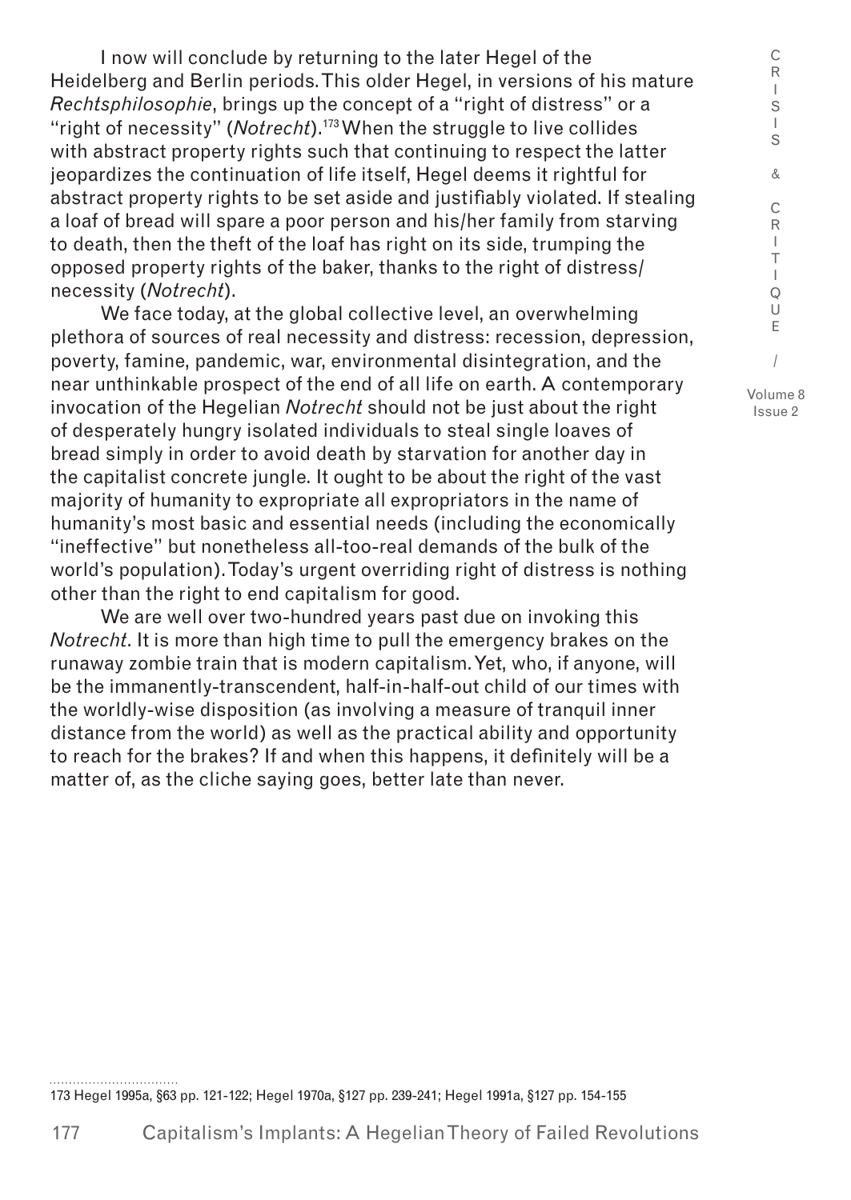I now will conclude by returning to the later Hegel of the Heidelberg and Berlin periods. This older Hegel, in versions of his mature *Rechtsphilosophie*, brings up the concept of a "right of distress" or a "right of necessity" (*Notrecht*).[173] When the struggle to live collides with abstract property rights such that continuing to respect the latter jeopardizes the continuation of life itself, Hegel deems it rightful for abstract property rights to be set aside and justifiably violated. If stealing a loaf of bread will spare a poor person and his/her family from starving to death, then the theft of the loaf has right on its side, trumping the opposed property rights of the baker, thanks to the right of distress/necessity (*Notrecht*).

We face today, at the global collective level, an overwhelming plethora of sources of real necessity and distress: recession, depression, poverty, famine, pandemic, war, environmental disintegration, and the near unthinkable prospect of the end of all life on earth. A contemporary invocation of the Hegelian *Notrecht* should not be just about the right of desperately hungry isolated individuals to steal single loaves of bread simply in order to avoid death by starvation for another day in the capitalist concrete jungle. It ought to be about the right of the vast majority of humanity to expropriate all expropriators in the name of humanity's most basic and essential needs (including the economically "ineffective" but nonetheless all-too-real demands of the bulk of the world's population). Today's urgent overriding right of distress is nothing other than the right to end capitalism for good.

We are well over two-hundred years past due on invoking this *Notrecht*. It is more than high time to pull the emergency brakes on the runaway zombie train that is modern capitalism. Yet, who, if anyone, will be the immanently-transcendent, half-in-half-out child of our times with the worldly-wise disposition (as involving a measure of tranquil inner distance from the world) as well as the practical ability and opportunity to reach for the brakes? If and when this happens, it definitely will be a matter of, as the cliche saying goes, better late than never.

---

173 Hegel 1995a, §63 pp. 121-122; Hegel 1970a, §127 pp. 239-241; Hegel 1991a, §127 pp. 154-155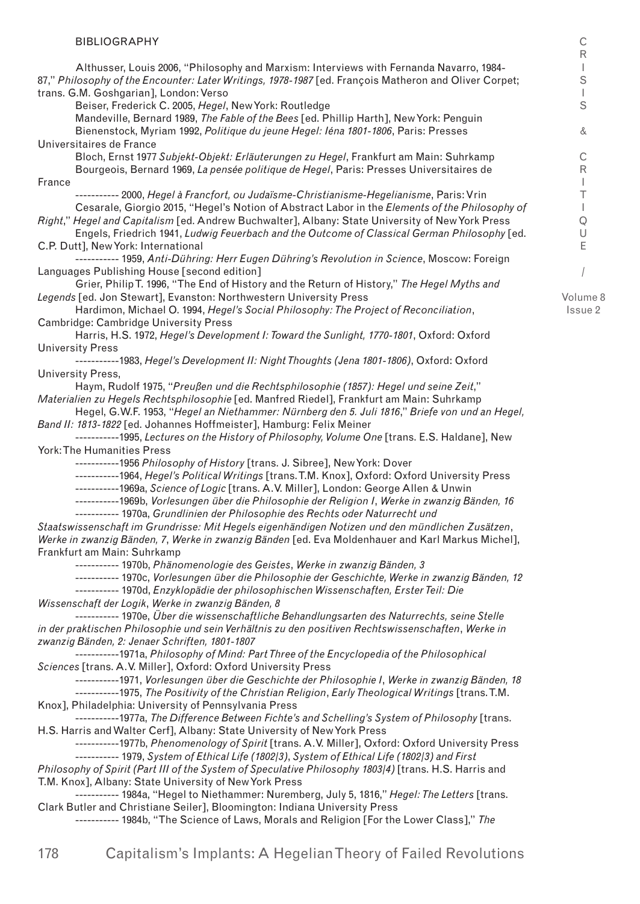## BIBLIOGRAPHY

Althusser, Louis 2006, "Philosophy and Marxism: Interviews with Fernanda Navarro, 1984-87," *Philosophy of the Encounter: Later Writings, 1978-1987* [ed. François Matheron and Oliver Corpet; trans. G.M. Goshgarian], London: Verso

Beiser, Frederick C. 2005, *Hegel*, New York: Routledge

Mandeville, Bernard 1989, *The Fable of the Bees* [ed. Phillip Harth], New York: Penguin

Bienenstock, Myriam 1992, *Politique du jeune Hegel: Iéna 1801-1806*, Paris: Presses Universitaires de France

Bloch, Ernst 1977 *Subjekt-Objekt: Erläuterungen zu Hegel*, Frankfurt am Main: Suhrkamp

Bourgeois, Bernard 1969, *La pensée politique de Hegel*, Paris: Presses Universitaires de France

----------- 2000, *Hegel à Francfort, ou Judaïsme-Christianisme-Hegelianisme*, Paris: Vrin

Cesarale, Giorgio 2015, "Hegel's Notion of Abstract Labor in the *Elements of the Philosophy of Right*," *Hegel and Capitalism* [ed. Andrew Buchwalter], Albany: State University of New York Press

Engels, Friedrich 1941, *Ludwig Feuerbach and the Outcome of Classical German Philosophy* [ed. C.P. Dutt], New York: International

----------- 1959, *Anti-Dühring: Herr Eugen Dühring's Revolution in Science*, Moscow: Foreign Languages Publishing House [second edition]

Grier, Philip T. 1996, "The End of History and the Return of History," *The Hegel Myths and Legends* [ed. Jon Stewart], Evanston: Northwestern University Press

Hardimon, Michael O. 1994, *Hegel's Social Philosophy: The Project of Reconciliation*, Cambridge: Cambridge University Press

Harris, H.S. 1972, *Hegel's Development I: Toward the Sunlight, 1770-1801*, Oxford: Oxford University Press

-----------1983, *Hegel's Development II: Night Thoughts (Jena 1801-1806)*, Oxford: Oxford University Press,

Haym, Rudolf 1975, "*Preußen und die Rechtsphilosophie (1857): Hegel und seine Zeit*," *Materialien zu Hegels Rechtsphilosophie* [ed. Manfred Riedel], Frankfurt am Main: Suhrkamp

Hegel, G.W.F. 1953, "*Hegel an Niethammer: Nürnberg den 5. Juli 1816*," *Briefe von und an Hegel, Band II: 1813-1822* [ed. Johannes Hoffmeister], Hamburg: Felix Meiner

-----------1995, *Lectures on the History of Philosophy, Volume One* [trans. E.S. Haldane], New York: The Humanities Press

-----------1956 *Philosophy of History* [trans. J. Sibree], New York: Dover

-----------1964, *Hegel's Political Writings* [trans. T.M. Knox], Oxford: Oxford University Press

-----------1969a, *Science of Logic* [trans. A.V. Miller], London: George Allen & Unwin

-----------1969b, *Vorlesungen über die Philosophie der Religion I*, *Werke in zwanzig Bänden, 16*

----------- 1970a, *Grundlinien der Philosophie des Rechts oder Naturrecht und Staatswissenschaft im Grundrisse: Mit Hegels eigenhändigen Notizen und den mündlichen Zusätzen*, *Werke in zwanzig Bänden, 7*, *Werke in zwanzig Bänden* [ed. Eva Moldenhauer and Karl Markus Michel], Frankfurt am Main: Suhrkamp

----------- 1970b, *Phänomenologie des Geistes*, *Werke in zwanzig Bänden, 3*

----------- 1970c, *Vorlesungen über die Philosophie der Geschichte, Werke in zwanzig Bänden, 12*

----------- 1970d, *Enzyklopädie der philosophischen Wissenschaften, Erster Teil: Die Wissenschaft der Logik*, *Werke in zwanzig Bänden, 8*

----------- 1970e, *Über die wissenschaftliche Behandlungsarten des Naturrechts, seine Stelle in der praktischen Philosophie und sein Verhältnis zu den positiven Rechtswissenschaften*, *Werke in zwanzig Bänden, 2: Jenaer Schriften, 1801-1807*

-----------1971a, *Philosophy of Mind: Part Three of the Encyclopedia of the Philosophical Sciences* [trans. A.V. Miller], Oxford: Oxford University Press

-----------1971, *Vorlesungen über die Geschichte der Philosophie I*, *Werke in zwanzig Bänden, 18*

-----------1975, *The Positivity of the Christian Religion*, *Early Theological Writings* [trans. T.M. Knox], Philadelphia: University of Pennsylvania Press

-----------1977a, *The Difference Between Fichte's and Schelling's System of Philosophy* [trans. H.S. Harris and Walter Cerf], Albany: State University of New York Press

-----------1977b, *Phenomenology of Spirit* [trans. A.V. Miller], Oxford: Oxford University Press

----------- 1979, *System of Ethical Life (1802/3)*, *System of Ethical Life (1802/3) and First Philosophy of Spirit (Part III of the System of Speculative Philosophy 1803/4)* [trans. H.S. Harris and T.M. Knox], Albany: State University of New York Press

----------- 1984a, "Hegel to Niethammer: Nuremberg, July 5, 1816," *Hegel: The Letters* [trans. Clark Butler and Christiane Seiler], Bloomington: Indiana University Press

----------- 1984b, "The Science of Laws, Morals and Religion [For the Lower Class]," *The*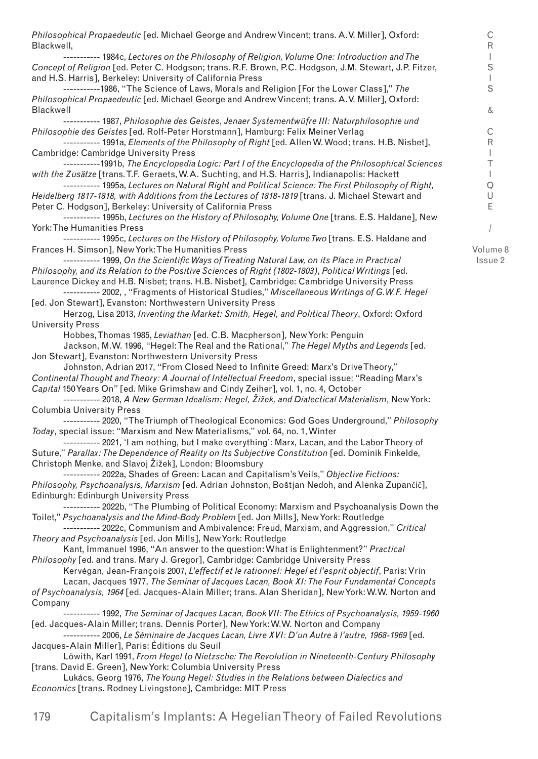*Philosophical Propaedeutic* [ed. Michael George and Andrew Vincent; trans. A.V. Miller], Oxford: Blackwell,

----------- 1984c, *Lectures on the Philosophy of Religion, Volume One: Introduction and The Concept of Religion* [ed. Peter C. Hodgson; trans. R.F. Brown, P.C. Hodgson, J.M. Stewart, J.P. Fitzer, and H.S. Harris], Berkeley: University of California Press

-----------1986, "The Science of Laws, Morals and Religion [For the Lower Class]," *The Philosophical Propaedeutic* [ed. Michael George and Andrew Vincent; trans. A.V. Miller], Oxford: Blackwell

----------- 1987, *Philosophie des Geistes*, *Jenaer Systementwüfre III: Naturphilosophie und Philosophie des Geistes* [ed. Rolf-Peter Horstmann], Hamburg: Felix Meiner Verlag

----------- 1991a, *Elements of the Philosophy of Right* [ed. Allen W. Wood; trans. H.B. Nisbet], Cambridge: Cambridge University Press

-----------1991b, *The Encyclopedia Logic: Part I of the Encyclopedia of the Philosophical Sciences with the Zusätze* [trans. T.F. Geraets, W.A. Suchting, and H.S. Harris], Indianapolis: Hackett

----------- 1995a, *Lectures on Natural Right and Political Science: The First Philosophy of Right, Heidelberg 1817-1818, with Additions from the Lectures of 1818-1819* [trans. J. Michael Stewart and Peter C. Hodgson], Berkeley: University of California Press

----------- 1995b, *Lectures on the History of Philosophy, Volume One* [trans. E.S. Haldane], New York: The Humanities Press

----------- 1995c, *Lectures on the History of Philosophy, Volume Two* [trans. E.S. Haldane and Frances H. Simson], New York: The Humanities Press

----------- 1999, *On the Scientific Ways of Treating Natural Law, on its Place in Practical Philosophy, and its Relation to the Positive Sciences of Right (1802-1803)*, *Political Writings* [ed. Laurence Dickey and H.B. Nisbet; trans. H.B. Nisbet], Cambridge: Cambridge University Press

----------- 2002, , "Fragments of Historical Studies," *Miscellaneous Writings of G.W.F. Hegel* [ed. Jon Stewart], Evanston: Northwestern University Press

Herzog, Lisa 2013, *Inventing the Market: Smith, Hegel, and Political Theory*, Oxford: Oxford University Press

Hobbes, Thomas 1985, *Leviathan* [ed. C.B. Macpherson], New York: Penguin

Jackson, M.W. 1996, "Hegel: The Real and the Rational," *The Hegel Myths and Legends* [ed. Jon Stewart], Evanston: Northwestern University Press

Johnston, Adrian 2017, "From Closed Need to Infinite Greed: Marx's Drive Theory," *Continental Thought and Theory: A Journal of Intellectual Freedom*, special issue: "Reading Marx's *Capital* 150 Years On" [ed. Mike Grimshaw and Cindy Zeiher], vol. 1, no. 4, October

----------- 2018, *A New German Idealism: Hegel, Žižek, and Dialectical Materialism*, New York: Columbia University Press

----------- 2020, "The Triumph of Theological Economics: God Goes Underground," *Philosophy Today*, special issue: "Marxism and New Materialisms," vol. 64, no. 1, Winter

----------- 2021, 'I am nothing, but I make everything': Marx, Lacan, and the Labor Theory of Suture," *Parallax: The Dependence of Reality on Its Subjective Constitution* [ed. Dominik Finkelde, Christoph Menke, and Slavoj Žižek], London: Bloomsbury

----------- 2022a, Shades of Green: Lacan and Capitalism's Veils," *Objective Fictions: Philosophy, Psychoanalysis, Marxism* [ed. Adrian Johnston, Boštjan Nedoh, and Alenka Zupančič], Edinburgh: Edinburgh University Press

----------- 2022b, "The Plumbing of Political Economy: Marxism and Psychoanalysis Down the Toilet," *Psychoanalysis and the Mind-Body Problem* [ed. Jon Mills], New York: Routledge

----------- 2022c, Communism and Ambivalence: Freud, Marxism, and Aggression," *Critical Theory and Psychoanalysis* [ed. Jon Mills], New York: Routledge

Kant, Immanuel 1996, "An answer to the question: What is Enlightenment?" *Practical Philosophy* [ed. and trans. Mary J. Gregor], Cambridge: Cambridge University Press

Kervégan, Jean-François 2007, *L'effectif et le rationnel: Hegel et l'esprit objectif*, Paris: Vrin

Lacan, Jacques 1977, *The Seminar of Jacques Lacan, Book XI: The Four Fundamental Concepts of Psychoanalysis, 1964* [ed. Jacques-Alain Miller; trans. Alan Sheridan], New York: W.W. Norton and Company

----------- 1992, *The Seminar of Jacques Lacan, Book VII: The Ethics of Psychoanalysis, 1959-1960* [ed. Jacques-Alain Miller; trans. Dennis Porter], New York: W.W. Norton and Company

----------- 2006, *Le Séminaire de Jacques Lacan, Livre XVI: D'un Autre à l'autre, 1968-1969* [ed. Jacques-Alain Miller], Paris: Éditions du Seuil

Löwith, Karl 1991, *From Hegel to Nietzsche: The Revolution in Nineteenth-Century Philosophy* [trans. David E. Green], New York: Columbia University Press

Lukács, Georg 1976, *The Young Hegel: Studies in the Relations between Dialectics and Economics* [trans. Rodney Livingstone], Cambridge: MIT Press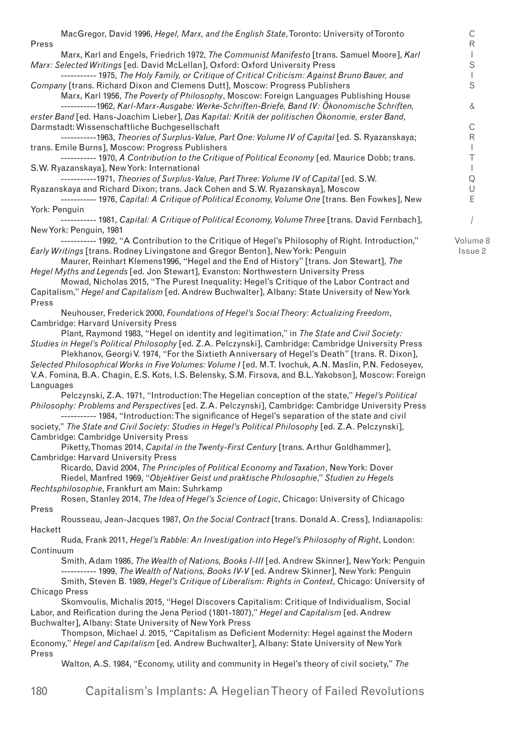MacGregor, David 1996, *Hegel, Marx, and the English State*, Toronto: University of Toronto Press

Marx, Karl and Engels, Friedrich 1972, *The Communist Manifesto* [trans. Samuel Moore], *Karl Marx: Selected Writings* [ed. David McLellan], Oxford: Oxford University Press

----------- 1975, *The Holy Family, or Critique of Critical Criticism: Against Bruno Bauer, and Company* [trans. Richard Dixon and Clemens Dutt], Moscow: Progress Publishers

Marx, Karl 1956, *The Poverty of Philosophy*, Moscow: Foreign Languages Publishing House

-----------1962, *Karl-Marx-Ausgabe: Werke-Schriften-Briefe, Band IV: Ökonomische Schriften, erster Band* [ed. Hans-Joachim Lieber], *Das Kapital: Kritik der politischen Ökonomie, erster Band*, Darmstadt: Wissenschaftliche Buchgesellschaft

-----------1963, *Theories of Surplus-Value, Part One: Volume IV of Capital* [ed. S. Ryazanskaya; trans. Emile Burns], Moscow: Progress Publishers

----------- 1970, *A Contribution to the Critique of Political Economy* [ed. Maurice Dobb; trans. S.W. Ryazanskaya], New York: International

-----------1971, *Theories of Surplus-Value, Part Three: Volume IV of Capital* [ed. S.W. Ryazanskaya and Richard Dixon; trans. Jack Cohen and S.W. Ryazanskaya], Moscow

----------- 1976, *Capital: A Critique of Political Economy, Volume One* [trans. Ben Fowkes], New York: Penguin

----------- 1981, *Capital: A Critique of Political Economy, Volume Three* [trans. David Fernbach], New York: Penguin, 1981

----------- 1992, "A Contribution to the Critique of Hegel's Philosophy of Right. Introduction," *Early Writings* [trans. Rodney Livingstone and Gregor Benton], New York: Penguin

Maurer, Reinhart Klemens1996, "Hegel and the End of History" [trans. Jon Stewart], *The Hegel Myths and Legends* [ed. Jon Stewart], Evanston: Northwestern University Press

Mowad, Nicholas 2015, "The Purest Inequality: Hegel's Critique of the Labor Contract and Capitalism," *Hegel and Capitalism* [ed. Andrew Buchwalter], Albany: State University of New York Press

Neuhouser, Frederick 2000, *Foundations of Hegel's Social Theory: Actualizing Freedom*, Cambridge: Harvard University Press

Plant, Raymond 1983, "Hegel on identity and legitimation," in *The State and Civil Society: Studies in Hegel's Political Philosophy* [ed. Z.A. Pelczynski], Cambridge: Cambridge University Press

Plekhanov, Georgi V. 1974, "For the Sixtieth Anniversary of Hegel's Death" [trans. R. Dixon], *Selected Philosophical Works in Five Volumes: Volume I* [ed. M.T. Ivochuk, A.N. Maslin, P.N. Fedoseyev, V.A. Fomina, B.A. Chagin, E.S. Kots, I.S. Belensky, S.M. Firsova, and B.L. Yakobson], Moscow: Foreign Languages

Pelczynski, Z.A. 1971, "Introduction: The Hegelian conception of the state," *Hegel's Political Philosophy: Problems and Perspectives* [ed. Z.A. Pelczynski], Cambridge: Cambridge University Press

----------- 1984, "Introduction: The significance of Hegel's separation of the state and civil society," *The State and Civil Society: Studies in Hegel's Political Philosophy* [ed. Z.A. Pelczynski], Cambridge: Cambridge University Press

Piketty, Thomas 2014, *Capital in the Twenty-First Century* [trans. Arthur Goldhammer], Cambridge: Harvard University Press

Ricardo, David 2004, *The Principles of Political Economy and Taxation*, New York: Dover

Riedel, Manfred 1969, "*Objektiver Geist und praktische Philosophie*," *Studien zu Hegels Rechtsphilosophie*, Frankfurt am Main: Suhrkamp

Rosen, Stanley 2014, *The Idea of Hegel's Science of Logic*, Chicago: University of Chicago Press

Rousseau, Jean-Jacques 1987, *On the Social Contract* [trans. Donald A. Cress], Indianapolis: Hackett

Ruda, Frank 2011, *Hegel's Rabble: An Investigation into Hegel's Philosophy of Right*, London: Continuum

Smith, Adam 1986, *The Wealth of Nations, Books I-III* [ed. Andrew Skinner], New York: Penguin

----------- 1999, *The Wealth of Nations, Books IV-V* [ed. Andrew Skinner], New York: Penguin

Smith, Steven B. 1989, *Hegel's Critique of Liberalism: Rights in Context*, Chicago: University of Chicago Press

Skomvoulis, Michalis 2015, "Hegel Discovers Capitalism: Critique of Individualism, Social Labor, and Reification during the Jena Period (1801-1807)," *Hegel and Capitalism* [ed. Andrew Buchwalter], Albany: State University of New York Press

Thompson, Michael J. 2015, "Capitalism as Deficient Modernity: Hegel against the Modern Economy," *Hegel and Capitalism* [ed. Andrew Buchwalter], Albany: State University of New York Press

Walton, A.S. 1984, "Economy, utility and community in Hegel's theory of civil society," *The*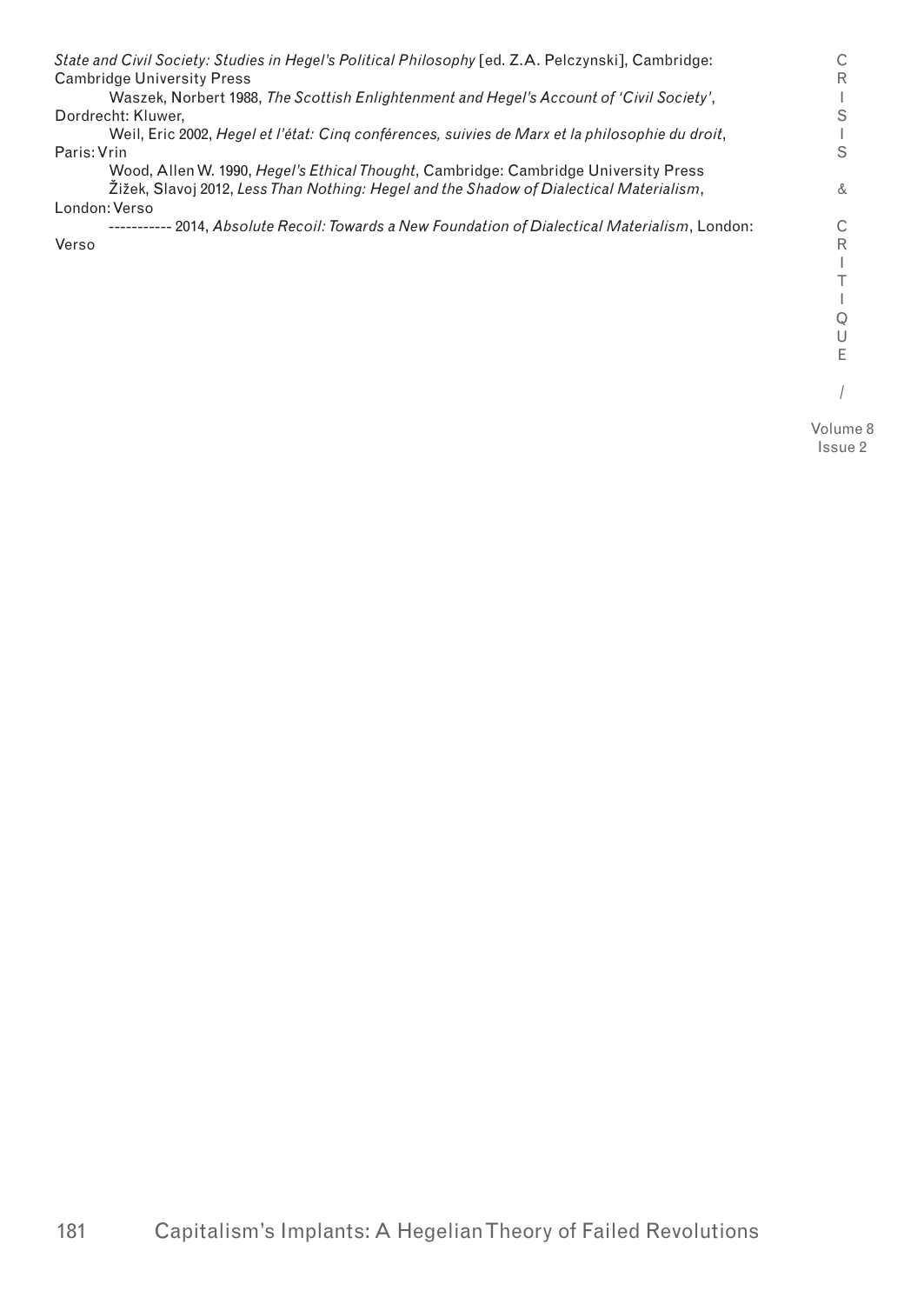*State and Civil Society: Studies in Hegel's Political Philosophy* [ed. Z.A. Pelczynski], Cambridge: Cambridge University Press

Waszek, Norbert 1988, *The Scottish Enlightenment and Hegel's Account of 'Civil Society'*, Dordrecht: Kluwer,

Weil, Eric 2002, *Hegel et l'état: Cinq conférences, suivies de Marx et la philosophie du droit*, Paris: Vrin

Wood, Allen W. 1990, *Hegel's Ethical Thought*, Cambridge: Cambridge University Press

Žižek, Slavoj 2012, *Less Than Nothing: Hegel and the Shadow of Dialectical Materialism*, London: Verso

----------- 2014, *Absolute Recoil: Towards a New Foundation of Dialectical Materialism*, London: Verso